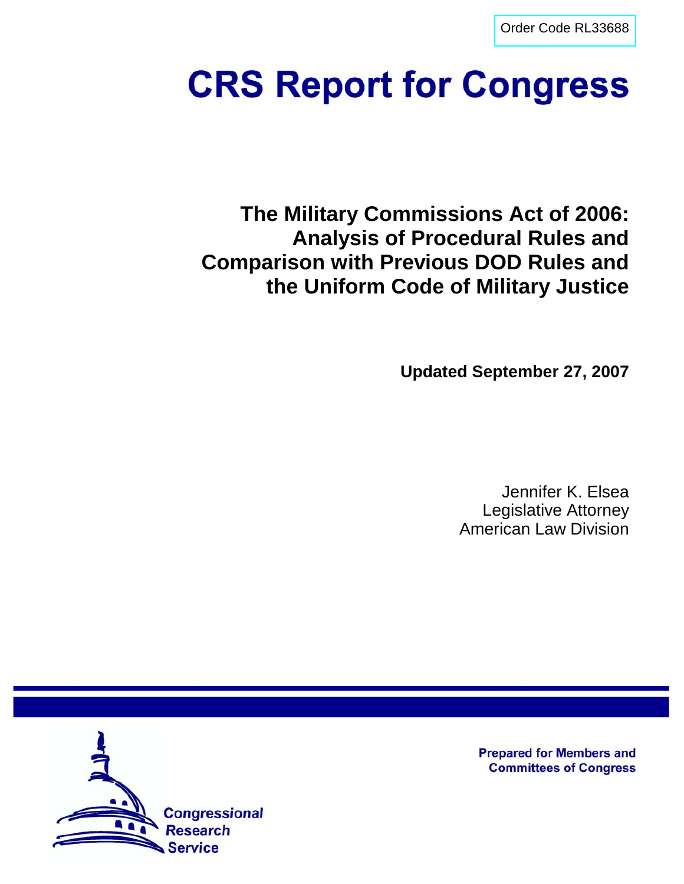Order Code RL33688

# CRS Report for Congress

## The Military Commissions Act of 2006: Analysis of Procedural Rules and Comparison with Previous DOD Rules and the Uniform Code of Military Justice

**Updated September 27, 2007**

Jennifer K. Elsea
Legislative Attorney
American Law Division

Prepared for Members and Committees of Congress

Congressional Research Service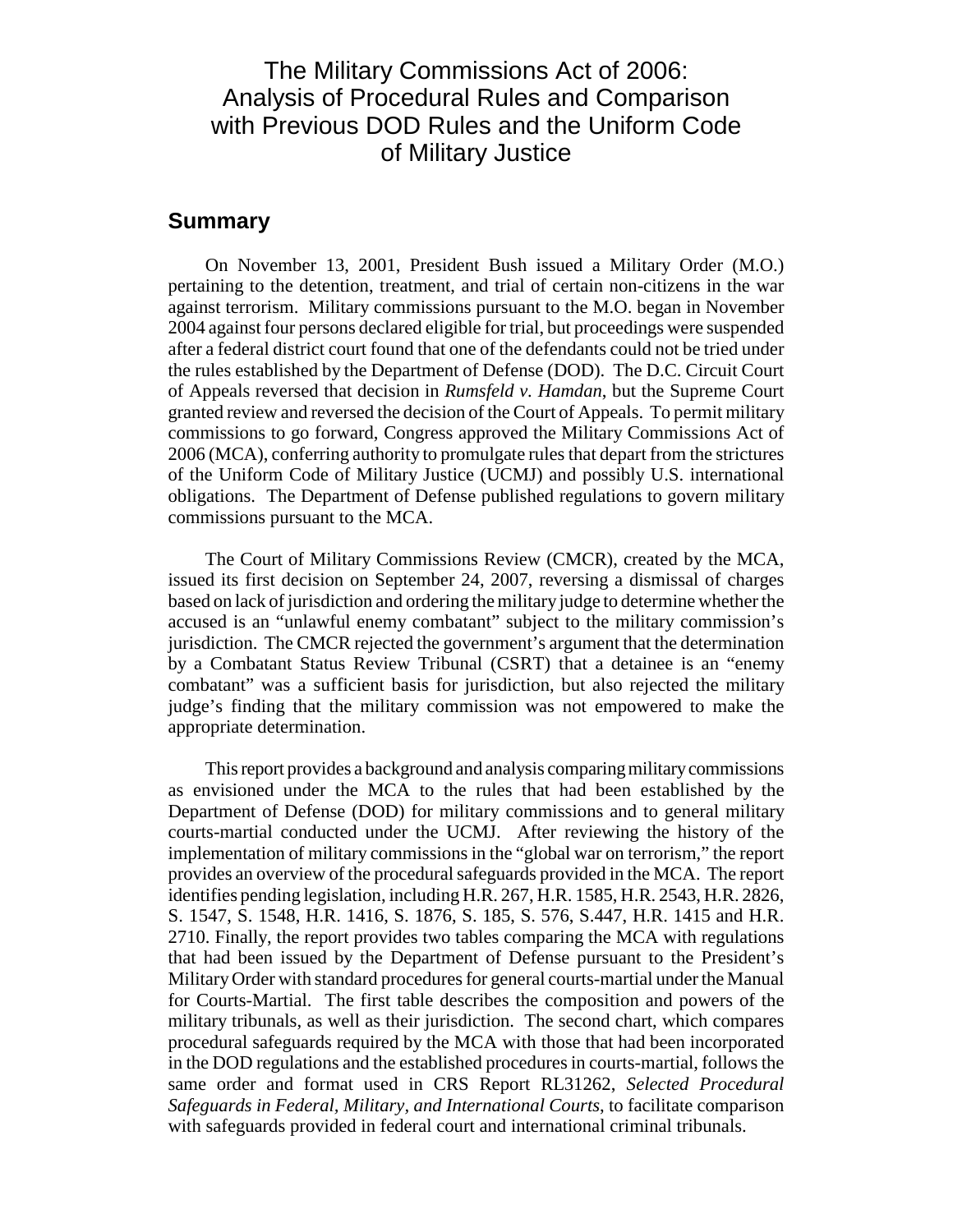# The Military Commissions Act of 2006: Analysis of Procedural Rules and Comparison with Previous DOD Rules and the Uniform Code of Military Justice

## Summary

On November 13, 2001, President Bush issued a Military Order (M.O.) pertaining to the detention, treatment, and trial of certain non-citizens in the war against terrorism. Military commissions pursuant to the M.O. began in November 2004 against four persons declared eligible for trial, but proceedings were suspended after a federal district court found that one of the defendants could not be tried under the rules established by the Department of Defense (DOD). The D.C. Circuit Court of Appeals reversed that decision in *Rumsfeld v. Hamdan*, but the Supreme Court granted review and reversed the decision of the Court of Appeals. To permit military commissions to go forward, Congress approved the Military Commissions Act of 2006 (MCA), conferring authority to promulgate rules that depart from the strictures of the Uniform Code of Military Justice (UCMJ) and possibly U.S. international obligations. The Department of Defense published regulations to govern military commissions pursuant to the MCA.

The Court of Military Commissions Review (CMCR), created by the MCA, issued its first decision on September 24, 2007, reversing a dismissal of charges based on lack of jurisdiction and ordering the military judge to determine whether the accused is an "unlawful enemy combatant" subject to the military commission's jurisdiction. The CMCR rejected the government's argument that the determination by a Combatant Status Review Tribunal (CSRT) that a detainee is an "enemy combatant" was a sufficient basis for jurisdiction, but also rejected the military judge's finding that the military commission was not empowered to make the appropriate determination.

This report provides a background and analysis comparing military commissions as envisioned under the MCA to the rules that had been established by the Department of Defense (DOD) for military commissions and to general military courts-martial conducted under the UCMJ. After reviewing the history of the implementation of military commissions in the "global war on terrorism," the report provides an overview of the procedural safeguards provided in the MCA. The report identifies pending legislation, including H.R. 267, H.R. 1585, H.R. 2543, H.R. 2826, S. 1547, S. 1548, H.R. 1416, S. 1876, S. 185, S. 576, S.447, H.R. 1415 and H.R. 2710. Finally, the report provides two tables comparing the MCA with regulations that had been issued by the Department of Defense pursuant to the President's Military Order with standard procedures for general courts-martial under the Manual for Courts-Martial. The first table describes the composition and powers of the military tribunals, as well as their jurisdiction. The second chart, which compares procedural safeguards required by the MCA with those that had been incorporated in the DOD regulations and the established procedures in courts-martial, follows the same order and format used in CRS Report RL31262, *Selected Procedural Safeguards in Federal, Military, and International Courts*, to facilitate comparison with safeguards provided in federal court and international criminal tribunals.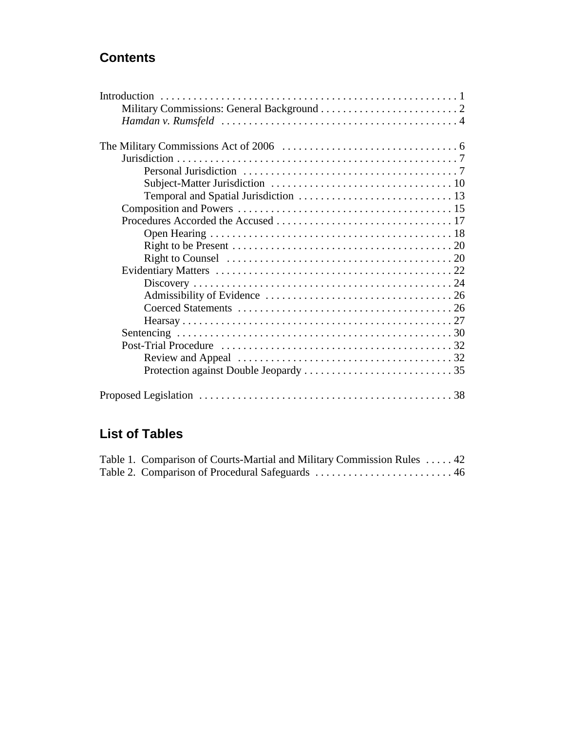## Contents

Introduction . . . . . . . . . . . . . . . . . . . . . . . . . . . . . . . . . . . . . . . . . . . . . . . . . . . . 1
- Military Commissions: General Background . . . . . . . . . . . . . . . . . . . . . . . . . 2
- *Hamdan v. Rumsfeld* . . . . . . . . . . . . . . . . . . . . . . . . . . . . . . . . . . . . . . . . . . . 4

The Military Commissions Act of 2006 . . . . . . . . . . . . . . . . . . . . . . . . . . . . . . . . 6
- Jurisdiction . . . . . . . . . . . . . . . . . . . . . . . . . . . . . . . . . . . . . . . . . . . . . . . . . . . 7
  - Personal Jurisdiction . . . . . . . . . . . . . . . . . . . . . . . . . . . . . . . . . . . . . . . 7
  - Subject-Matter Jurisdiction . . . . . . . . . . . . . . . . . . . . . . . . . . . . . . . . . 10
  - Temporal and Spatial Jurisdiction . . . . . . . . . . . . . . . . . . . . . . . . . . . . 13
- Composition and Powers . . . . . . . . . . . . . . . . . . . . . . . . . . . . . . . . . . . . . . . 15
- Procedures Accorded the Accused . . . . . . . . . . . . . . . . . . . . . . . . . . . . . . . . 17
  - Open Hearing . . . . . . . . . . . . . . . . . . . . . . . . . . . . . . . . . . . . . . . . . . . . 18
  - Right to be Present . . . . . . . . . . . . . . . . . . . . . . . . . . . . . . . . . . . . . . . . 20
  - Right to Counsel . . . . . . . . . . . . . . . . . . . . . . . . . . . . . . . . . . . . . . . . . 20
- Evidentiary Matters . . . . . . . . . . . . . . . . . . . . . . . . . . . . . . . . . . . . . . . . . . . 22
  - Discovery . . . . . . . . . . . . . . . . . . . . . . . . . . . . . . . . . . . . . . . . . . . . . . . 24
  - Admissibility of Evidence . . . . . . . . . . . . . . . . . . . . . . . . . . . . . . . . . . 26
  - Coerced Statements . . . . . . . . . . . . . . . . . . . . . . . . . . . . . . . . . . . . . . . 26
  - Hearsay . . . . . . . . . . . . . . . . . . . . . . . . . . . . . . . . . . . . . . . . . . . . . . . . . 27
- Sentencing . . . . . . . . . . . . . . . . . . . . . . . . . . . . . . . . . . . . . . . . . . . . . . . . . . 30
- Post-Trial Procedure . . . . . . . . . . . . . . . . . . . . . . . . . . . . . . . . . . . . . . . . . . 32
  - Review and Appeal . . . . . . . . . . . . . . . . . . . . . . . . . . . . . . . . . . . . . . . 32
  - Protection against Double Jeopardy . . . . . . . . . . . . . . . . . . . . . . . . . . . 35

Proposed Legislation . . . . . . . . . . . . . . . . . . . . . . . . . . . . . . . . . . . . . . . . . . . . . . 38

## List of Tables

Table 1. Comparison of Courts-Martial and Military Commission Rules . . . . . 42
Table 2. Comparison of Procedural Safeguards . . . . . . . . . . . . . . . . . . . . . . . . . 46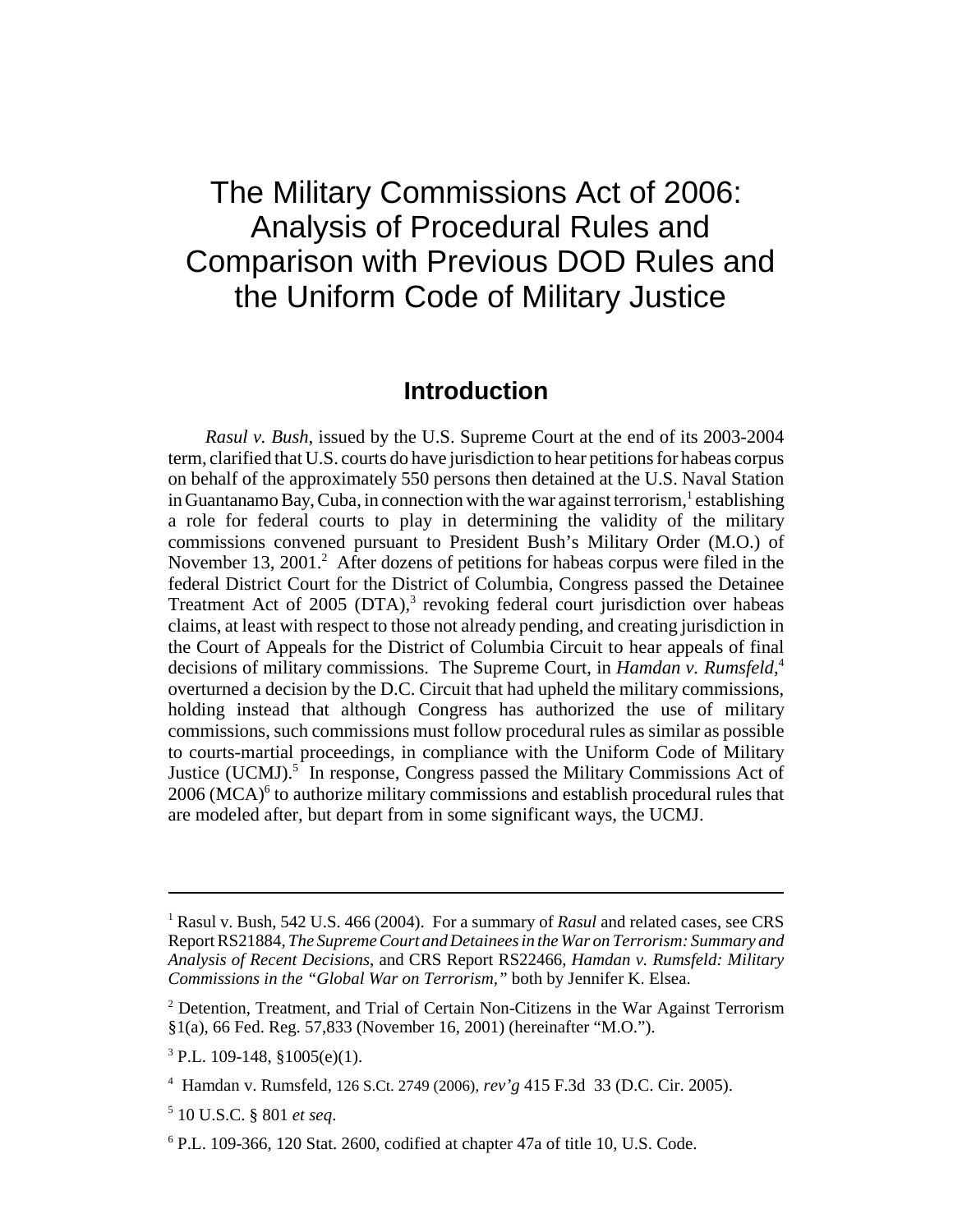# The Military Commissions Act of 2006: Analysis of Procedural Rules and Comparison with Previous DOD Rules and the Uniform Code of Military Justice

## Introduction

*Rasul v. Bush*, issued by the U.S. Supreme Court at the end of its 2003-2004 term, clarified that U.S. courts do have jurisdiction to hear petitions for habeas corpus on behalf of the approximately 550 persons then detained at the U.S. Naval Station in Guantanamo Bay, Cuba, in connection with the war against terrorism,[1] establishing a role for federal courts to play in determining the validity of the military commissions convened pursuant to President Bush's Military Order (M.O.) of November 13, 2001.[2] After dozens of petitions for habeas corpus were filed in the federal District Court for the District of Columbia, Congress passed the Detainee Treatment Act of 2005 (DTA),[3] revoking federal court jurisdiction over habeas claims, at least with respect to those not already pending, and creating jurisdiction in the Court of Appeals for the District of Columbia Circuit to hear appeals of final decisions of military commissions. The Supreme Court, in *Hamdan v. Rumsfeld*,[4] overturned a decision by the D.C. Circuit that had upheld the military commissions, holding instead that although Congress has authorized the use of military commissions, such commissions must follow procedural rules as similar as possible to courts-martial proceedings, in compliance with the Uniform Code of Military Justice (UCMJ).[5] In response, Congress passed the Military Commissions Act of 2006 (MCA)[6] to authorize military commissions and establish procedural rules that are modeled after, but depart from in some significant ways, the UCMJ.

---

[1] Rasul v. Bush, 542 U.S. 466 (2004). For a summary of *Rasul* and related cases, see CRS Report RS21884, *The Supreme Court and Detainees in the War on Terrorism: Summary and Analysis of Recent Decisions*, and CRS Report RS22466, *Hamdan v. Rumsfeld: Military Commissions in the "Global War on Terrorism,"* both by Jennifer K. Elsea.

[2] Detention, Treatment, and Trial of Certain Non-Citizens in the War Against Terrorism §1(a), 66 Fed. Reg. 57,833 (November 16, 2001) (hereinafter "M.O.").

[3] P.L. 109-148, §1005(e)(1).

[4] Hamdan v. Rumsfeld, 126 S.Ct. 2749 (2006), *rev'g* 415 F.3d 33 (D.C. Cir. 2005).

[5] 10 U.S.C. § 801 *et seq*.

[6] P.L. 109-366, 120 Stat. 2600, codified at chapter 47a of title 10, U.S. Code.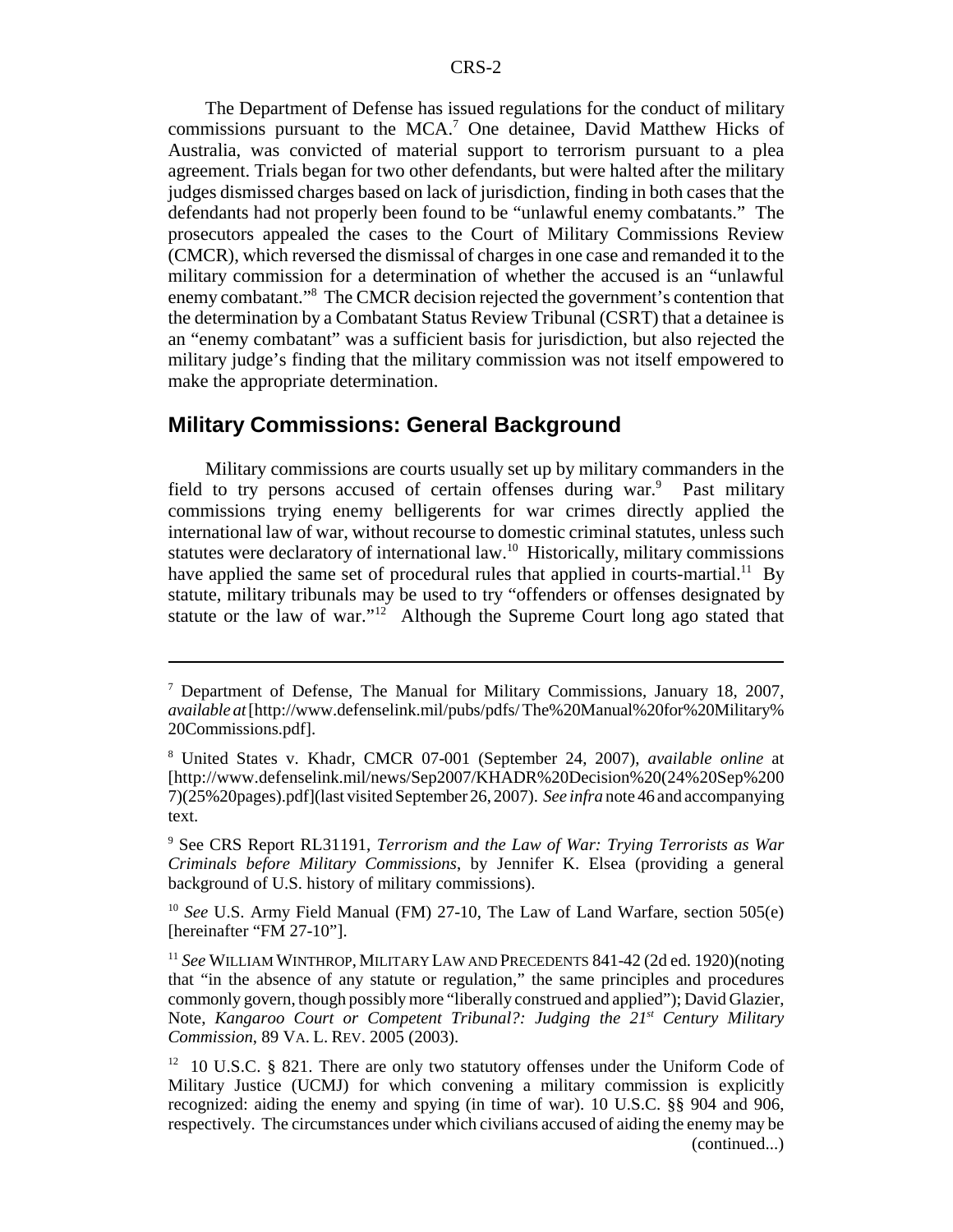The Department of Defense has issued regulations for the conduct of military commissions pursuant to the MCA.[7] One detainee, David Matthew Hicks of Australia, was convicted of material support to terrorism pursuant to a plea agreement. Trials began for two other defendants, but were halted after the military judges dismissed charges based on lack of jurisdiction, finding in both cases that the defendants had not properly been found to be "unlawful enemy combatants." The prosecutors appealed the cases to the Court of Military Commissions Review (CMCR), which reversed the dismissal of charges in one case and remanded it to the military commission for a determination of whether the accused is an "unlawful enemy combatant."[8] The CMCR decision rejected the government's contention that the determination by a Combatant Status Review Tribunal (CSRT) that a detainee is an "enemy combatant" was a sufficient basis for jurisdiction, but also rejected the military judge's finding that the military commission was not itself empowered to make the appropriate determination.

## Military Commissions: General Background

Military commissions are courts usually set up by military commanders in the field to try persons accused of certain offenses during war.[9] Past military commissions trying enemy belligerents for war crimes directly applied the international law of war, without recourse to domestic criminal statutes, unless such statutes were declaratory of international law.[10] Historically, military commissions have applied the same set of procedural rules that applied in courts-martial.[11] By statute, military tribunals may be used to try "offenders or offenses designated by statute or the law of war."[12] Although the Supreme Court long ago stated that

---

[7] Department of Defense, The Manual for Military Commissions, January 18, 2007, *available at* [http://www.defenselink.mil/pubs/pdfs/ The%20Manual%20for%20Military%20Commissions.pdf].

[8] United States v. Khadr, CMCR 07-001 (September 24, 2007), *available online* at [http://www.defenselink.mil/news/Sep2007/KHADR%20Decision%20(24%20Sep%2007)(25%20pages).pdf](last visited September 26, 2007). *See infra* note 46 and accompanying text.

[9] See CRS Report RL31191, *Terrorism and the Law of War: Trying Terrorists as War Criminals before Military Commissions*, by Jennifer K. Elsea (providing a general background of U.S. history of military commissions).

[10] *See* U.S. Army Field Manual (FM) 27-10, The Law of Land Warfare, section 505(e) [hereinafter "FM 27-10"].

[11] *See* WILLIAM WINTHROP, MILITARY LAW AND PRECEDENTS 841-42 (2d ed. 1920)(noting that "in the absence of any statute or regulation," the same principles and procedures commonly govern, though possibly more "liberally construed and applied"); David Glazier, Note, *Kangaroo Court or Competent Tribunal?: Judging the 21st Century Military Commission*, 89 VA. L. REV. 2005 (2003).

[12] 10 U.S.C. § 821. There are only two statutory offenses under the Uniform Code of Military Justice (UCMJ) for which convening a military commission is explicitly recognized: aiding the enemy and spying (in time of war). 10 U.S.C. §§ 904 and 906, respectively. The circumstances under which civilians accused of aiding the enemy may be (continued...)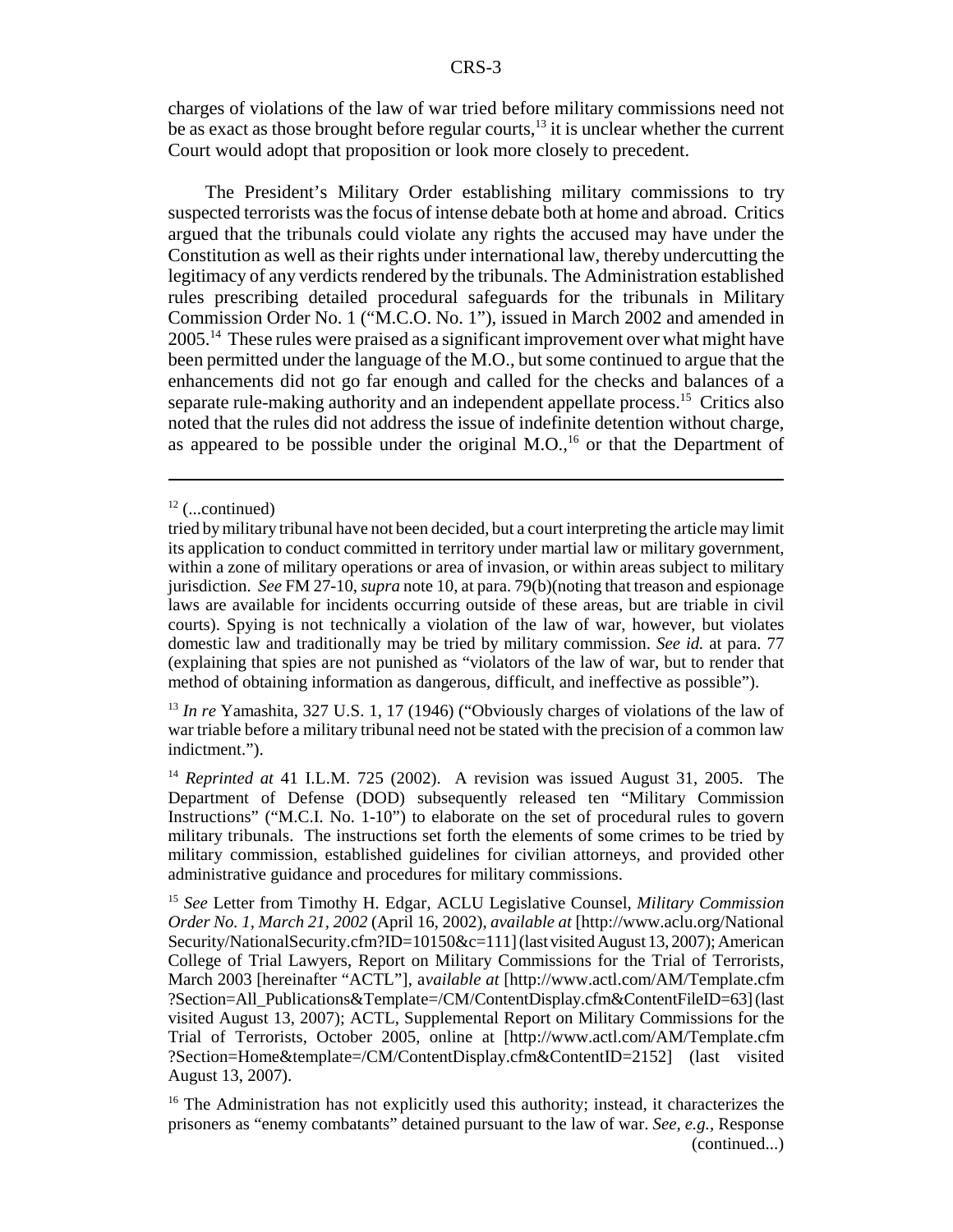charges of violations of the law of war tried before military commissions need not be as exact as those brought before regular courts,[13] it is unclear whether the current Court would adopt that proposition or look more closely to precedent.

The President's Military Order establishing military commissions to try suspected terrorists was the focus of intense debate both at home and abroad. Critics argued that the tribunals could violate any rights the accused may have under the Constitution as well as their rights under international law, thereby undercutting the legitimacy of any verdicts rendered by the tribunals. The Administration established rules prescribing detailed procedural safeguards for the tribunals in Military Commission Order No. 1 ("M.C.O. No. 1"), issued in March 2002 and amended in 2005.[14] These rules were praised as a significant improvement over what might have been permitted under the language of the M.O., but some continued to argue that the enhancements did not go far enough and called for the checks and balances of a separate rule-making authority and an independent appellate process.[15] Critics also noted that the rules did not address the issue of indefinite detention without charge, as appeared to be possible under the original M.O.,[16] or that the Department of

---

[12] (...continued)

tried by military tribunal have not been decided, but a court interpreting the article may limit its application to conduct committed in territory under martial law or military government, within a zone of military operations or area of invasion, or within areas subject to military jurisdiction. *See* FM 27-10, *supra* note 10, at para. 79(b)(noting that treason and espionage laws are available for incidents occurring outside of these areas, but are triable in civil courts). Spying is not technically a violation of the law of war, however, but violates domestic law and traditionally may be tried by military commission. *See id.* at para. 77 (explaining that spies are not punished as "violators of the law of war, but to render that method of obtaining information as dangerous, difficult, and ineffective as possible").

[13] *In re* Yamashita, 327 U.S. 1, 17 (1946) ("Obviously charges of violations of the law of war triable before a military tribunal need not be stated with the precision of a common law indictment.").

[14] *Reprinted at* 41 I.L.M. 725 (2002). A revision was issued August 31, 2005. The Department of Defense (DOD) subsequently released ten "Military Commission Instructions" ("M.C.I. No. 1-10") to elaborate on the set of procedural rules to govern military tribunals. The instructions set forth the elements of some crimes to be tried by military commission, established guidelines for civilian attorneys, and provided other administrative guidance and procedures for military commissions.

[15] *See* Letter from Timothy H. Edgar, ACLU Legislative Counsel, *Military Commission Order No. 1, March 21, 2002* (April 16, 2002), *available at* [http://www.aclu.org/NationalSecurity/NationalSecurity.cfm?ID=10150&c=111] (last visited August 13, 2007); American College of Trial Lawyers, Report on Military Commissions for the Trial of Terrorists, March 2003 [hereinafter "ACTL"], *available at* [http://www.actl.com/AM/Template.cfm?Section=All_Publications&Template=/CM/ContentDisplay.cfm&ContentFileID=63] (last visited August 13, 2007); ACTL, Supplemental Report on Military Commissions for the Trial of Terrorists, October 2005, online at [http://www.actl.com/AM/Template.cfm?Section=Home&template=/CM/ContentDisplay.cfm&ContentID=2152] (last visited August 13, 2007).

[16] The Administration has not explicitly used this authority; instead, it characterizes the prisoners as "enemy combatants" detained pursuant to the law of war. *See, e.g.*, Response (continued...)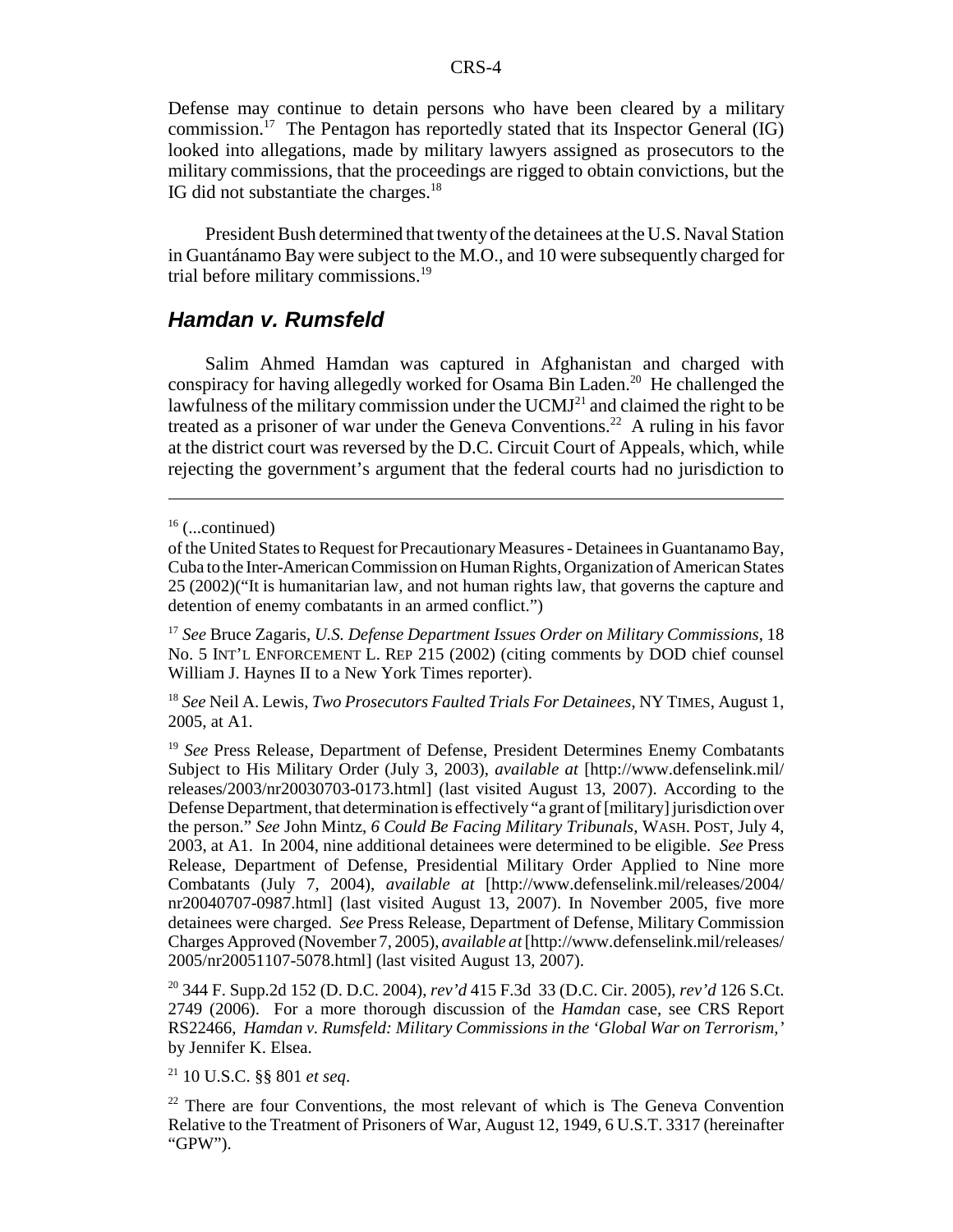Defense may continue to detain persons who have been cleared by a military commission.[17] The Pentagon has reportedly stated that its Inspector General (IG) looked into allegations, made by military lawyers assigned as prosecutors to the military commissions, that the proceedings are rigged to obtain convictions, but the IG did not substantiate the charges.[18]

President Bush determined that twenty of the detainees at the U.S. Naval Station in Guantánamo Bay were subject to the M.O., and 10 were subsequently charged for trial before military commissions.[19]

## *Hamdan v. Rumsfeld*

Salim Ahmed Hamdan was captured in Afghanistan and charged with conspiracy for having allegedly worked for Osama Bin Laden.[20] He challenged the lawfulness of the military commission under the UCMJ[21] and claimed the right to be treated as a prisoner of war under the Geneva Conventions.[22] A ruling in his favor at the district court was reversed by the D.C. Circuit Court of Appeals, which, while rejecting the government's argument that the federal courts had no jurisdiction to

---

[16] (...continued)
of the United States to Request for Precautionary Measures - Detainees in Guantanamo Bay, Cuba to the Inter-American Commission on Human Rights, Organization of American States 25 (2002)("It is humanitarian law, and not human rights law, that governs the capture and detention of enemy combatants in an armed conflict.")

[17] *See* Bruce Zagaris, *U.S. Defense Department Issues Order on Military Commissions*, 18 No. 5 INT'L ENFORCEMENT L. REP 215 (2002) (citing comments by DOD chief counsel William J. Haynes II to a New York Times reporter).

[18] *See* Neil A. Lewis, *Two Prosecutors Faulted Trials For Detainees*, NY TIMES, August 1, 2005, at A1.

[19] *See* Press Release, Department of Defense, President Determines Enemy Combatants Subject to His Military Order (July 3, 2003), *available at* [http://www.defenselink.mil/releases/2003/nr20030703-0173.html] (last visited August 13, 2007). According to the Defense Department, that determination is effectively "a grant of [military] jurisdiction over the person." *See* John Mintz, *6 Could Be Facing Military Tribunals*, WASH. POST, July 4, 2003, at A1. In 2004, nine additional detainees were determined to be eligible. *See* Press Release, Department of Defense, Presidential Military Order Applied to Nine more Combatants (July 7, 2004), *available at* [http://www.defenselink.mil/releases/2004/nr20040707-0987.html] (last visited August 13, 2007). In November 2005, five more detainees were charged. *See* Press Release, Department of Defense, Military Commission Charges Approved (November 7, 2005), *available at* [http://www.defenselink.mil/releases/2005/nr20051107-5078.html] (last visited August 13, 2007).

[20] 344 F. Supp.2d 152 (D. D.C. 2004), *rev'd* 415 F.3d 33 (D.C. Cir. 2005), *rev'd* 126 S.Ct. 2749 (2006). For a more thorough discussion of the *Hamdan* case, see CRS Report RS22466, *Hamdan v. Rumsfeld: Military Commissions in the 'Global War on Terrorism,'* by Jennifer K. Elsea.

[21] 10 U.S.C. §§ 801 *et seq*.

[22] There are four Conventions, the most relevant of which is The Geneva Convention Relative to the Treatment of Prisoners of War, August 12, 1949, 6 U.S.T. 3317 (hereinafter "GPW").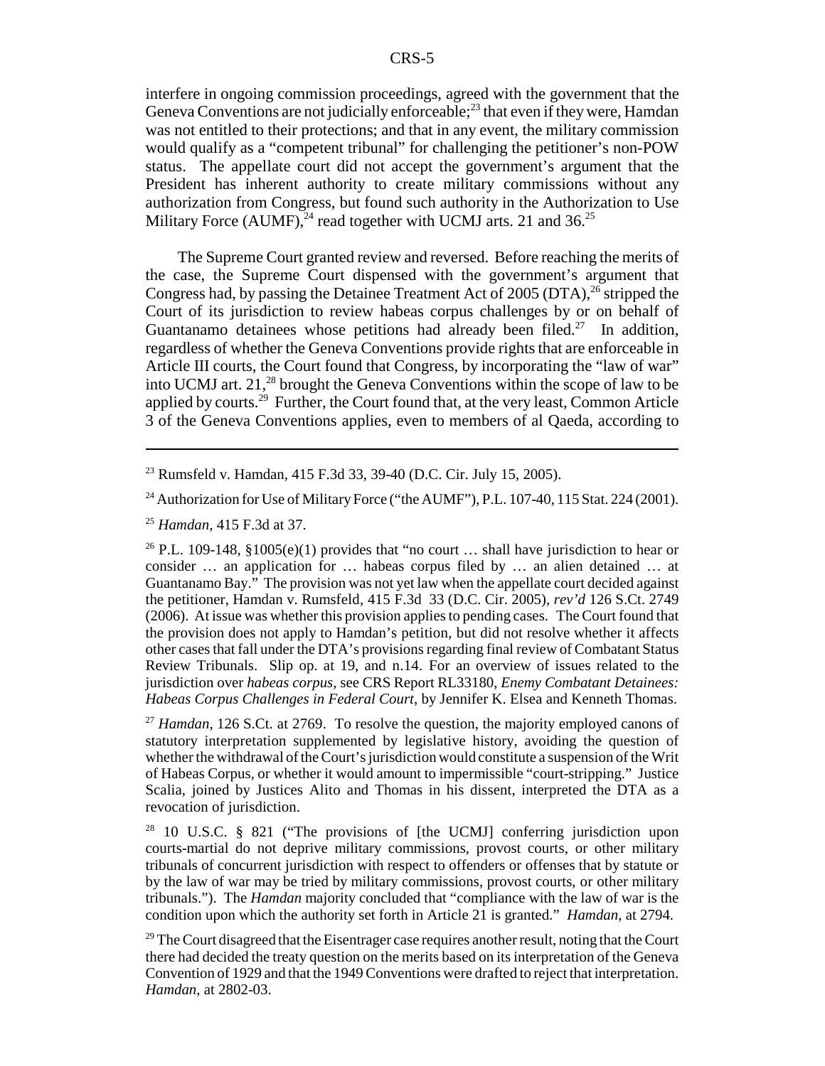interfere in ongoing commission proceedings, agreed with the government that the Geneva Conventions are not judicially enforceable;[23] that even if they were, Hamdan was not entitled to their protections; and that in any event, the military commission would qualify as a "competent tribunal" for challenging the petitioner's non-POW status. The appellate court did not accept the government's argument that the President has inherent authority to create military commissions without any authorization from Congress, but found such authority in the Authorization to Use Military Force (AUMF),[24] read together with UCMJ arts. 21 and 36.[25]

The Supreme Court granted review and reversed. Before reaching the merits of the case, the Supreme Court dispensed with the government's argument that Congress had, by passing the Detainee Treatment Act of 2005 (DTA),[26] stripped the Court of its jurisdiction to review habeas corpus challenges by or on behalf of Guantanamo detainees whose petitions had already been filed.[27] In addition, regardless of whether the Geneva Conventions provide rights that are enforceable in Article III courts, the Court found that Congress, by incorporating the "law of war" into UCMJ art. 21,[28] brought the Geneva Conventions within the scope of law to be applied by courts.[29] Further, the Court found that, at the very least, Common Article 3 of the Geneva Conventions applies, even to members of al Qaeda, according to

---

[23] Rumsfeld v. Hamdan, 415 F.3d 33, 39-40 (D.C. Cir. July 15, 2005).

[24] Authorization for Use of Military Force ("the AUMF"), P.L. 107-40, 115 Stat. 224 (2001).

[25] *Hamdan*, 415 F.3d at 37.

[26] P.L. 109-148, §1005(e)(1) provides that "no court … shall have jurisdiction to hear or consider … an application for … habeas corpus filed by … an alien detained … at Guantanamo Bay." The provision was not yet law when the appellate court decided against the petitioner, Hamdan v. Rumsfeld, 415 F.3d 33 (D.C. Cir. 2005), *rev'd* 126 S.Ct. 2749 (2006). At issue was whether this provision applies to pending cases. The Court found that the provision does not apply to Hamdan's petition, but did not resolve whether it affects other cases that fall under the DTA's provisions regarding final review of Combatant Status Review Tribunals. Slip op. at 19, and n.14. For an overview of issues related to the jurisdiction over *habeas corpus*, see CRS Report RL33180, *Enemy Combatant Detainees: Habeas Corpus Challenges in Federal Court*, by Jennifer K. Elsea and Kenneth Thomas.

[27] *Hamdan*, 126 S.Ct. at 2769. To resolve the question, the majority employed canons of statutory interpretation supplemented by legislative history, avoiding the question of whether the withdrawal of the Court's jurisdiction would constitute a suspension of the Writ of Habeas Corpus, or whether it would amount to impermissible "court-stripping." Justice Scalia, joined by Justices Alito and Thomas in his dissent, interpreted the DTA as a revocation of jurisdiction.

[28] 10 U.S.C. § 821 ("The provisions of [the UCMJ] conferring jurisdiction upon courts-martial do not deprive military commissions, provost courts, or other military tribunals of concurrent jurisdiction with respect to offenders or offenses that by statute or by the law of war may be tried by military commissions, provost courts, or other military tribunals."). The *Hamdan* majority concluded that "compliance with the law of war is the condition upon which the authority set forth in Article 21 is granted." *Hamdan*, at 2794.

[29] The Court disagreed that the Eisentrager case requires another result, noting that the Court there had decided the treaty question on the merits based on its interpretation of the Geneva Convention of 1929 and that the 1949 Conventions were drafted to reject that interpretation. *Hamdan*, at 2802-03.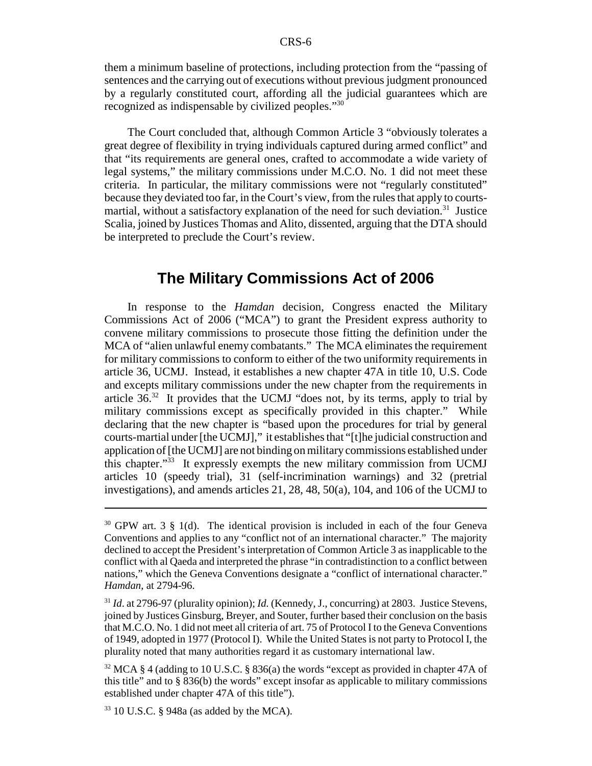them a minimum baseline of protections, including protection from the "passing of sentences and the carrying out of executions without previous judgment pronounced by a regularly constituted court, affording all the judicial guarantees which are recognized as indispensable by civilized peoples."[30]

The Court concluded that, although Common Article 3 "obviously tolerates a great degree of flexibility in trying individuals captured during armed conflict" and that "its requirements are general ones, crafted to accommodate a wide variety of legal systems," the military commissions under M.C.O. No. 1 did not meet these criteria. In particular, the military commissions were not "regularly constituted" because they deviated too far, in the Court's view, from the rules that apply to courts-martial, without a satisfactory explanation of the need for such deviation.[31] Justice Scalia, joined by Justices Thomas and Alito, dissented, arguing that the DTA should be interpreted to preclude the Court's review.

## The Military Commissions Act of 2006

In response to the *Hamdan* decision, Congress enacted the Military Commissions Act of 2006 ("MCA") to grant the President express authority to convene military commissions to prosecute those fitting the definition under the MCA of "alien unlawful enemy combatants." The MCA eliminates the requirement for military commissions to conform to either of the two uniformity requirements in article 36, UCMJ. Instead, it establishes a new chapter 47A in title 10, U.S. Code and excepts military commissions under the new chapter from the requirements in article 36.[32] It provides that the UCMJ "does not, by its terms, apply to trial by military commissions except as specifically provided in this chapter." While declaring that the new chapter is "based upon the procedures for trial by general courts-martial under [the UCMJ]," it establishes that "[t]he judicial construction and application of [the UCMJ] are not binding on military commissions established under this chapter."[33] It expressly exempts the new military commission from UCMJ articles 10 (speedy trial), 31 (self-incrimination warnings) and 32 (pretrial investigations), and amends articles 21, 28, 48, 50(a), 104, and 106 of the UCMJ to

---

[30] GPW art. 3 § 1(d). The identical provision is included in each of the four Geneva Conventions and applies to any "conflict not of an international character." The majority declined to accept the President's interpretation of Common Article 3 as inapplicable to the conflict with al Qaeda and interpreted the phrase "in contradistinction to a conflict between nations," which the Geneva Conventions designate a "conflict of international character." *Hamdan*, at 2794-96.

[31] *Id*. at 2796-97 (plurality opinion); *Id.* (Kennedy, J., concurring) at 2803. Justice Stevens, joined by Justices Ginsburg, Breyer, and Souter, further based their conclusion on the basis that M.C.O. No. 1 did not meet all criteria of art. 75 of Protocol I to the Geneva Conventions of 1949, adopted in 1977 (Protocol I). While the United States is not party to Protocol I, the plurality noted that many authorities regard it as customary international law.

[32] MCA § 4 (adding to 10 U.S.C. § 836(a) the words "except as provided in chapter 47A of this title" and to § 836(b) the words" except insofar as applicable to military commissions established under chapter 47A of this title").

[33] 10 U.S.C. § 948a (as added by the MCA).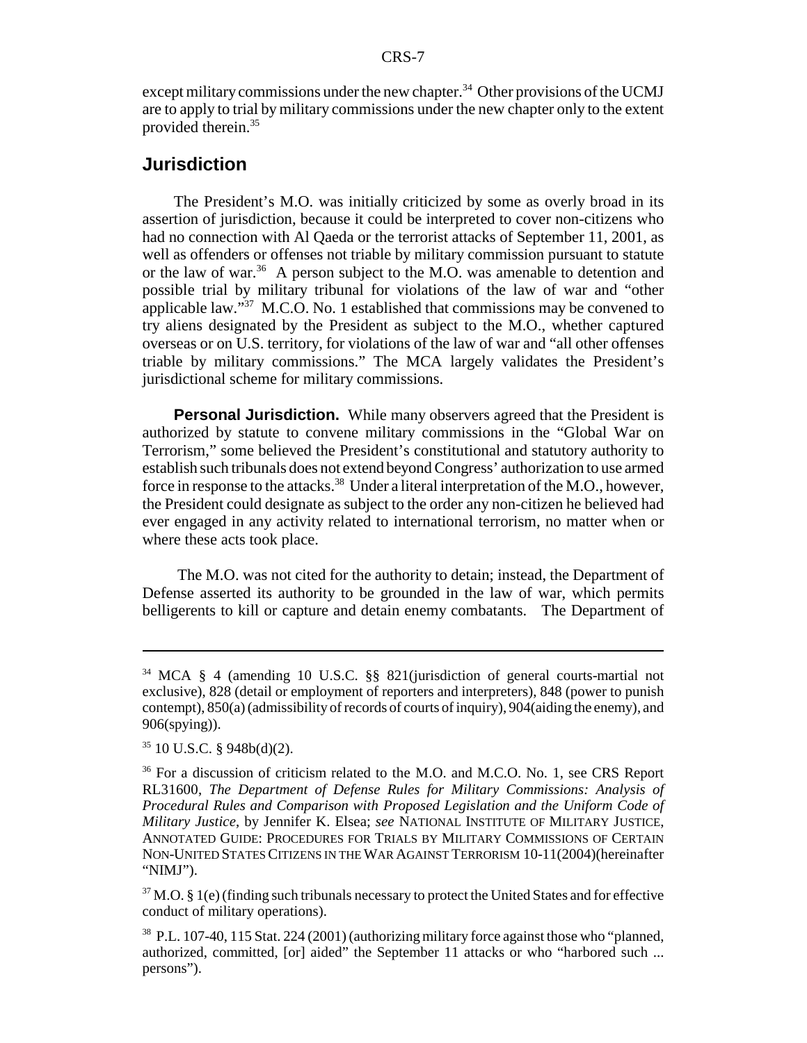except military commissions under the new chapter.[34] Other provisions of the UCMJ are to apply to trial by military commissions under the new chapter only to the extent provided therein.[35]

## Jurisdiction

The President's M.O. was initially criticized by some as overly broad in its assertion of jurisdiction, because it could be interpreted to cover non-citizens who had no connection with Al Qaeda or the terrorist attacks of September 11, 2001, as well as offenders or offenses not triable by military commission pursuant to statute or the law of war.[36] A person subject to the M.O. was amenable to detention and possible trial by military tribunal for violations of the law of war and "other applicable law."[37] M.C.O. No. 1 established that commissions may be convened to try aliens designated by the President as subject to the M.O., whether captured overseas or on U.S. territory, for violations of the law of war and "all other offenses triable by military commissions." The MCA largely validates the President's jurisdictional scheme for military commissions.

**Personal Jurisdiction.** While many observers agreed that the President is authorized by statute to convene military commissions in the "Global War on Terrorism," some believed the President's constitutional and statutory authority to establish such tribunals does not extend beyond Congress' authorization to use armed force in response to the attacks.[38] Under a literal interpretation of the M.O., however, the President could designate as subject to the order any non-citizen he believed had ever engaged in any activity related to international terrorism, no matter when or where these acts took place.

The M.O. was not cited for the authority to detain; instead, the Department of Defense asserted its authority to be grounded in the law of war, which permits belligerents to kill or capture and detain enemy combatants. The Department of

---

[34] MCA § 4 (amending 10 U.S.C. §§ 821(jurisdiction of general courts-martial not exclusive), 828 (detail or employment of reporters and interpreters), 848 (power to punish contempt), 850(a) (admissibility of records of courts of inquiry), 904(aiding the enemy), and 906(spying)).

[35] 10 U.S.C. § 948b(d)(2).

[36] For a discussion of criticism related to the M.O. and M.C.O. No. 1, see CRS Report RL31600, *The Department of Defense Rules for Military Commissions: Analysis of Procedural Rules and Comparison with Proposed Legislation and the Uniform Code of Military Justice*, by Jennifer K. Elsea; *see* NATIONAL INSTITUTE OF MILITARY JUSTICE, ANNOTATED GUIDE: PROCEDURES FOR TRIALS BY MILITARY COMMISSIONS OF CERTAIN NON-UNITED STATES CITIZENS IN THE WAR AGAINST TERRORISM 10-11(2004)(hereinafter "NIMJ").

[37] M.O. § 1(e) (finding such tribunals necessary to protect the United States and for effective conduct of military operations).

[38] P.L. 107-40, 115 Stat. 224 (2001) (authorizing military force against those who "planned, authorized, committed, [or] aided" the September 11 attacks or who "harbored such ... persons").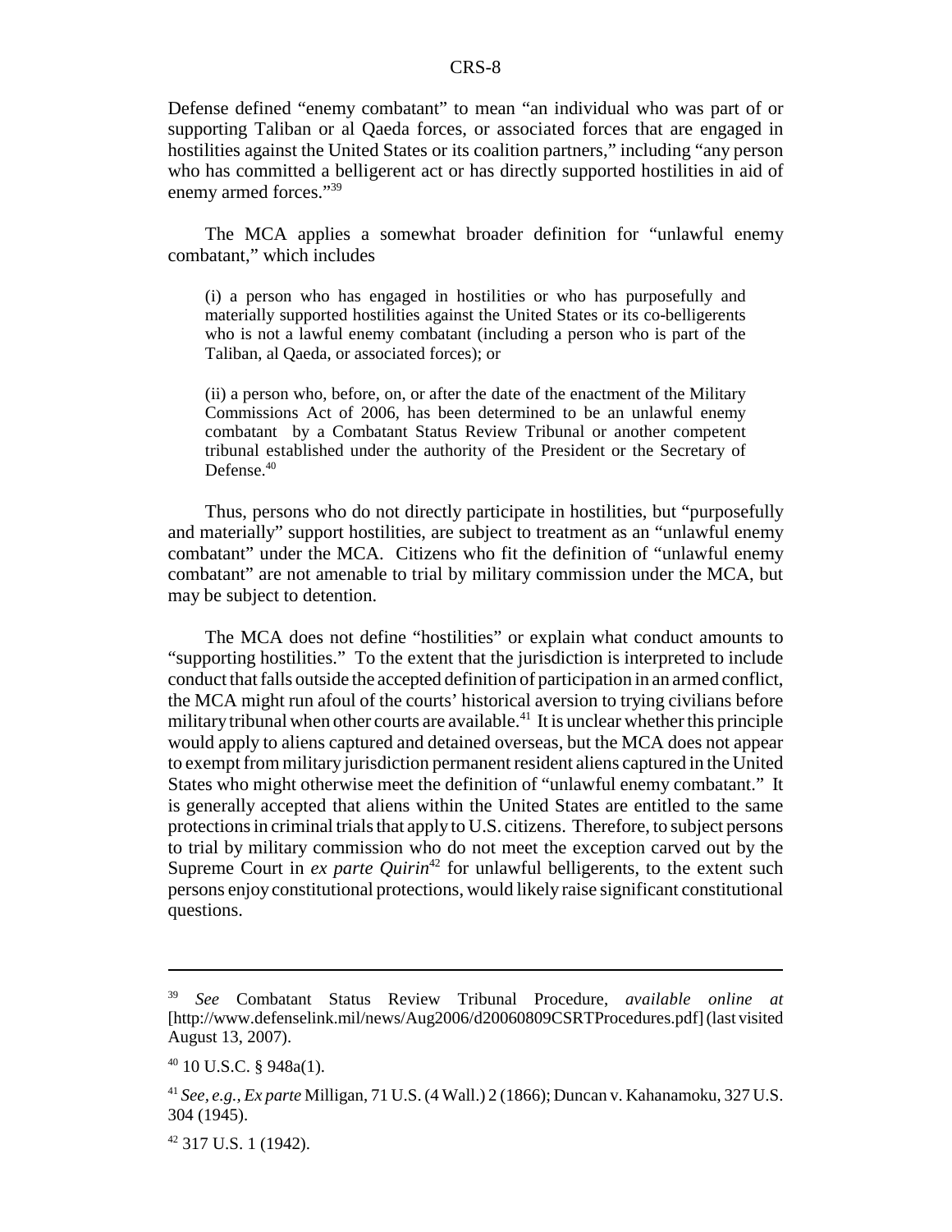Defense defined "enemy combatant" to mean "an individual who was part of or supporting Taliban or al Qaeda forces, or associated forces that are engaged in hostilities against the United States or its coalition partners," including "any person who has committed a belligerent act or has directly supported hostilities in aid of enemy armed forces."[39]

The MCA applies a somewhat broader definition for "unlawful enemy combatant," which includes

> (i) a person who has engaged in hostilities or who has purposefully and materially supported hostilities against the United States or its co-belligerents who is not a lawful enemy combatant (including a person who is part of the Taliban, al Qaeda, or associated forces); or
>
> (ii) a person who, before, on, or after the date of the enactment of the Military Commissions Act of 2006, has been determined to be an unlawful enemy combatant by a Combatant Status Review Tribunal or another competent tribunal established under the authority of the President or the Secretary of Defense.[40]

Thus, persons who do not directly participate in hostilities, but "purposefully and materially" support hostilities, are subject to treatment as an "unlawful enemy combatant" under the MCA. Citizens who fit the definition of "unlawful enemy combatant" are not amenable to trial by military commission under the MCA, but may be subject to detention.

The MCA does not define "hostilities" or explain what conduct amounts to "supporting hostilities." To the extent that the jurisdiction is interpreted to include conduct that falls outside the accepted definition of participation in an armed conflict, the MCA might run afoul of the courts' historical aversion to trying civilians before military tribunal when other courts are available.[41] It is unclear whether this principle would apply to aliens captured and detained overseas, but the MCA does not appear to exempt from military jurisdiction permanent resident aliens captured in the United States who might otherwise meet the definition of "unlawful enemy combatant." It is generally accepted that aliens within the United States are entitled to the same protections in criminal trials that apply to U.S. citizens. Therefore, to subject persons to trial by military commission who do not meet the exception carved out by the Supreme Court in *ex parte Quirin*[42] for unlawful belligerents, to the extent such persons enjoy constitutional protections, would likely raise significant constitutional questions.

---

[39] *See* Combatant Status Review Tribunal Procedure, *available online at* [http://www.defenselink.mil/news/Aug2006/d20060809CSRTProcedures.pdf] (last visited August 13, 2007).

[40] 10 U.S.C. § 948a(1).

[41] *See, e.g., Ex parte* Milligan, 71 U.S. (4 Wall.) 2 (1866); Duncan v. Kahanamoku, 327 U.S. 304 (1945).

[42] 317 U.S. 1 (1942).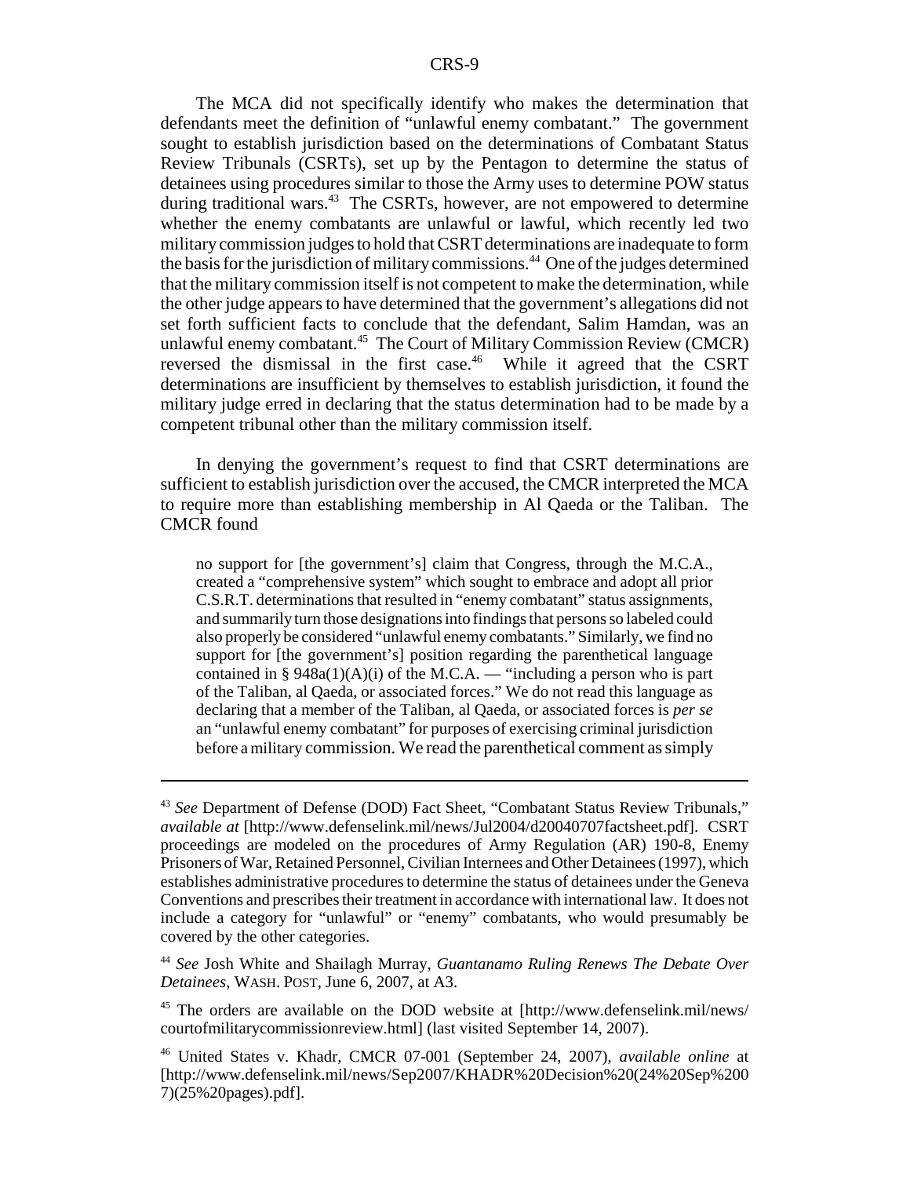The MCA did not specifically identify who makes the determination that defendants meet the definition of "unlawful enemy combatant." The government sought to establish jurisdiction based on the determinations of Combatant Status Review Tribunals (CSRTs), set up by the Pentagon to determine the status of detainees using procedures similar to those the Army uses to determine POW status during traditional wars.[43] The CSRTs, however, are not empowered to determine whether the enemy combatants are unlawful or lawful, which recently led two military commission judges to hold that CSRT determinations are inadequate to form the basis for the jurisdiction of military commissions.[44] One of the judges determined that the military commission itself is not competent to make the determination, while the other judge appears to have determined that the government's allegations did not set forth sufficient facts to conclude that the defendant, Salim Hamdan, was an unlawful enemy combatant.[45] The Court of Military Commission Review (CMCR) reversed the dismissal in the first case.[46] While it agreed that the CSRT determinations are insufficient by themselves to establish jurisdiction, it found the military judge erred in declaring that the status determination had to be made by a competent tribunal other than the military commission itself.

In denying the government's request to find that CSRT determinations are sufficient to establish jurisdiction over the accused, the CMCR interpreted the MCA to require more than establishing membership in Al Qaeda or the Taliban. The CMCR found

> no support for [the government's] claim that Congress, through the M.C.A., created a "comprehensive system" which sought to embrace and adopt all prior C.S.R.T. determinations that resulted in "enemy combatant" status assignments, and summarily turn those designations into findings that persons so labeled could also properly be considered "unlawful enemy combatants." Similarly, we find no support for [the government's] position regarding the parenthetical language contained in § 948a(1)(A)(i) of the M.C.A. — "including a person who is part of the Taliban, al Qaeda, or associated forces." We do not read this language as declaring that a member of the Taliban, al Qaeda, or associated forces is *per se* an "unlawful enemy combatant" for purposes of exercising criminal jurisdiction before a military commission. We read the parenthetical comment as simply

---

[43] *See* Department of Defense (DOD) Fact Sheet, "Combatant Status Review Tribunals," *available at* [http://www.defenselink.mil/news/Jul2004/d20040707factsheet.pdf]. CSRT proceedings are modeled on the procedures of Army Regulation (AR) 190-8, Enemy Prisoners of War, Retained Personnel, Civilian Internees and Other Detainees (1997), which establishes administrative procedures to determine the status of detainees under the Geneva Conventions and prescribes their treatment in accordance with international law. It does not include a category for "unlawful" or "enemy" combatants, who would presumably be covered by the other categories.

[44] *See* Josh White and Shailagh Murray, *Guantanamo Ruling Renews The Debate Over Detainees*, WASH. POST, June 6, 2007, at A3.

[45] The orders are available on the DOD website at [http://www.defenselink.mil/news/courtofmilitarycommissionreview.html] (last visited September 14, 2007).

[46] United States v. Khadr, CMCR 07-001 (September 24, 2007), *available online* at [http://www.defenselink.mil/news/Sep2007/KHADR%20Decision%20(24%20Sep%2007)(25%20pages).pdf].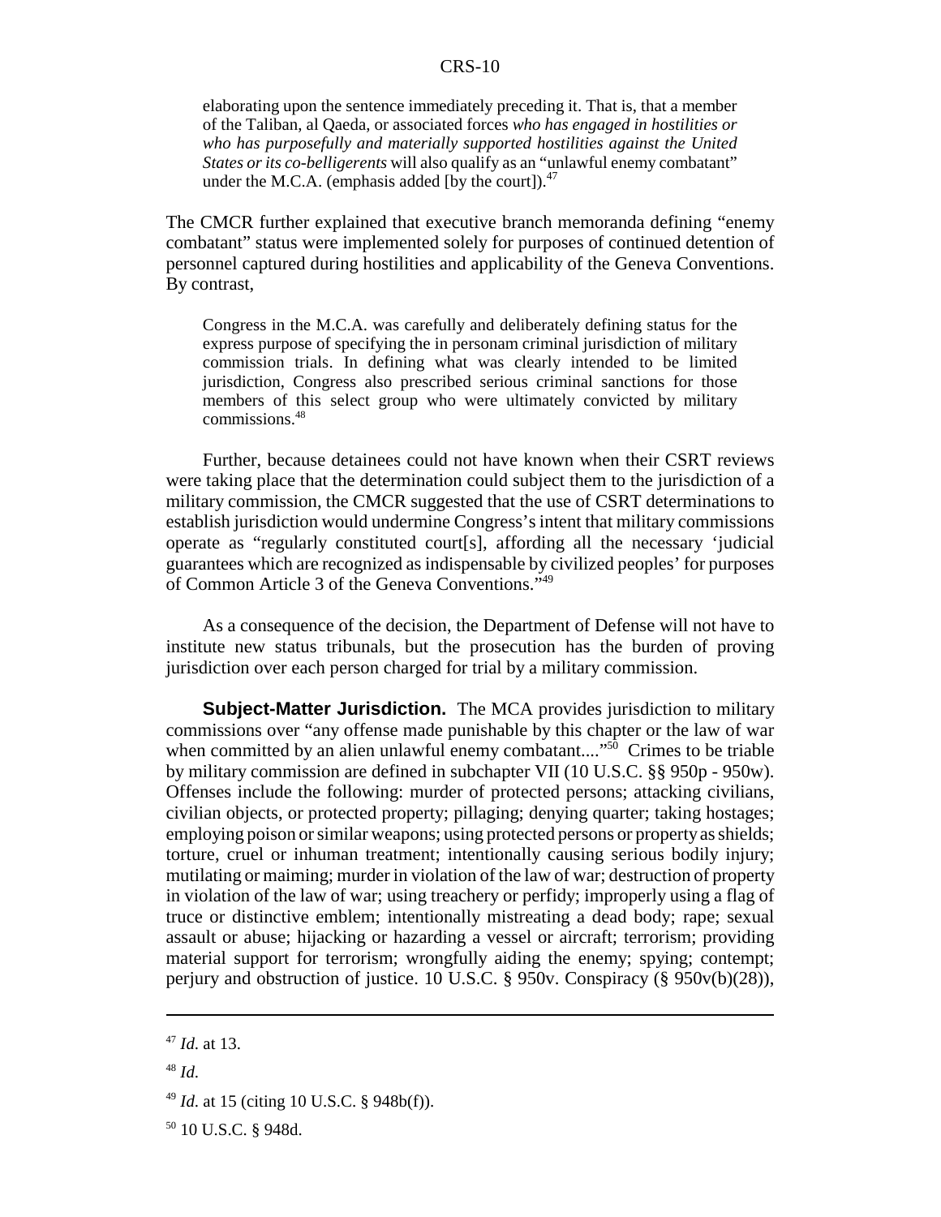> elaborating upon the sentence immediately preceding it. That is, that a member of the Taliban, al Qaeda, or associated forces *who has engaged in hostilities or who has purposefully and materially supported hostilities against the United States or its co-belligerents* will also qualify as an "unlawful enemy combatant" under the M.C.A. (emphasis added [by the court]).[47]

The CMCR further explained that executive branch memoranda defining "enemy combatant" status were implemented solely for purposes of continued detention of personnel captured during hostilities and applicability of the Geneva Conventions. By contrast,

> Congress in the M.C.A. was carefully and deliberately defining status for the express purpose of specifying the in personam criminal jurisdiction of military commission trials. In defining what was clearly intended to be limited jurisdiction, Congress also prescribed serious criminal sanctions for those members of this select group who were ultimately convicted by military commissions.[48]

Further, because detainees could not have known when their CSRT reviews were taking place that the determination could subject them to the jurisdiction of a military commission, the CMCR suggested that the use of CSRT determinations to establish jurisdiction would undermine Congress's intent that military commissions operate as "regularly constituted court[s], affording all the necessary 'judicial guarantees which are recognized as indispensable by civilized peoples' for purposes of Common Article 3 of the Geneva Conventions."[49]

As a consequence of the decision, the Department of Defense will not have to institute new status tribunals, but the prosecution has the burden of proving jurisdiction over each person charged for trial by a military commission.

**Subject-Matter Jurisdiction.** The MCA provides jurisdiction to military commissions over "any offense made punishable by this chapter or the law of war when committed by an alien unlawful enemy combatant...."[50] Crimes to be triable by military commission are defined in subchapter VII (10 U.S.C. §§ 950p - 950w). Offenses include the following: murder of protected persons; attacking civilians, civilian objects, or protected property; pillaging; denying quarter; taking hostages; employing poison or similar weapons; using protected persons or property as shields; torture, cruel or inhuman treatment; intentionally causing serious bodily injury; mutilating or maiming; murder in violation of the law of war; destruction of property in violation of the law of war; using treachery or perfidy; improperly using a flag of truce or distinctive emblem; intentionally mistreating a dead body; rape; sexual assault or abuse; hijacking or hazarding a vessel or aircraft; terrorism; providing material support for terrorism; wrongfully aiding the enemy; spying; contempt; perjury and obstruction of justice. 10 U.S.C. § 950v. Conspiracy (§ 950v(b)(28)),

---

[47] *Id.* at 13.

[48] *Id.*

[49] *Id.* at 15 (citing 10 U.S.C. § 948b(f)).

[50] 10 U.S.C. § 948d.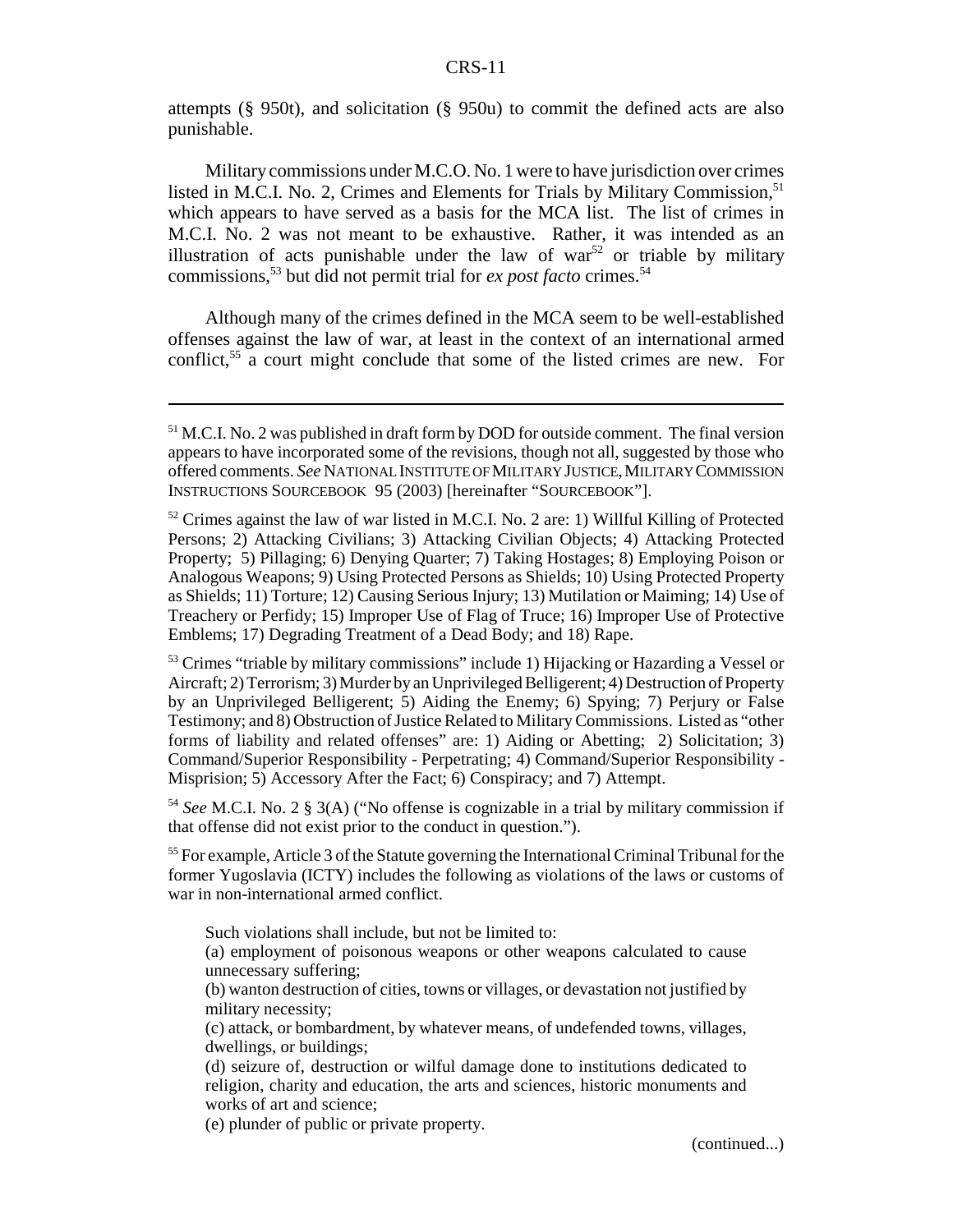attempts (§ 950t), and solicitation (§ 950u) to commit the defined acts are also punishable.

Military commissions under M.C.O. No. 1 were to have jurisdiction over crimes listed in M.C.I. No. 2, Crimes and Elements for Trials by Military Commission,[51] which appears to have served as a basis for the MCA list. The list of crimes in M.C.I. No. 2 was not meant to be exhaustive. Rather, it was intended as an illustration of acts punishable under the law of war[52] or triable by military commissions,[53] but did not permit trial for *ex post facto* crimes.[54]

Although many of the crimes defined in the MCA seem to be well-established offenses against the law of war, at least in the context of an international armed conflict,[55] a court might conclude that some of the listed crimes are new. For

---

[51] M.C.I. No. 2 was published in draft form by DOD for outside comment. The final version appears to have incorporated some of the revisions, though not all, suggested by those who offered comments. *See* NATIONAL INSTITUTE OF MILITARY JUSTICE, MILITARY COMMISSION INSTRUCTIONS SOURCEBOOK 95 (2003) [hereinafter "SOURCEBOOK"].

[52] Crimes against the law of war listed in M.C.I. No. 2 are: 1) Willful Killing of Protected Persons; 2) Attacking Civilians; 3) Attacking Civilian Objects; 4) Attacking Protected Property; 5) Pillaging; 6) Denying Quarter; 7) Taking Hostages; 8) Employing Poison or Analogous Weapons; 9) Using Protected Persons as Shields; 10) Using Protected Property as Shields; 11) Torture; 12) Causing Serious Injury; 13) Mutilation or Maiming; 14) Use of Treachery or Perfidy; 15) Improper Use of Flag of Truce; 16) Improper Use of Protective Emblems; 17) Degrading Treatment of a Dead Body; and 18) Rape.

[53] Crimes "triable by military commissions" include 1) Hijacking or Hazarding a Vessel or Aircraft; 2) Terrorism; 3) Murder by an Unprivileged Belligerent; 4) Destruction of Property by an Unprivileged Belligerent; 5) Aiding the Enemy; 6) Spying; 7) Perjury or False Testimony; and 8) Obstruction of Justice Related to Military Commissions. Listed as "other forms of liability and related offenses" are: 1) Aiding or Abetting; 2) Solicitation; 3) Command/Superior Responsibility - Perpetrating; 4) Command/Superior Responsibility - Misprision; 5) Accessory After the Fact; 6) Conspiracy; and 7) Attempt.

[54] *See* M.C.I. No. 2 § 3(A) ("No offense is cognizable in a trial by military commission if that offense did not exist prior to the conduct in question.").

[55] For example, Article 3 of the Statute governing the International Criminal Tribunal for the former Yugoslavia (ICTY) includes the following as violations of the laws or customs of war in non-international armed conflict.

> Such violations shall include, but not be limited to:
> (a) employment of poisonous weapons or other weapons calculated to cause unnecessary suffering;
> (b) wanton destruction of cities, towns or villages, or devastation not justified by military necessity;
> (c) attack, or bombardment, by whatever means, of undefended towns, villages, dwellings, or buildings;
> (d) seizure of, destruction or wilful damage done to institutions dedicated to religion, charity and education, the arts and sciences, historic monuments and works of art and science;
> (e) plunder of public or private property.

(continued...)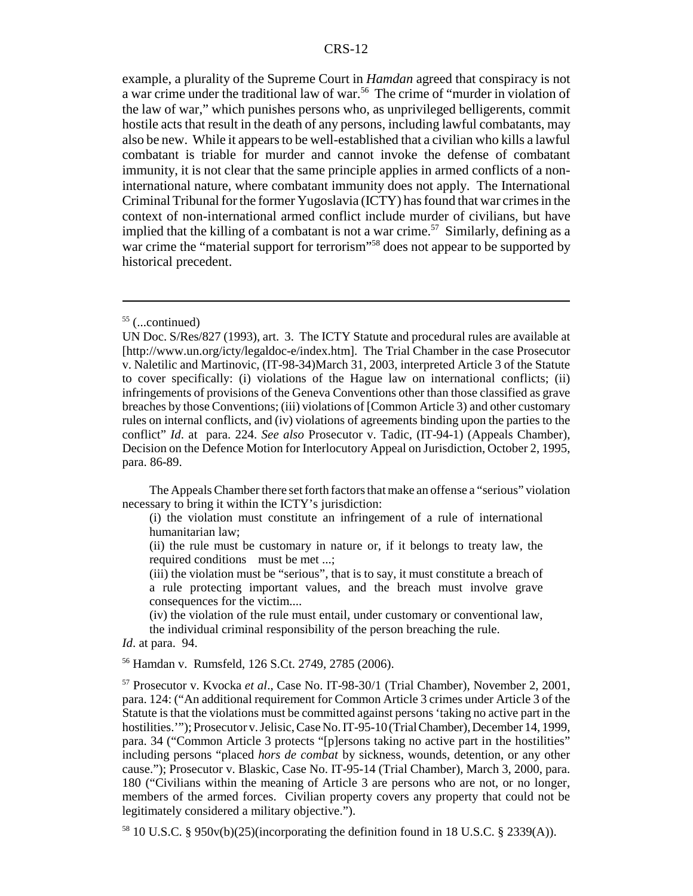example, a plurality of the Supreme Court in *Hamdan* agreed that conspiracy is not a war crime under the traditional law of war.[56] The crime of "murder in violation of the law of war," which punishes persons who, as unprivileged belligerents, commit hostile acts that result in the death of any persons, including lawful combatants, may also be new. While it appears to be well-established that a civilian who kills a lawful combatant is triable for murder and cannot invoke the defense of combatant immunity, it is not clear that the same principle applies in armed conflicts of a non-international nature, where combatant immunity does not apply. The International Criminal Tribunal for the former Yugoslavia (ICTY) has found that war crimes in the context of non-international armed conflict include murder of civilians, but have implied that the killing of a combatant is not a war crime.[57] Similarly, defining as a war crime the "material support for terrorism"[58] does not appear to be supported by historical precedent.

---

[55] (...continued)

UN Doc. S/Res/827 (1993), art. 3. The ICTY Statute and procedural rules are available at [http://www.un.org/icty/legaldoc-e/index.htm]. The Trial Chamber in the case Prosecutor v. Naletilic and Martinovic, (IT-98-34)March 31, 2003, interpreted Article 3 of the Statute to cover specifically: (i) violations of the Hague law on international conflicts; (ii) infringements of provisions of the Geneva Conventions other than those classified as grave breaches by those Conventions; (iii) violations of [Common Article 3) and other customary rules on internal conflicts, and (iv) violations of agreements binding upon the parties to the conflict" *Id*. at para. 224. *See also* Prosecutor v. Tadic, (IT-94-1) (Appeals Chamber), Decision on the Defence Motion for Interlocutory Appeal on Jurisdiction, October 2, 1995, para. 86-89.

The Appeals Chamber there set forth factors that make an offense a "serious" violation necessary to bring it within the ICTY's jurisdiction:

> (i) the violation must constitute an infringement of a rule of international humanitarian law;
>
> (ii) the rule must be customary in nature or, if it belongs to treaty law, the required conditions must be met ...;
>
> (iii) the violation must be "serious", that is to say, it must constitute a breach of a rule protecting important values, and the breach must involve grave consequences for the victim....
>
> (iv) the violation of the rule must entail, under customary or conventional law, the individual criminal responsibility of the person breaching the rule.

*Id*. at para. 94.

[56] Hamdan v. Rumsfeld, 126 S.Ct. 2749, 2785 (2006).

[57] Prosecutor v. Kvocka *et al*., Case No. IT-98-30/1 (Trial Chamber), November 2, 2001, para. 124: ("An additional requirement for Common Article 3 crimes under Article 3 of the Statute is that the violations must be committed against persons 'taking no active part in the hostilities.'"); Prosecutor v. Jelisic, Case No. IT-95-10 (Trial Chamber), December 14, 1999, para. 34 ("Common Article 3 protects "[p]ersons taking no active part in the hostilities" including persons "placed *hors de combat* by sickness, wounds, detention, or any other cause."); Prosecutor v. Blaskic, Case No. IT-95-14 (Trial Chamber), March 3, 2000, para. 180 ("Civilians within the meaning of Article 3 are persons who are not, or no longer, members of the armed forces. Civilian property covers any property that could not be legitimately considered a military objective.").

[58] 10 U.S.C. § 950v(b)(25)(incorporating the definition found in 18 U.S.C. § 2339(A)).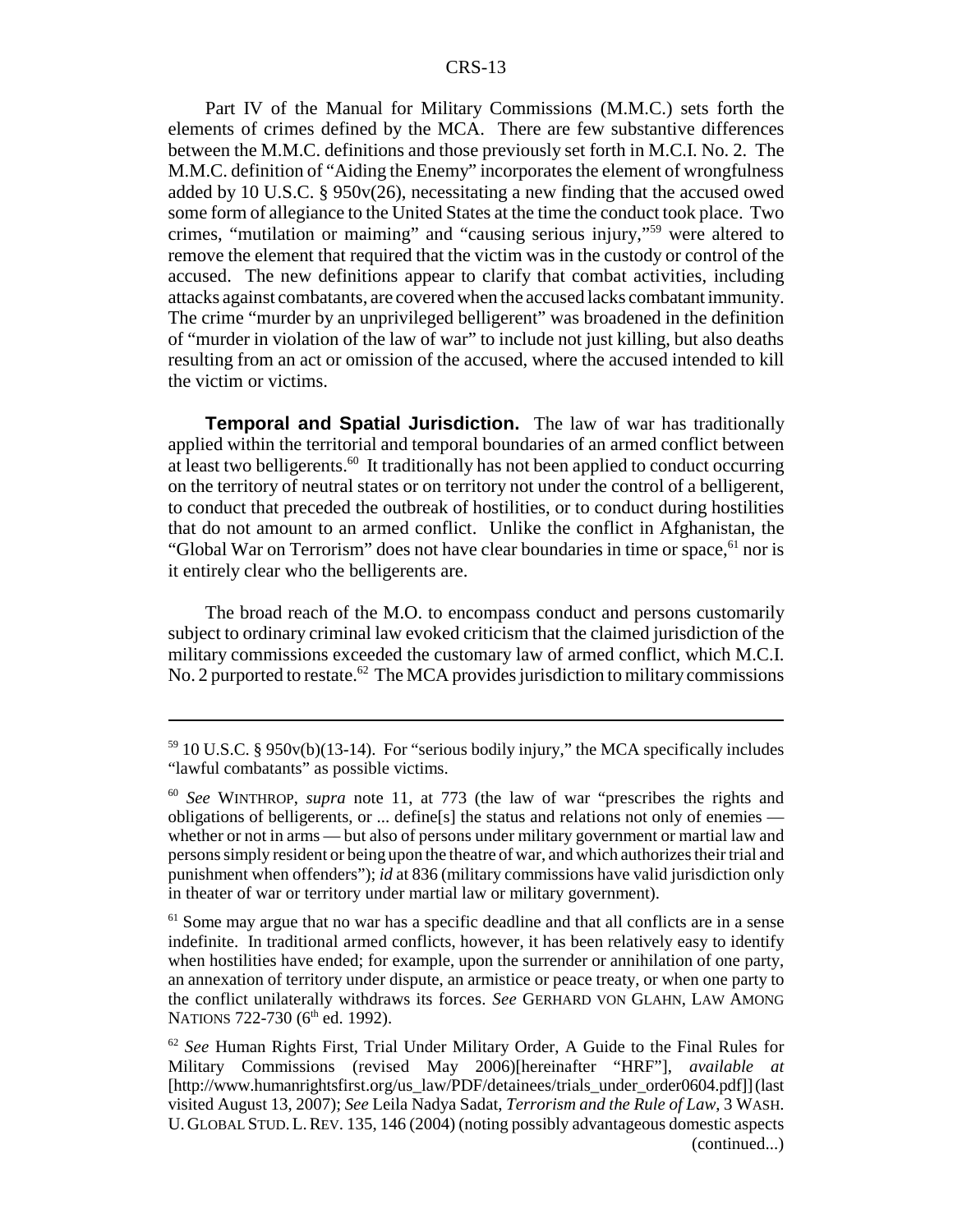Part IV of the Manual for Military Commissions (M.M.C.) sets forth the elements of crimes defined by the MCA. There are few substantive differences between the M.M.C. definitions and those previously set forth in M.C.I. No. 2. The M.M.C. definition of "Aiding the Enemy" incorporates the element of wrongfulness added by 10 U.S.C. § 950v(26), necessitating a new finding that the accused owed some form of allegiance to the United States at the time the conduct took place. Two crimes, "mutilation or maiming" and "causing serious injury,"[59] were altered to remove the element that required that the victim was in the custody or control of the accused. The new definitions appear to clarify that combat activities, including attacks against combatants, are covered when the accused lacks combatant immunity. The crime "murder by an unprivileged belligerent" was broadened in the definition of "murder in violation of the law of war" to include not just killing, but also deaths resulting from an act or omission of the accused, where the accused intended to kill the victim or victims.

**Temporal and Spatial Jurisdiction.** The law of war has traditionally applied within the territorial and temporal boundaries of an armed conflict between at least two belligerents.[60] It traditionally has not been applied to conduct occurring on the territory of neutral states or on territory not under the control of a belligerent, to conduct that preceded the outbreak of hostilities, or to conduct during hostilities that do not amount to an armed conflict. Unlike the conflict in Afghanistan, the "Global War on Terrorism" does not have clear boundaries in time or space,[61] nor is it entirely clear who the belligerents are.

The broad reach of the M.O. to encompass conduct and persons customarily subject to ordinary criminal law evoked criticism that the claimed jurisdiction of the military commissions exceeded the customary law of armed conflict, which M.C.I. No. 2 purported to restate.[62] The MCA provides jurisdiction to military commissions

---

[59] 10 U.S.C. § 950v(b)(13-14). For "serious bodily injury," the MCA specifically includes "lawful combatants" as possible victims.

[60] *See* WINTHROP, *supra* note 11, at 773 (the law of war "prescribes the rights and obligations of belligerents, or ... define[s] the status and relations not only of enemies — whether or not in arms — but also of persons under military government or martial law and persons simply resident or being upon the theatre of war, and which authorizes their trial and punishment when offenders"); *id* at 836 (military commissions have valid jurisdiction only in theater of war or territory under martial law or military government).

[61] Some may argue that no war has a specific deadline and that all conflicts are in a sense indefinite. In traditional armed conflicts, however, it has been relatively easy to identify when hostilities have ended; for example, upon the surrender or annihilation of one party, an annexation of territory under dispute, an armistice or peace treaty, or when one party to the conflict unilaterally withdraws its forces. *See* GERHARD VON GLAHN, LAW AMONG NATIONS 722-730 (6th ed. 1992).

[62] *See* Human Rights First, Trial Under Military Order, A Guide to the Final Rules for Military Commissions (revised May 2006)[hereinafter "HRF"], *available at* [http://www.humanrightsfirst.org/us_law/PDF/detainees/trials_under_order0604.pdf]] (last visited August 13, 2007); *See* Leila Nadya Sadat, *Terrorism and the Rule of Law*, 3 WASH. U. GLOBAL STUD. L. REV. 135, 146 (2004) (noting possibly advantageous domestic aspects (continued...)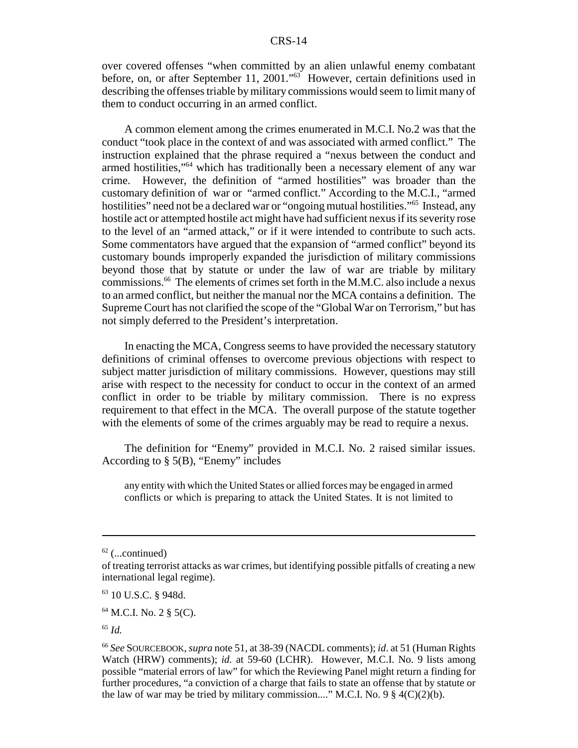over covered offenses "when committed by an alien unlawful enemy combatant before, on, or after September 11, 2001."[63] However, certain definitions used in describing the offenses triable by military commissions would seem to limit many of them to conduct occurring in an armed conflict.

A common element among the crimes enumerated in M.C.I. No.2 was that the conduct "took place in the context of and was associated with armed conflict." The instruction explained that the phrase required a "nexus between the conduct and armed hostilities,"[64] which has traditionally been a necessary element of any war crime. However, the definition of "armed hostilities" was broader than the customary definition of war or "armed conflict." According to the M.C.I., "armed hostilities" need not be a declared war or "ongoing mutual hostilities."[65] Instead, any hostile act or attempted hostile act might have had sufficient nexus if its severity rose to the level of an "armed attack," or if it were intended to contribute to such acts. Some commentators have argued that the expansion of "armed conflict" beyond its customary bounds improperly expanded the jurisdiction of military commissions beyond those that by statute or under the law of war are triable by military commissions.[66] The elements of crimes set forth in the M.M.C. also include a nexus to an armed conflict, but neither the manual nor the MCA contains a definition. The Supreme Court has not clarified the scope of the "Global War on Terrorism," but has not simply deferred to the President's interpretation.

In enacting the MCA, Congress seems to have provided the necessary statutory definitions of criminal offenses to overcome previous objections with respect to subject matter jurisdiction of military commissions. However, questions may still arise with respect to the necessity for conduct to occur in the context of an armed conflict in order to be triable by military commission. There is no express requirement to that effect in the MCA. The overall purpose of the statute together with the elements of some of the crimes arguably may be read to require a nexus.

The definition for "Enemy" provided in M.C.I. No. 2 raised similar issues. According to § 5(B), "Enemy" includes

> any entity with which the United States or allied forces may be engaged in armed conflicts or which is preparing to attack the United States. It is not limited to

---

[62] (...continued)
of treating terrorist attacks as war crimes, but identifying possible pitfalls of creating a new international legal regime).

[63] 10 U.S.C. § 948d.

[64] M.C.I. No. 2 § 5(C).

[65] *Id.*

[66] *See* SOURCEBOOK, *supra* note 51, at 38-39 (NACDL comments); *id*. at 51 (Human Rights Watch (HRW) comments); *id.* at 59-60 (LCHR). However, M.C.I. No. 9 lists among possible "material errors of law" for which the Reviewing Panel might return a finding for further procedures, "a conviction of a charge that fails to state an offense that by statute or the law of war may be tried by military commission...." M.C.I. No. 9 § 4(C)(2)(b).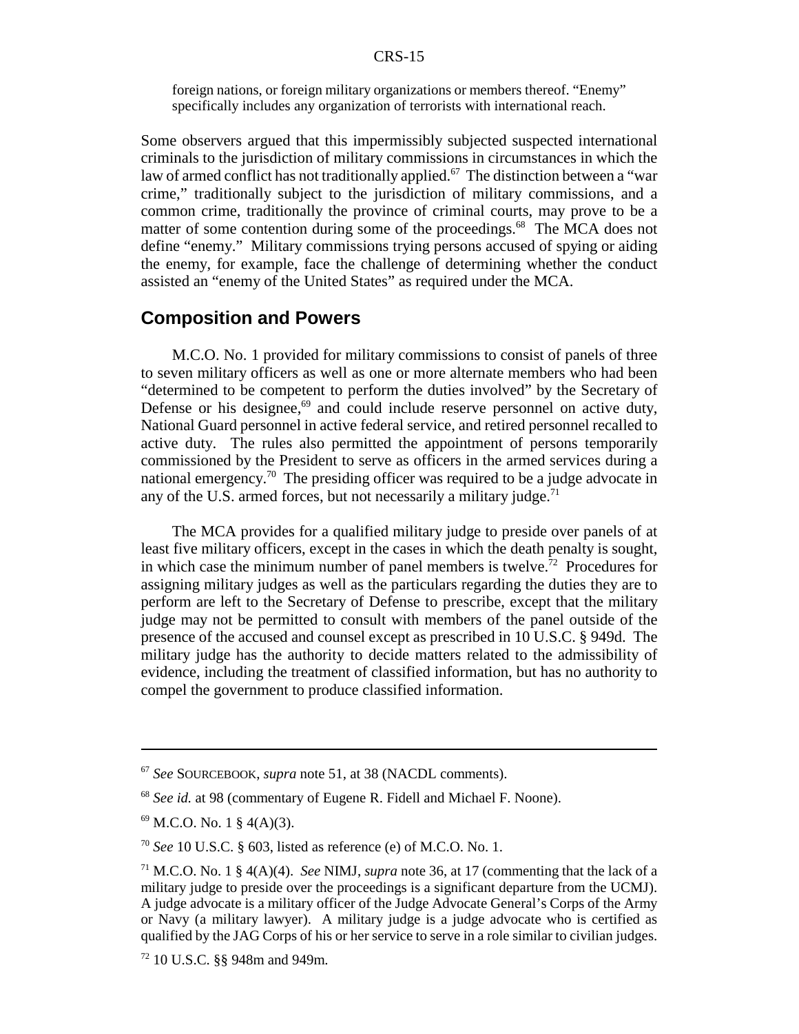> foreign nations, or foreign military organizations or members thereof. "Enemy" specifically includes any organization of terrorists with international reach.

Some observers argued that this impermissibly subjected suspected international criminals to the jurisdiction of military commissions in circumstances in which the law of armed conflict has not traditionally applied.[67] The distinction between a "war crime," traditionally subject to the jurisdiction of military commissions, and a common crime, traditionally the province of criminal courts, may prove to be a matter of some contention during some of the proceedings.[68] The MCA does not define "enemy." Military commissions trying persons accused of spying or aiding the enemy, for example, face the challenge of determining whether the conduct assisted an "enemy of the United States" as required under the MCA.

## Composition and Powers

M.C.O. No. 1 provided for military commissions to consist of panels of three to seven military officers as well as one or more alternate members who had been "determined to be competent to perform the duties involved" by the Secretary of Defense or his designee,[69] and could include reserve personnel on active duty, National Guard personnel in active federal service, and retired personnel recalled to active duty. The rules also permitted the appointment of persons temporarily commissioned by the President to serve as officers in the armed services during a national emergency.[70] The presiding officer was required to be a judge advocate in any of the U.S. armed forces, but not necessarily a military judge.[71]

The MCA provides for a qualified military judge to preside over panels of at least five military officers, except in the cases in which the death penalty is sought, in which case the minimum number of panel members is twelve.[72] Procedures for assigning military judges as well as the particulars regarding the duties they are to perform are left to the Secretary of Defense to prescribe, except that the military judge may not be permitted to consult with members of the panel outside of the presence of the accused and counsel except as prescribed in 10 U.S.C. § 949d. The military judge has the authority to decide matters related to the admissibility of evidence, including the treatment of classified information, but has no authority to compel the government to produce classified information.

---

[67] *See* SOURCEBOOK, *supra* note 51, at 38 (NACDL comments).

[68] *See id.* at 98 (commentary of Eugene R. Fidell and Michael F. Noone).

[69] M.C.O. No. 1 § 4(A)(3).

[70] *See* 10 U.S.C. § 603, listed as reference (e) of M.C.O. No. 1.

[71] M.C.O. No. 1 § 4(A)(4). *See* NIMJ, *supra* note 36, at 17 (commenting that the lack of a military judge to preside over the proceedings is a significant departure from the UCMJ). A judge advocate is a military officer of the Judge Advocate General's Corps of the Army or Navy (a military lawyer). A military judge is a judge advocate who is certified as qualified by the JAG Corps of his or her service to serve in a role similar to civilian judges.

[72] 10 U.S.C. §§ 948m and 949m.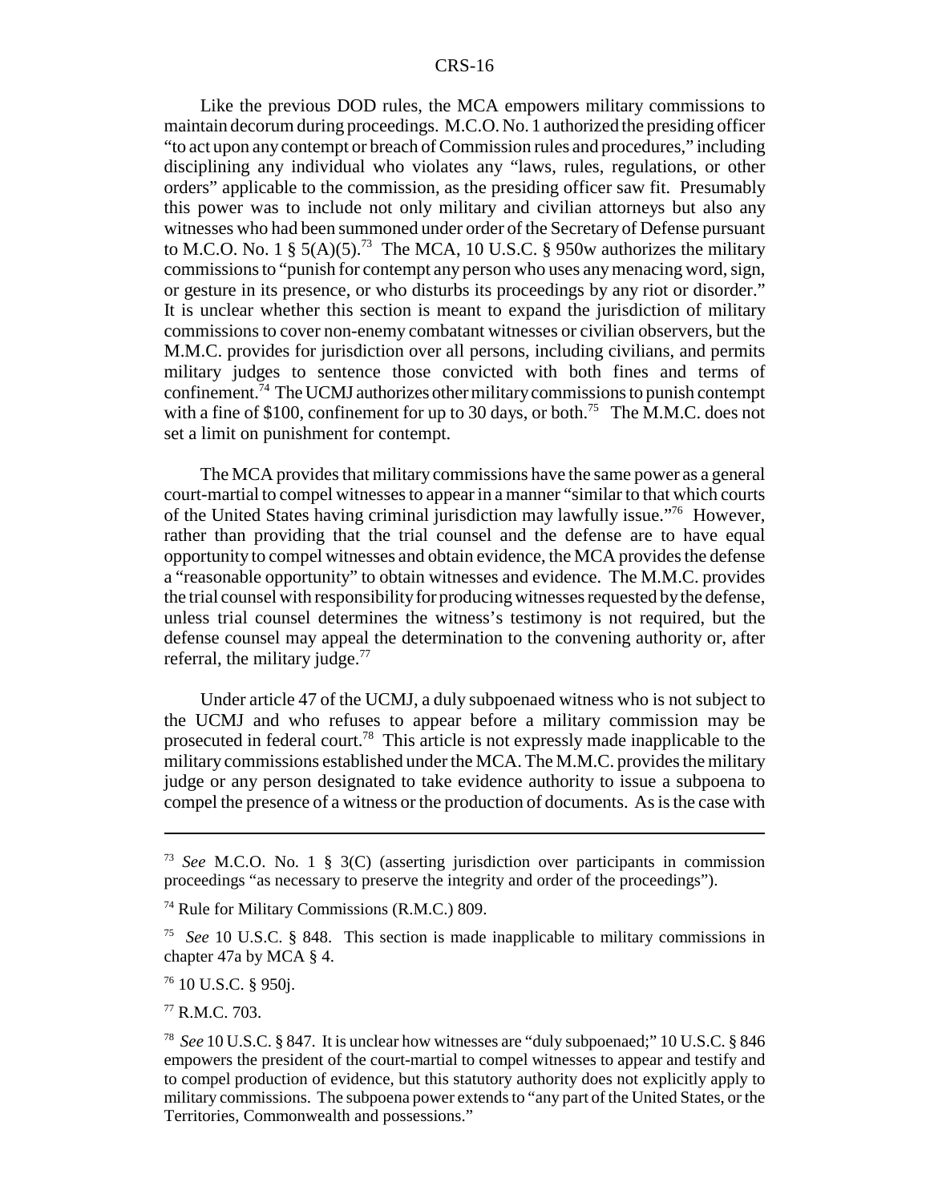Like the previous DOD rules, the MCA empowers military commissions to maintain decorum during proceedings. M.C.O. No. 1 authorized the presiding officer "to act upon any contempt or breach of Commission rules and procedures," including disciplining any individual who violates any "laws, rules, regulations, or other orders" applicable to the commission, as the presiding officer saw fit. Presumably this power was to include not only military and civilian attorneys but also any witnesses who had been summoned under order of the Secretary of Defense pursuant to M.C.O. No. 1 § 5(A)(5).[73] The MCA, 10 U.S.C. § 950w authorizes the military commissions to "punish for contempt any person who uses any menacing word, sign, or gesture in its presence, or who disturbs its proceedings by any riot or disorder." It is unclear whether this section is meant to expand the jurisdiction of military commissions to cover non-enemy combatant witnesses or civilian observers, but the M.M.C. provides for jurisdiction over all persons, including civilians, and permits military judges to sentence those convicted with both fines and terms of confinement.[74] The UCMJ authorizes other military commissions to punish contempt with a fine of $100, confinement for up to 30 days, or both.[75] The M.M.C. does not set a limit on punishment for contempt.

The MCA provides that military commissions have the same power as a general court-martial to compel witnesses to appear in a manner "similar to that which courts of the United States having criminal jurisdiction may lawfully issue."[76] However, rather than providing that the trial counsel and the defense are to have equal opportunity to compel witnesses and obtain evidence, the MCA provides the defense a "reasonable opportunity" to obtain witnesses and evidence. The M.M.C. provides the trial counsel with responsibility for producing witnesses requested by the defense, unless trial counsel determines the witness's testimony is not required, but the defense counsel may appeal the determination to the convening authority or, after referral, the military judge.[77]

Under article 47 of the UCMJ, a duly subpoenaed witness who is not subject to the UCMJ and who refuses to appear before a military commission may be prosecuted in federal court.[78] This article is not expressly made inapplicable to the military commissions established under the MCA. The M.M.C. provides the military judge or any person designated to take evidence authority to issue a subpoena to compel the presence of a witness or the production of documents. As is the case with

---

[73] *See* M.C.O. No. 1 § 3(C) (asserting jurisdiction over participants in commission proceedings "as necessary to preserve the integrity and order of the proceedings").

[74] Rule for Military Commissions (R.M.C.) 809.

[75] *See* 10 U.S.C. § 848. This section is made inapplicable to military commissions in chapter 47a by MCA § 4.

[76] 10 U.S.C. § 950j.

[77] R.M.C. 703.

[78] *See* 10 U.S.C. § 847. It is unclear how witnesses are "duly subpoenaed;" 10 U.S.C. § 846 empowers the president of the court-martial to compel witnesses to appear and testify and to compel production of evidence, but this statutory authority does not explicitly apply to military commissions. The subpoena power extends to "any part of the United States, or the Territories, Commonwealth and possessions."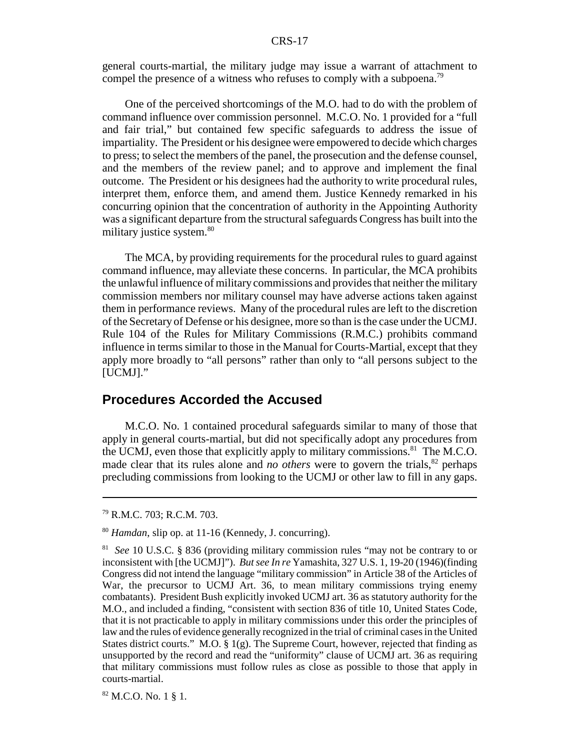general courts-martial, the military judge may issue a warrant of attachment to compel the presence of a witness who refuses to comply with a subpoena.[79]

One of the perceived shortcomings of the M.O. had to do with the problem of command influence over commission personnel. M.C.O. No. 1 provided for a "full and fair trial," but contained few specific safeguards to address the issue of impartiality. The President or his designee were empowered to decide which charges to press; to select the members of the panel, the prosecution and the defense counsel, and the members of the review panel; and to approve and implement the final outcome. The President or his designees had the authority to write procedural rules, interpret them, enforce them, and amend them. Justice Kennedy remarked in his concurring opinion that the concentration of authority in the Appointing Authority was a significant departure from the structural safeguards Congress has built into the military justice system.[80]

The MCA, by providing requirements for the procedural rules to guard against command influence, may alleviate these concerns. In particular, the MCA prohibits the unlawful influence of military commissions and provides that neither the military commission members nor military counsel may have adverse actions taken against them in performance reviews. Many of the procedural rules are left to the discretion of the Secretary of Defense or his designee, more so than is the case under the UCMJ. Rule 104 of the Rules for Military Commissions (R.M.C.) prohibits command influence in terms similar to those in the Manual for Courts-Martial, except that they apply more broadly to "all persons" rather than only to "all persons subject to the [UCMJ]."

## Procedures Accorded the Accused

M.C.O. No. 1 contained procedural safeguards similar to many of those that apply in general courts-martial, but did not specifically adopt any procedures from the UCMJ, even those that explicitly apply to military commissions.[81] The M.C.O. made clear that its rules alone and *no others* were to govern the trials,[82] perhaps precluding commissions from looking to the UCMJ or other law to fill in any gaps.

---

[79] R.M.C. 703; R.C.M. 703.

[80] *Hamdan*, slip op. at 11-16 (Kennedy, J. concurring).

[81] *See* 10 U.S.C. § 836 (providing military commission rules "may not be contrary to or inconsistent with [the UCMJ]"). *But see In re* Yamashita, 327 U.S. 1, 19-20 (1946)(finding Congress did not intend the language "military commission" in Article 38 of the Articles of War, the precursor to UCMJ Art. 36, to mean military commissions trying enemy combatants). President Bush explicitly invoked UCMJ art. 36 as statutory authority for the M.O., and included a finding, "consistent with section 836 of title 10, United States Code, that it is not practicable to apply in military commissions under this order the principles of law and the rules of evidence generally recognized in the trial of criminal cases in the United States district courts." M.O. § 1(g). The Supreme Court, however, rejected that finding as unsupported by the record and read the "uniformity" clause of UCMJ art. 36 as requiring that military commissions must follow rules as close as possible to those that apply in courts-martial.

[82] M.C.O. No. 1 § 1.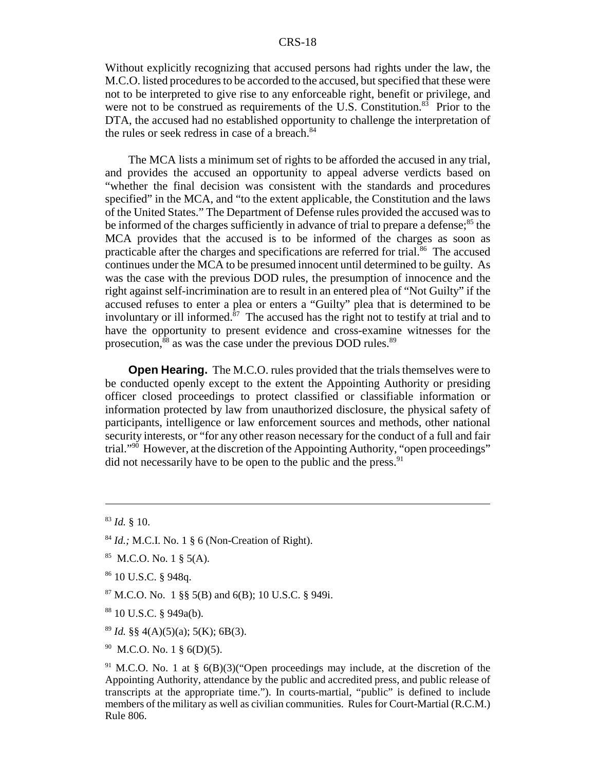Without explicitly recognizing that accused persons had rights under the law, the M.C.O. listed procedures to be accorded to the accused, but specified that these were not to be interpreted to give rise to any enforceable right, benefit or privilege, and were not to be construed as requirements of the U.S. Constitution.[83] Prior to the DTA, the accused had no established opportunity to challenge the interpretation of the rules or seek redress in case of a breach.[84]

The MCA lists a minimum set of rights to be afforded the accused in any trial, and provides the accused an opportunity to appeal adverse verdicts based on "whether the final decision was consistent with the standards and procedures specified" in the MCA, and "to the extent applicable, the Constitution and the laws of the United States." The Department of Defense rules provided the accused was to be informed of the charges sufficiently in advance of trial to prepare a defense;[85] the MCA provides that the accused is to be informed of the charges as soon as practicable after the charges and specifications are referred for trial.[86] The accused continues under the MCA to be presumed innocent until determined to be guilty. As was the case with the previous DOD rules, the presumption of innocence and the right against self-incrimination are to result in an entered plea of "Not Guilty" if the accused refuses to enter a plea or enters a "Guilty" plea that is determined to be involuntary or ill informed.[87] The accused has the right not to testify at trial and to have the opportunity to present evidence and cross-examine witnesses for the prosecution,[88] as was the case under the previous DOD rules.[89]

**Open Hearing.** The M.C.O. rules provided that the trials themselves were to be conducted openly except to the extent the Appointing Authority or presiding officer closed proceedings to protect classified or classifiable information or information protected by law from unauthorized disclosure, the physical safety of participants, intelligence or law enforcement sources and methods, other national security interests, or "for any other reason necessary for the conduct of a full and fair trial."[90] However, at the discretion of the Appointing Authority, "open proceedings" did not necessarily have to be open to the public and the press.[91]

---

[83] *Id.* § 10.

[84] *Id.;* M.C.I. No. 1 § 6 (Non-Creation of Right).

[85] M.C.O. No. 1 § 5(A).

[86] 10 U.S.C. § 948q.

[87] M.C.O. No. 1 §§ 5(B) and 6(B); 10 U.S.C. § 949i.

[88] 10 U.S.C. § 949a(b).

[89] *Id.* §§ 4(A)(5)(a); 5(K); 6B(3).

[90] M.C.O. No. 1 § 6(D)(5).

[91] M.C.O. No. 1 at § 6(B)(3)("Open proceedings may include, at the discretion of the Appointing Authority, attendance by the public and accredited press, and public release of transcripts at the appropriate time."). In courts-martial, "public" is defined to include members of the military as well as civilian communities. Rules for Court-Martial (R.C.M.) Rule 806.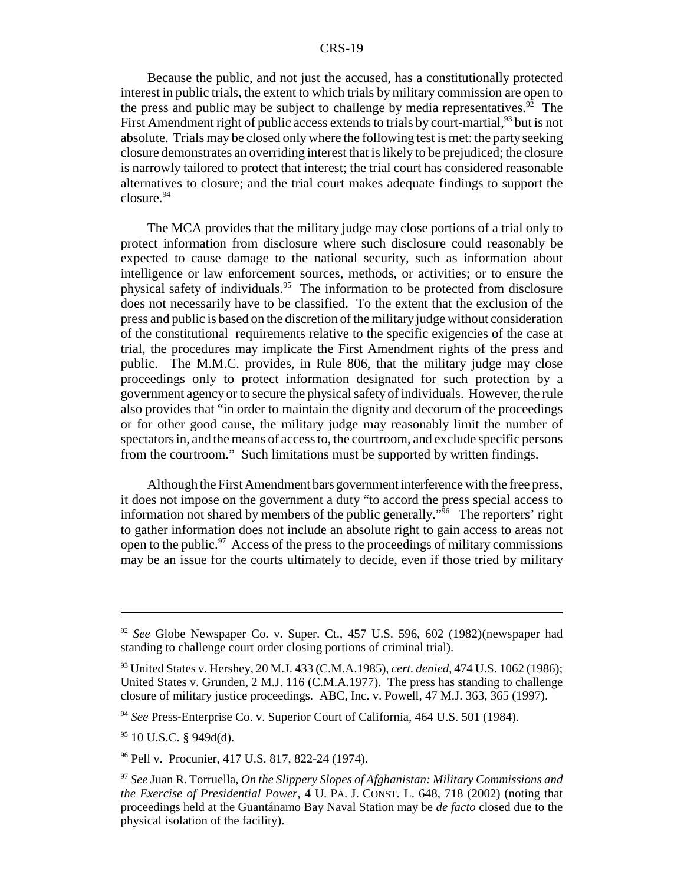Because the public, and not just the accused, has a constitutionally protected interest in public trials, the extent to which trials by military commission are open to the press and public may be subject to challenge by media representatives.[92] The First Amendment right of public access extends to trials by court-martial,[93] but is not absolute. Trials may be closed only where the following test is met: the party seeking closure demonstrates an overriding interest that is likely to be prejudiced; the closure is narrowly tailored to protect that interest; the trial court has considered reasonable alternatives to closure; and the trial court makes adequate findings to support the closure.[94]

The MCA provides that the military judge may close portions of a trial only to protect information from disclosure where such disclosure could reasonably be expected to cause damage to the national security, such as information about intelligence or law enforcement sources, methods, or activities; or to ensure the physical safety of individuals.[95] The information to be protected from disclosure does not necessarily have to be classified. To the extent that the exclusion of the press and public is based on the discretion of the military judge without consideration of the constitutional requirements relative to the specific exigencies of the case at trial, the procedures may implicate the First Amendment rights of the press and public. The M.M.C. provides, in Rule 806, that the military judge may close proceedings only to protect information designated for such protection by a government agency or to secure the physical safety of individuals. However, the rule also provides that "in order to maintain the dignity and decorum of the proceedings or for other good cause, the military judge may reasonably limit the number of spectators in, and the means of access to, the courtroom, and exclude specific persons from the courtroom." Such limitations must be supported by written findings.

Although the First Amendment bars government interference with the free press, it does not impose on the government a duty "to accord the press special access to information not shared by members of the public generally."[96] The reporters' right to gather information does not include an absolute right to gain access to areas not open to the public.[97] Access of the press to the proceedings of military commissions may be an issue for the courts ultimately to decide, even if those tried by military

---

[92] *See* Globe Newspaper Co. v. Super. Ct., 457 U.S. 596, 602 (1982)(newspaper had standing to challenge court order closing portions of criminal trial).

[93] United States v. Hershey, 20 M.J. 433 (C.M.A.1985), *cert. denied*, 474 U.S. 1062 (1986); United States v. Grunden, 2 M.J. 116 (C.M.A.1977). The press has standing to challenge closure of military justice proceedings. ABC, Inc. v. Powell, 47 M.J. 363, 365 (1997).

[94] *See* Press-Enterprise Co. v. Superior Court of California, 464 U.S. 501 (1984).

[95] 10 U.S.C. § 949d(d).

[96] Pell v. Procunier, 417 U.S. 817, 822-24 (1974).

[97] *See* Juan R. Torruella, *On the Slippery Slopes of Afghanistan: Military Commissions and the Exercise of Presidential Power*, 4 U. PA. J. CONST. L. 648, 718 (2002) (noting that proceedings held at the Guantánamo Bay Naval Station may be *de facto* closed due to the physical isolation of the facility).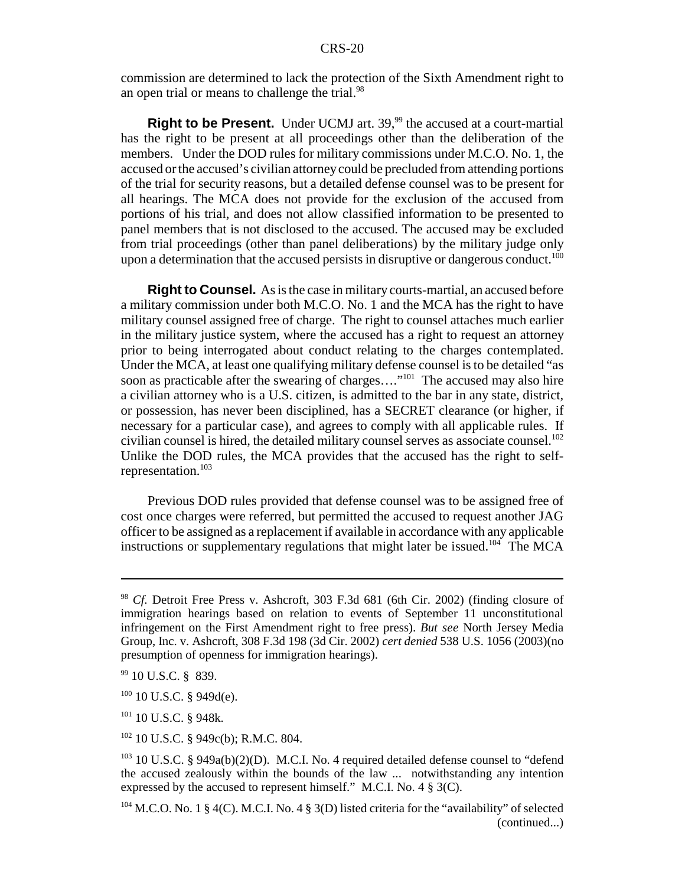commission are determined to lack the protection of the Sixth Amendment right to an open trial or means to challenge the trial.[98]

**Right to be Present.** Under UCMJ art. 39,[99] the accused at a court-martial has the right to be present at all proceedings other than the deliberation of the members. Under the DOD rules for military commissions under M.C.O. No. 1, the accused or the accused's civilian attorney could be precluded from attending portions of the trial for security reasons, but a detailed defense counsel was to be present for all hearings. The MCA does not provide for the exclusion of the accused from portions of his trial, and does not allow classified information to be presented to panel members that is not disclosed to the accused. The accused may be excluded from trial proceedings (other than panel deliberations) by the military judge only upon a determination that the accused persists in disruptive or dangerous conduct.[100]

**Right to Counsel.** As is the case in military courts-martial, an accused before a military commission under both M.C.O. No. 1 and the MCA has the right to have military counsel assigned free of charge. The right to counsel attaches much earlier in the military justice system, where the accused has a right to request an attorney prior to being interrogated about conduct relating to the charges contemplated. Under the MCA, at least one qualifying military defense counsel is to be detailed "as soon as practicable after the swearing of charges…."[101] The accused may also hire a civilian attorney who is a U.S. citizen, is admitted to the bar in any state, district, or possession, has never been disciplined, has a SECRET clearance (or higher, if necessary for a particular case), and agrees to comply with all applicable rules. If civilian counsel is hired, the detailed military counsel serves as associate counsel.[102] Unlike the DOD rules, the MCA provides that the accused has the right to self-representation.[103]

Previous DOD rules provided that defense counsel was to be assigned free of cost once charges were referred, but permitted the accused to request another JAG officer to be assigned as a replacement if available in accordance with any applicable instructions or supplementary regulations that might later be issued.[104] The MCA

---

[98] *Cf.* Detroit Free Press v. Ashcroft, 303 F.3d 681 (6th Cir. 2002) (finding closure of immigration hearings based on relation to events of September 11 unconstitutional infringement on the First Amendment right to free press). *But see* North Jersey Media Group, Inc. v. Ashcroft, 308 F.3d 198 (3d Cir. 2002) *cert denied* 538 U.S. 1056 (2003)(no presumption of openness for immigration hearings).

[99] 10 U.S.C. § 839.

[100] 10 U.S.C. § 949d(e).

[101] 10 U.S.C. § 948k.

[102] 10 U.S.C. § 949c(b); R.M.C. 804.

[103] 10 U.S.C. § 949a(b)(2)(D). M.C.I. No. 4 required detailed defense counsel to "defend the accused zealously within the bounds of the law ... notwithstanding any intention expressed by the accused to represent himself." M.C.I. No. 4 § 3(C).

[104] M.C.O. No. 1 § 4(C). M.C.I. No. 4 § 3(D) listed criteria for the "availability" of selected (continued...)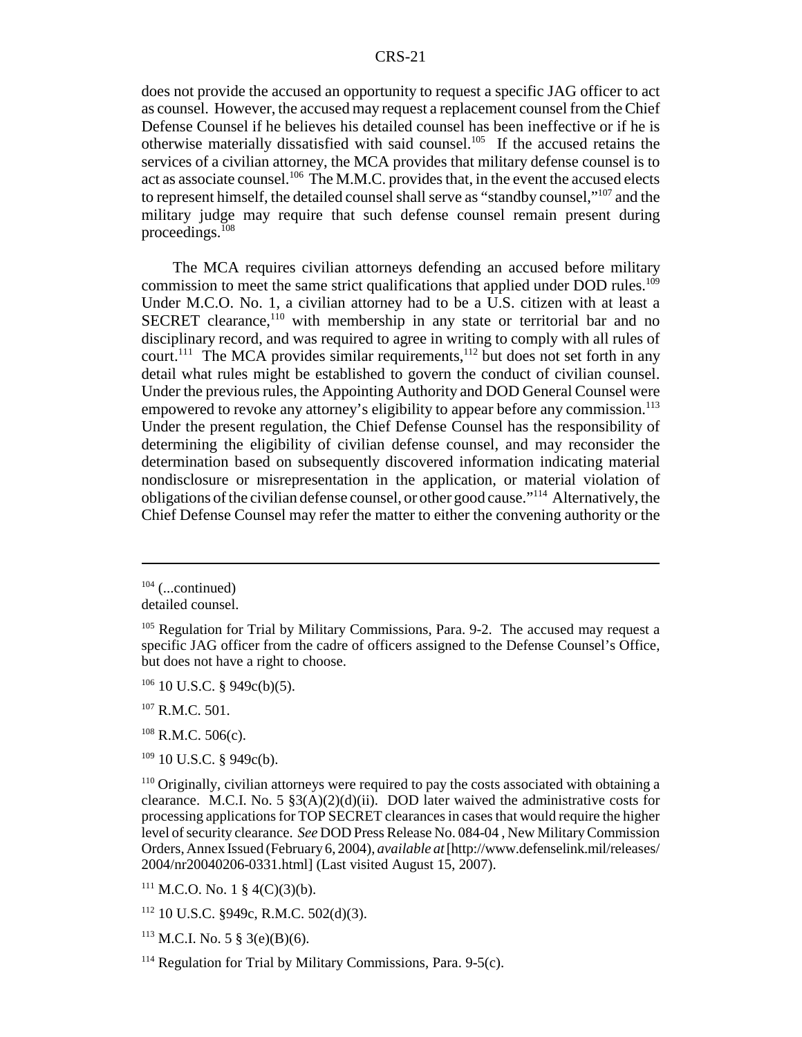does not provide the accused an opportunity to request a specific JAG officer to act as counsel. However, the accused may request a replacement counsel from the Chief Defense Counsel if he believes his detailed counsel has been ineffective or if he is otherwise materially dissatisfied with said counsel.[105] If the accused retains the services of a civilian attorney, the MCA provides that military defense counsel is to act as associate counsel.[106] The M.M.C. provides that, in the event the accused elects to represent himself, the detailed counsel shall serve as "standby counsel,"[107] and the military judge may require that such defense counsel remain present during proceedings.[108]

The MCA requires civilian attorneys defending an accused before military commission to meet the same strict qualifications that applied under DOD rules.[109] Under M.C.O. No. 1, a civilian attorney had to be a U.S. citizen with at least a SECRET clearance,[110] with membership in any state or territorial bar and no disciplinary record, and was required to agree in writing to comply with all rules of court.[111] The MCA provides similar requirements,[112] but does not set forth in any detail what rules might be established to govern the conduct of civilian counsel. Under the previous rules, the Appointing Authority and DOD General Counsel were empowered to revoke any attorney's eligibility to appear before any commission.[113] Under the present regulation, the Chief Defense Counsel has the responsibility of determining the eligibility of civilian defense counsel, and may reconsider the determination based on subsequently discovered information indicating material nondisclosure or misrepresentation in the application, or material violation of obligations of the civilian defense counsel, or other good cause."[114] Alternatively, the Chief Defense Counsel may refer the matter to either the convening authority or the

---

[104] (...continued)
detailed counsel.

[105] Regulation for Trial by Military Commissions, Para. 9-2. The accused may request a specific JAG officer from the cadre of officers assigned to the Defense Counsel's Office, but does not have a right to choose.

[106] 10 U.S.C. § 949c(b)(5).

[107] R.M.C. 501.

[108] R.M.C. 506(c).

[109] 10 U.S.C. § 949c(b).

[110] Originally, civilian attorneys were required to pay the costs associated with obtaining a clearance. M.C.I. No. 5 §3(A)(2)(d)(ii). DOD later waived the administrative costs for processing applications for TOP SECRET clearances in cases that would require the higher level of security clearance. *See* DOD Press Release No. 084-04 , New Military Commission Orders, Annex Issued (February 6, 2004), *available at* [http://www.defenselink.mil/releases/2004/nr20040206-0331.html] (Last visited August 15, 2007).

[111] M.C.O. No. 1 § 4(C)(3)(b).

[112] 10 U.S.C. §949c, R.M.C. 502(d)(3).

[113] M.C.I. No. 5 § 3(e)(B)(6).

[114] Regulation for Trial by Military Commissions, Para. 9-5(c).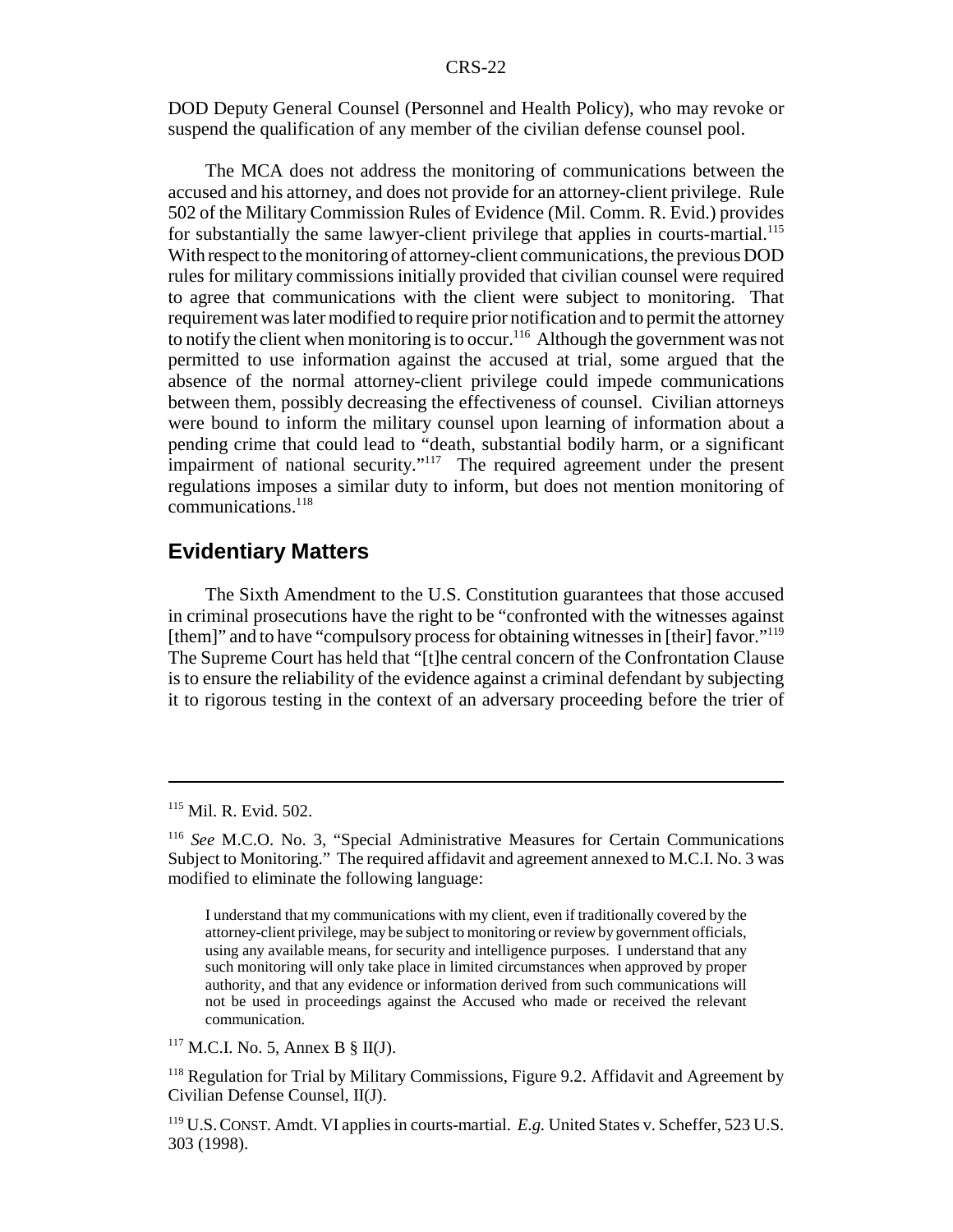DOD Deputy General Counsel (Personnel and Health Policy), who may revoke or suspend the qualification of any member of the civilian defense counsel pool.

The MCA does not address the monitoring of communications between the accused and his attorney, and does not provide for an attorney-client privilege. Rule 502 of the Military Commission Rules of Evidence (Mil. Comm. R. Evid.) provides for substantially the same lawyer-client privilege that applies in courts-martial.[115] With respect to the monitoring of attorney-client communications, the previous DOD rules for military commissions initially provided that civilian counsel were required to agree that communications with the client were subject to monitoring. That requirement was later modified to require prior notification and to permit the attorney to notify the client when monitoring is to occur.[116] Although the government was not permitted to use information against the accused at trial, some argued that the absence of the normal attorney-client privilege could impede communications between them, possibly decreasing the effectiveness of counsel. Civilian attorneys were bound to inform the military counsel upon learning of information about a pending crime that could lead to "death, substantial bodily harm, or a significant impairment of national security."[117] The required agreement under the present regulations imposes a similar duty to inform, but does not mention monitoring of communications.[118]

## Evidentiary Matters

The Sixth Amendment to the U.S. Constitution guarantees that those accused in criminal prosecutions have the right to be "confronted with the witnesses against [them]" and to have "compulsory process for obtaining witnesses in [their] favor."[119] The Supreme Court has held that "[t]he central concern of the Confrontation Clause is to ensure the reliability of the evidence against a criminal defendant by subjecting it to rigorous testing in the context of an adversary proceeding before the trier of

---

[115] Mil. R. Evid. 502.

[116] *See* M.C.O. No. 3, "Special Administrative Measures for Certain Communications Subject to Monitoring." The required affidavit and agreement annexed to M.C.I. No. 3 was modified to eliminate the following language:

> I understand that my communications with my client, even if traditionally covered by the attorney-client privilege, may be subject to monitoring or review by government officials, using any available means, for security and intelligence purposes. I understand that any such monitoring will only take place in limited circumstances when approved by proper authority, and that any evidence or information derived from such communications will not be used in proceedings against the Accused who made or received the relevant communication.

[117] M.C.I. No. 5, Annex B § II(J).

[118] Regulation for Trial by Military Commissions, Figure 9.2. Affidavit and Agreement by Civilian Defense Counsel, II(J).

[119] U.S. CONST. Amdt. VI applies in courts-martial. *E.g.* United States v. Scheffer, 523 U.S. 303 (1998).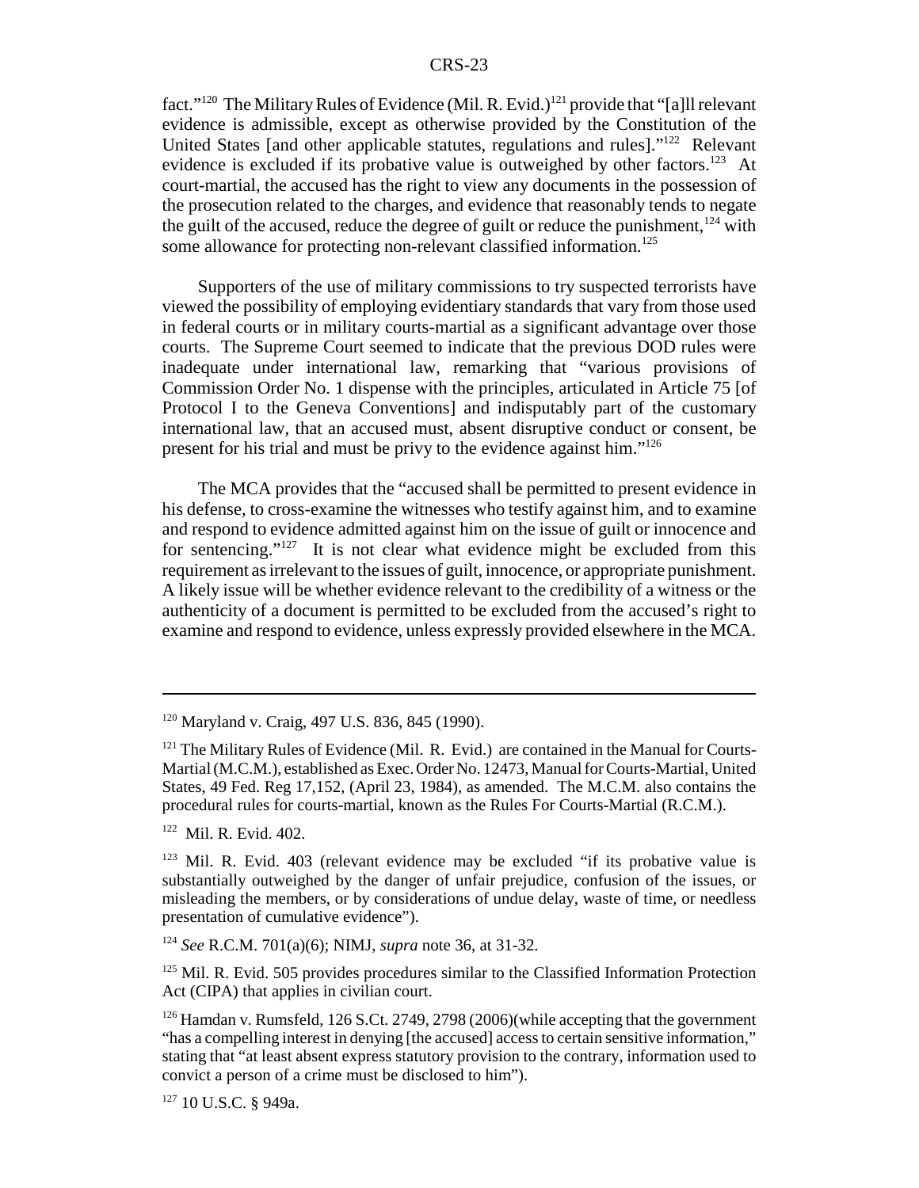fact."[120] The Military Rules of Evidence (Mil. R. Evid.)[121] provide that "[a]ll relevant evidence is admissible, except as otherwise provided by the Constitution of the United States [and other applicable statutes, regulations and rules]."[122] Relevant evidence is excluded if its probative value is outweighed by other factors.[123] At court-martial, the accused has the right to view any documents in the possession of the prosecution related to the charges, and evidence that reasonably tends to negate the guilt of the accused, reduce the degree of guilt or reduce the punishment,[124] with some allowance for protecting non-relevant classified information.[125]

Supporters of the use of military commissions to try suspected terrorists have viewed the possibility of employing evidentiary standards that vary from those used in federal courts or in military courts-martial as a significant advantage over those courts. The Supreme Court seemed to indicate that the previous DOD rules were inadequate under international law, remarking that "various provisions of Commission Order No. 1 dispense with the principles, articulated in Article 75 [of Protocol I to the Geneva Conventions] and indisputably part of the customary international law, that an accused must, absent disruptive conduct or consent, be present for his trial and must be privy to the evidence against him."[126]

The MCA provides that the "accused shall be permitted to present evidence in his defense, to cross-examine the witnesses who testify against him, and to examine and respond to evidence admitted against him on the issue of guilt or innocence and for sentencing."[127] It is not clear what evidence might be excluded from this requirement as irrelevant to the issues of guilt, innocence, or appropriate punishment. A likely issue will be whether evidence relevant to the credibility of a witness or the authenticity of a document is permitted to be excluded from the accused's right to examine and respond to evidence, unless expressly provided elsewhere in the MCA.

---

[120] Maryland v. Craig, 497 U.S. 836, 845 (1990).

[121] The Military Rules of Evidence (Mil. R. Evid.) are contained in the Manual for Courts-Martial (M.C.M.), established as Exec. Order No. 12473, Manual for Courts-Martial, United States, 49 Fed. Reg 17,152, (April 23, 1984), as amended. The M.C.M. also contains the procedural rules for courts-martial, known as the Rules For Courts-Martial (R.C.M.).

[122] Mil. R. Evid. 402.

[123] Mil. R. Evid. 403 (relevant evidence may be excluded "if its probative value is substantially outweighed by the danger of unfair prejudice, confusion of the issues, or misleading the members, or by considerations of undue delay, waste of time, or needless presentation of cumulative evidence").

[124] *See* R.C.M. 701(a)(6); NIMJ, *supra* note 36, at 31-32.

[125] Mil. R. Evid. 505 provides procedures similar to the Classified Information Protection Act (CIPA) that applies in civilian court.

[126] Hamdan v. Rumsfeld, 126 S.Ct. 2749, 2798 (2006)(while accepting that the government "has a compelling interest in denying [the accused] access to certain sensitive information," stating that "at least absent express statutory provision to the contrary, information used to convict a person of a crime must be disclosed to him").

[127] 10 U.S.C. § 949a.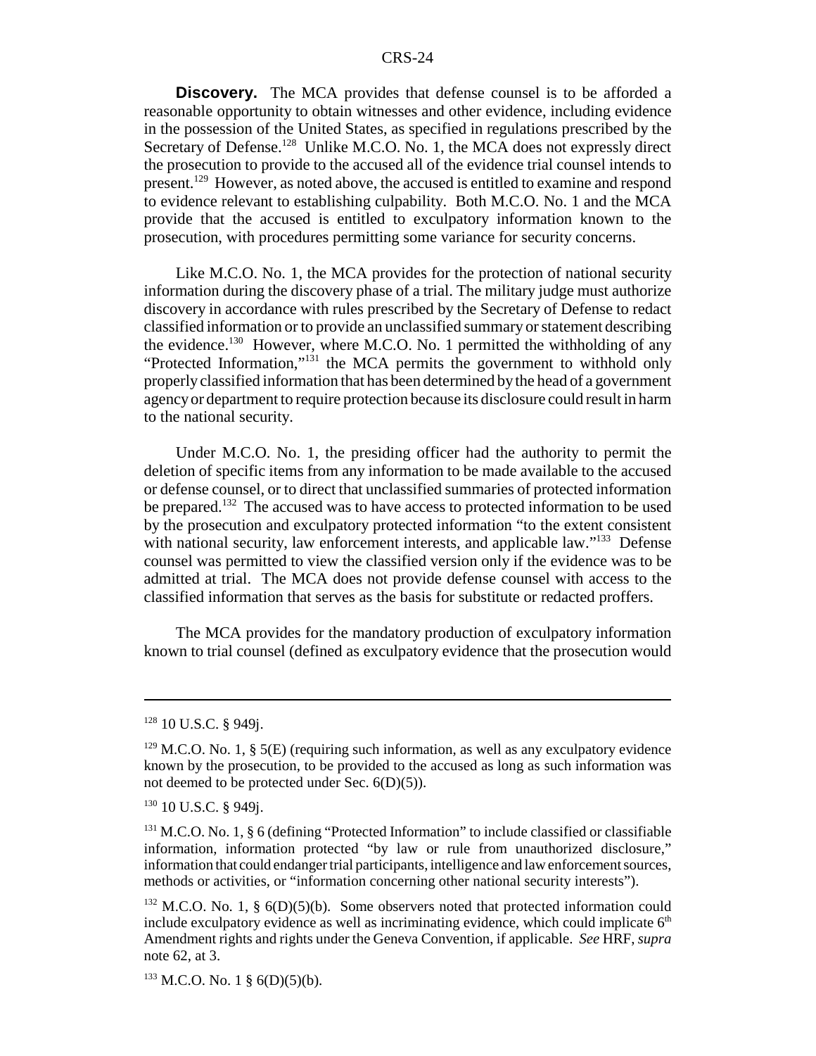**Discovery.** The MCA provides that defense counsel is to be afforded a reasonable opportunity to obtain witnesses and other evidence, including evidence in the possession of the United States, as specified in regulations prescribed by the Secretary of Defense.[128] Unlike M.C.O. No. 1, the MCA does not expressly direct the prosecution to provide to the accused all of the evidence trial counsel intends to present.[129] However, as noted above, the accused is entitled to examine and respond to evidence relevant to establishing culpability. Both M.C.O. No. 1 and the MCA provide that the accused is entitled to exculpatory information known to the prosecution, with procedures permitting some variance for security concerns.

Like M.C.O. No. 1, the MCA provides for the protection of national security information during the discovery phase of a trial. The military judge must authorize discovery in accordance with rules prescribed by the Secretary of Defense to redact classified information or to provide an unclassified summary or statement describing the evidence.[130] However, where M.C.O. No. 1 permitted the withholding of any "Protected Information,"[131] the MCA permits the government to withhold only properly classified information that has been determined by the head of a government agency or department to require protection because its disclosure could result in harm to the national security.

Under M.C.O. No. 1, the presiding officer had the authority to permit the deletion of specific items from any information to be made available to the accused or defense counsel, or to direct that unclassified summaries of protected information be prepared.[132] The accused was to have access to protected information to be used by the prosecution and exculpatory protected information "to the extent consistent with national security, law enforcement interests, and applicable law."[133] Defense counsel was permitted to view the classified version only if the evidence was to be admitted at trial. The MCA does not provide defense counsel with access to the classified information that serves as the basis for substitute or redacted proffers.

The MCA provides for the mandatory production of exculpatory information known to trial counsel (defined as exculpatory evidence that the prosecution would

---

[128] 10 U.S.C. § 949j.

[129] M.C.O. No. 1, § 5(E) (requiring such information, as well as any exculpatory evidence known by the prosecution, to be provided to the accused as long as such information was not deemed to be protected under Sec. 6(D)(5)).

[130] 10 U.S.C. § 949j.

[131] M.C.O. No. 1, § 6 (defining "Protected Information" to include classified or classifiable information, information protected "by law or rule from unauthorized disclosure," information that could endanger trial participants, intelligence and law enforcement sources, methods or activities, or "information concerning other national security interests").

[132] M.C.O. No. 1, § 6(D)(5)(b). Some observers noted that protected information could include exculpatory evidence as well as incriminating evidence, which could implicate 6th Amendment rights and rights under the Geneva Convention, if applicable. *See* HRF, *supra* note 62, at 3.

[133] M.C.O. No. 1 § 6(D)(5)(b).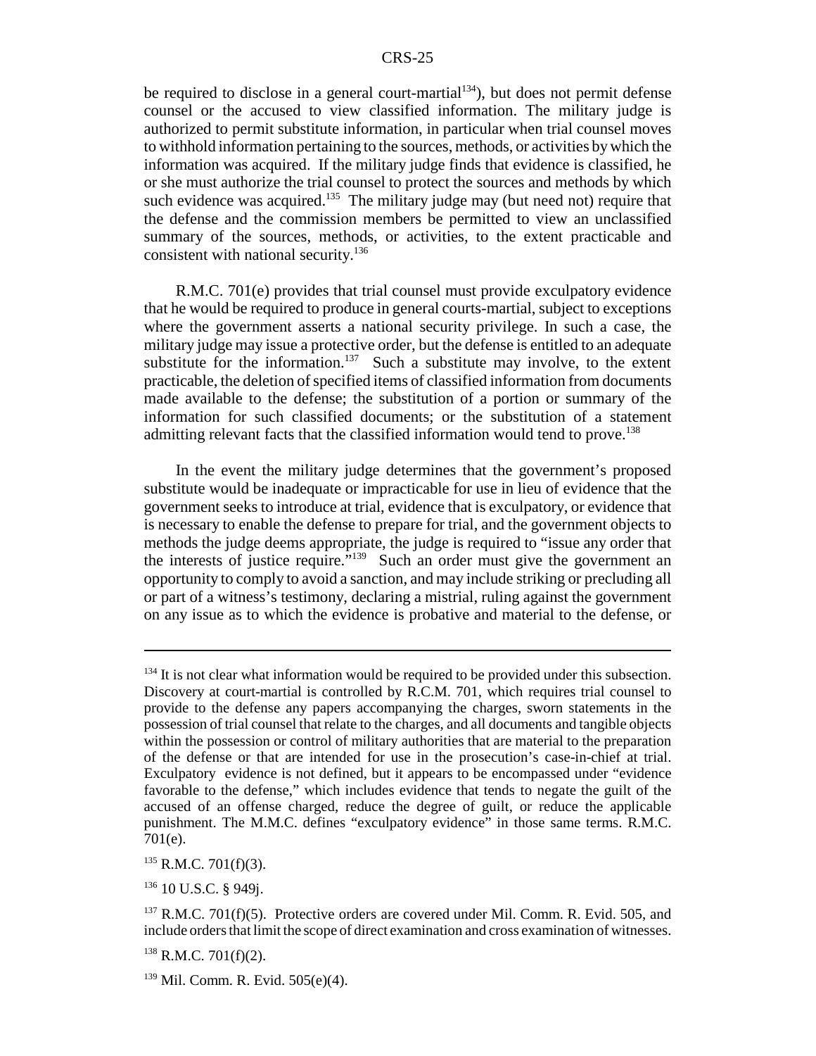be required to disclose in a general court-martial[134]), but does not permit defense counsel or the accused to view classified information. The military judge is authorized to permit substitute information, in particular when trial counsel moves to withhold information pertaining to the sources, methods, or activities by which the information was acquired. If the military judge finds that evidence is classified, he or she must authorize the trial counsel to protect the sources and methods by which such evidence was acquired.[135] The military judge may (but need not) require that the defense and the commission members be permitted to view an unclassified summary of the sources, methods, or activities, to the extent practicable and consistent with national security.[136]

R.M.C. 701(e) provides that trial counsel must provide exculpatory evidence that he would be required to produce in general courts-martial, subject to exceptions where the government asserts a national security privilege. In such a case, the military judge may issue a protective order, but the defense is entitled to an adequate substitute for the information.[137] Such a substitute may involve, to the extent practicable, the deletion of specified items of classified information from documents made available to the defense; the substitution of a portion or summary of the information for such classified documents; or the substitution of a statement admitting relevant facts that the classified information would tend to prove.[138]

In the event the military judge determines that the government's proposed substitute would be inadequate or impracticable for use in lieu of evidence that the government seeks to introduce at trial, evidence that is exculpatory, or evidence that is necessary to enable the defense to prepare for trial, and the government objects to methods the judge deems appropriate, the judge is required to "issue any order that the interests of justice require."[139] Such an order must give the government an opportunity to comply to avoid a sanction, and may include striking or precluding all or part of a witness's testimony, declaring a mistrial, ruling against the government on any issue as to which the evidence is probative and material to the defense, or

---

[134] It is not clear what information would be required to be provided under this subsection. Discovery at court-martial is controlled by R.C.M. 701, which requires trial counsel to provide to the defense any papers accompanying the charges, sworn statements in the possession of trial counsel that relate to the charges, and all documents and tangible objects within the possession or control of military authorities that are material to the preparation of the defense or that are intended for use in the prosecution's case-in-chief at trial. Exculpatory evidence is not defined, but it appears to be encompassed under "evidence favorable to the defense," which includes evidence that tends to negate the guilt of the accused of an offense charged, reduce the degree of guilt, or reduce the applicable punishment. The M.M.C. defines "exculpatory evidence" in those same terms. R.M.C. 701(e).

[135] R.M.C. 701(f)(3).

[136] 10 U.S.C. § 949j.

[137] R.M.C. 701(f)(5). Protective orders are covered under Mil. Comm. R. Evid. 505, and include orders that limit the scope of direct examination and cross examination of witnesses.

[138] R.M.C. 701(f)(2).

[139] Mil. Comm. R. Evid. 505(e)(4).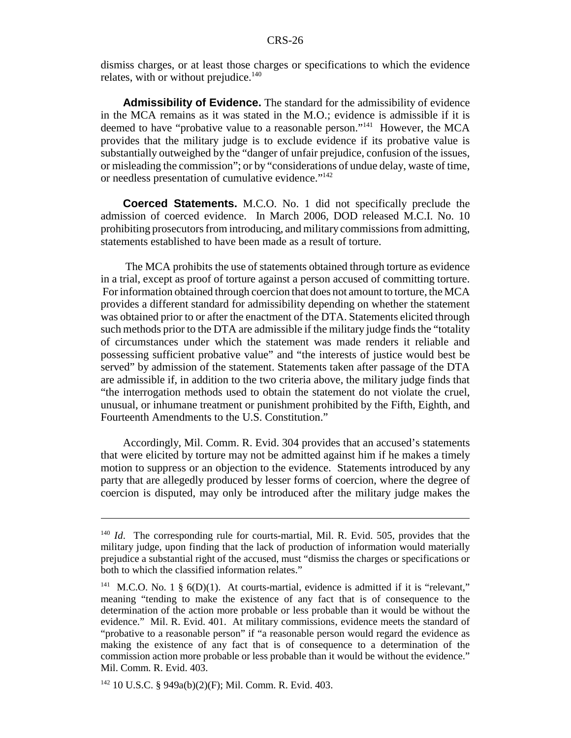dismiss charges, or at least those charges or specifications to which the evidence relates, with or without prejudice.[140]

**Admissibility of Evidence.** The standard for the admissibility of evidence in the MCA remains as it was stated in the M.O.; evidence is admissible if it is deemed to have "probative value to a reasonable person."[141] However, the MCA provides that the military judge is to exclude evidence if its probative value is substantially outweighed by the "danger of unfair prejudice, confusion of the issues, or misleading the commission"; or by "considerations of undue delay, waste of time, or needless presentation of cumulative evidence."[142]

**Coerced Statements.** M.C.O. No. 1 did not specifically preclude the admission of coerced evidence. In March 2006, DOD released M.C.I. No. 10 prohibiting prosecutors from introducing, and military commissions from admitting, statements established to have been made as a result of torture.

The MCA prohibits the use of statements obtained through torture as evidence in a trial, except as proof of torture against a person accused of committing torture. For information obtained through coercion that does not amount to torture, the MCA provides a different standard for admissibility depending on whether the statement was obtained prior to or after the enactment of the DTA. Statements elicited through such methods prior to the DTA are admissible if the military judge finds the "totality of circumstances under which the statement was made renders it reliable and possessing sufficient probative value" and "the interests of justice would best be served" by admission of the statement. Statements taken after passage of the DTA are admissible if, in addition to the two criteria above, the military judge finds that "the interrogation methods used to obtain the statement do not violate the cruel, unusual, or inhumane treatment or punishment prohibited by the Fifth, Eighth, and Fourteenth Amendments to the U.S. Constitution."

Accordingly, Mil. Comm. R. Evid. 304 provides that an accused's statements that were elicited by torture may not be admitted against him if he makes a timely motion to suppress or an objection to the evidence. Statements introduced by any party that are allegedly produced by lesser forms of coercion, where the degree of coercion is disputed, may only be introduced after the military judge makes the

---

[140] *Id*. The corresponding rule for courts-martial, Mil. R. Evid. 505, provides that the military judge, upon finding that the lack of production of information would materially prejudice a substantial right of the accused, must "dismiss the charges or specifications or both to which the classified information relates."

[141] M.C.O. No. 1 § 6(D)(1). At courts-martial, evidence is admitted if it is "relevant," meaning "tending to make the existence of any fact that is of consequence to the determination of the action more probable or less probable than it would be without the evidence." Mil. R. Evid. 401. At military commissions, evidence meets the standard of "probative to a reasonable person" if "a reasonable person would regard the evidence as making the existence of any fact that is of consequence to a determination of the commission action more probable or less probable than it would be without the evidence." Mil. Comm. R. Evid. 403.

[142] 10 U.S.C. § 949a(b)(2)(F); Mil. Comm. R. Evid. 403.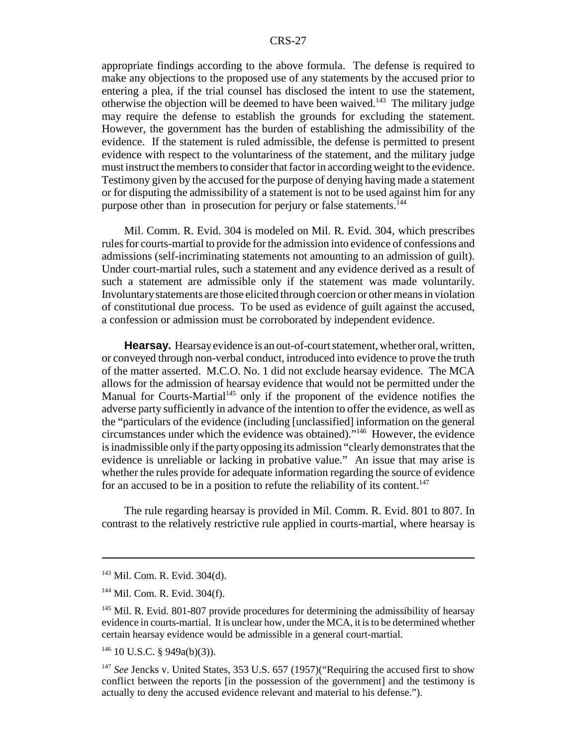appropriate findings according to the above formula. The defense is required to make any objections to the proposed use of any statements by the accused prior to entering a plea, if the trial counsel has disclosed the intent to use the statement, otherwise the objection will be deemed to have been waived.[143] The military judge may require the defense to establish the grounds for excluding the statement. However, the government has the burden of establishing the admissibility of the evidence. If the statement is ruled admissible, the defense is permitted to present evidence with respect to the voluntariness of the statement, and the military judge must instruct the members to consider that factor in according weight to the evidence. Testimony given by the accused for the purpose of denying having made a statement or for disputing the admissibility of a statement is not to be used against him for any purpose other than in prosecution for perjury or false statements.[144]

Mil. Comm. R. Evid. 304 is modeled on Mil. R. Evid. 304, which prescribes rules for courts-martial to provide for the admission into evidence of confessions and admissions (self-incriminating statements not amounting to an admission of guilt). Under court-martial rules, such a statement and any evidence derived as a result of such a statement are admissible only if the statement was made voluntarily. Involuntary statements are those elicited through coercion or other means in violation of constitutional due process. To be used as evidence of guilt against the accused, a confession or admission must be corroborated by independent evidence.

**Hearsay.** Hearsay evidence is an out-of-court statement, whether oral, written, or conveyed through non-verbal conduct, introduced into evidence to prove the truth of the matter asserted. M.C.O. No. 1 did not exclude hearsay evidence. The MCA allows for the admission of hearsay evidence that would not be permitted under the Manual for Courts-Martial[145] only if the proponent of the evidence notifies the adverse party sufficiently in advance of the intention to offer the evidence, as well as the "particulars of the evidence (including [unclassified] information on the general circumstances under which the evidence was obtained)."[146] However, the evidence is inadmissible only if the party opposing its admission "clearly demonstrates that the evidence is unreliable or lacking in probative value." An issue that may arise is whether the rules provide for adequate information regarding the source of evidence for an accused to be in a position to refute the reliability of its content.[147]

The rule regarding hearsay is provided in Mil. Comm. R. Evid. 801 to 807. In contrast to the relatively restrictive rule applied in courts-martial, where hearsay is

---

[143] Mil. Com. R. Evid. 304(d).

[144] Mil. Com. R. Evid. 304(f).

[145] Mil. R. Evid. 801-807 provide procedures for determining the admissibility of hearsay evidence in courts-martial. It is unclear how, under the MCA, it is to be determined whether certain hearsay evidence would be admissible in a general court-martial.

[146] 10 U.S.C. § 949a(b)(3)).

[147] *See* Jencks v. United States, 353 U.S. 657 (1957)("Requiring the accused first to show conflict between the reports [in the possession of the government] and the testimony is actually to deny the accused evidence relevant and material to his defense.").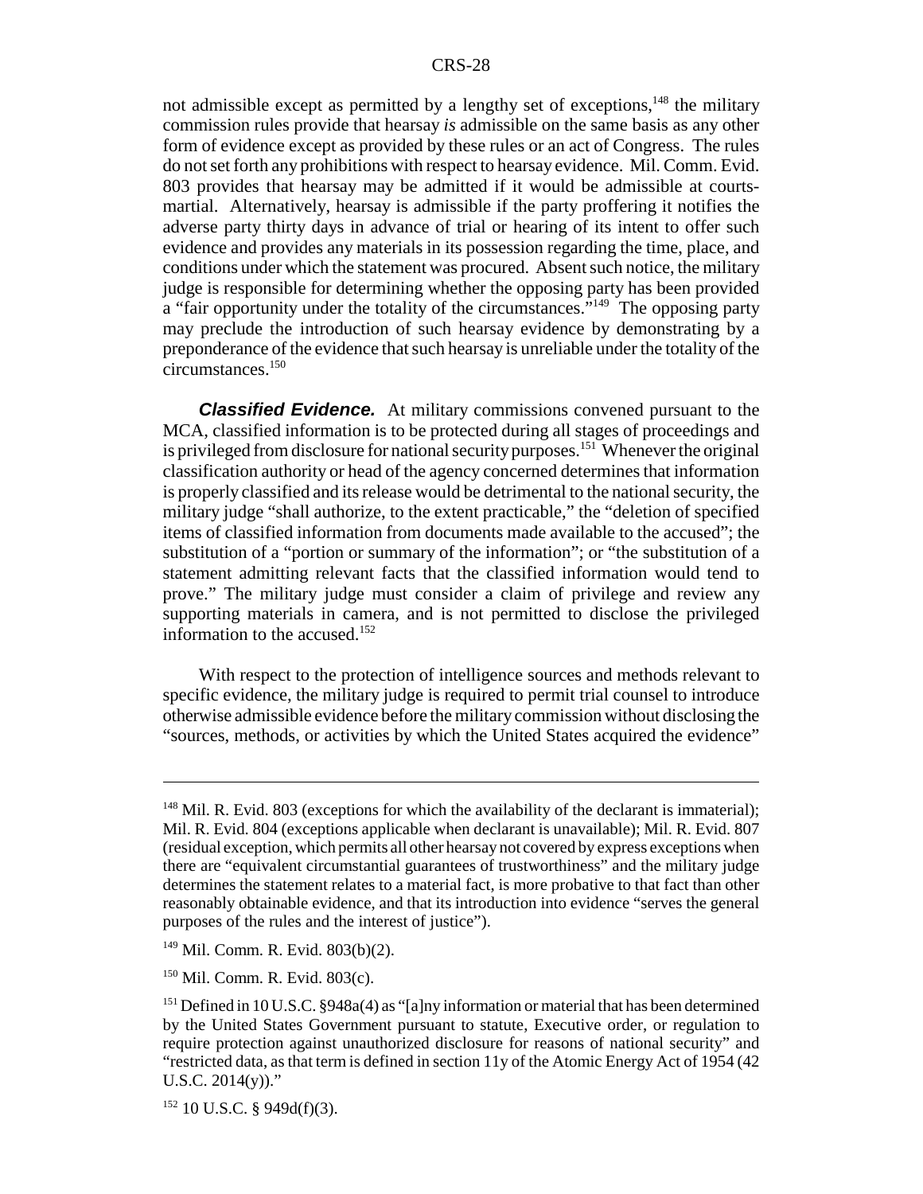not admissible except as permitted by a lengthy set of exceptions,[148] the military commission rules provide that hearsay *is* admissible on the same basis as any other form of evidence except as provided by these rules or an act of Congress. The rules do not set forth any prohibitions with respect to hearsay evidence. Mil. Comm. Evid. 803 provides that hearsay may be admitted if it would be admissible at courts-martial. Alternatively, hearsay is admissible if the party proffering it notifies the adverse party thirty days in advance of trial or hearing of its intent to offer such evidence and provides any materials in its possession regarding the time, place, and conditions under which the statement was procured. Absent such notice, the military judge is responsible for determining whether the opposing party has been provided a "fair opportunity under the totality of the circumstances."[149] The opposing party may preclude the introduction of such hearsay evidence by demonstrating by a preponderance of the evidence that such hearsay is unreliable under the totality of the circumstances.[150]

***Classified Evidence.*** At military commissions convened pursuant to the MCA, classified information is to be protected during all stages of proceedings and is privileged from disclosure for national security purposes.[151] Whenever the original classification authority or head of the agency concerned determines that information is properly classified and its release would be detrimental to the national security, the military judge "shall authorize, to the extent practicable," the "deletion of specified items of classified information from documents made available to the accused"; the substitution of a "portion or summary of the information"; or "the substitution of a statement admitting relevant facts that the classified information would tend to prove." The military judge must consider a claim of privilege and review any supporting materials in camera, and is not permitted to disclose the privileged information to the accused.[152]

With respect to the protection of intelligence sources and methods relevant to specific evidence, the military judge is required to permit trial counsel to introduce otherwise admissible evidence before the military commission without disclosing the "sources, methods, or activities by which the United States acquired the evidence"

---

[148] Mil. R. Evid. 803 (exceptions for which the availability of the declarant is immaterial); Mil. R. Evid. 804 (exceptions applicable when declarant is unavailable); Mil. R. Evid. 807 (residual exception, which permits all other hearsay not covered by express exceptions when there are "equivalent circumstantial guarantees of trustworthiness" and the military judge determines the statement relates to a material fact, is more probative to that fact than other reasonably obtainable evidence, and that its introduction into evidence "serves the general purposes of the rules and the interest of justice").

[149] Mil. Comm. R. Evid. 803(b)(2).

[150] Mil. Comm. R. Evid. 803(c).

[151] Defined in 10 U.S.C. §948a(4) as "[a]ny information or material that has been determined by the United States Government pursuant to statute, Executive order, or regulation to require protection against unauthorized disclosure for reasons of national security" and "restricted data, as that term is defined in section 11y of the Atomic Energy Act of 1954 (42 U.S.C. 2014(y))."

[152] 10 U.S.C. § 949d(f)(3).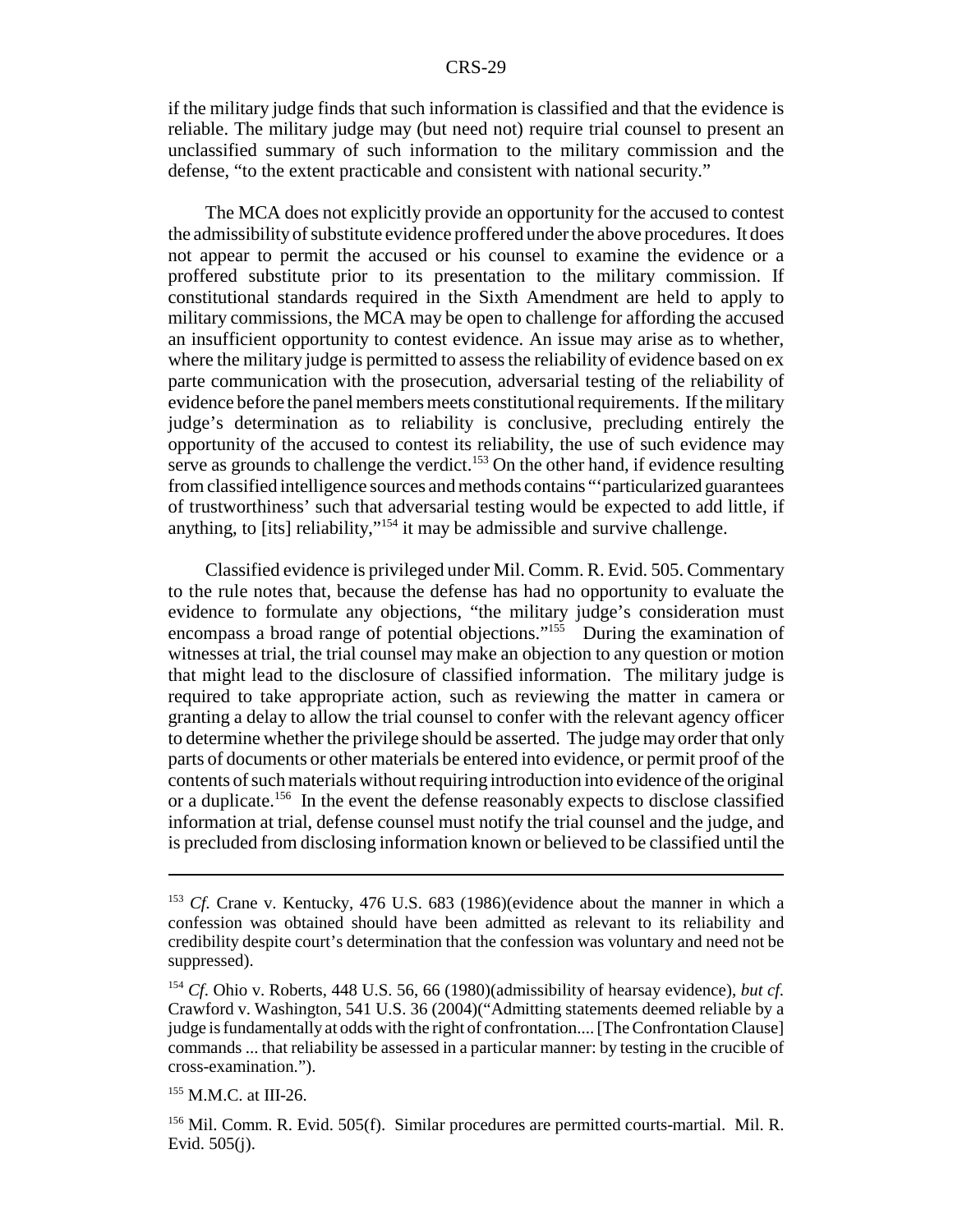if the military judge finds that such information is classified and that the evidence is reliable. The military judge may (but need not) require trial counsel to present an unclassified summary of such information to the military commission and the defense, "to the extent practicable and consistent with national security."

The MCA does not explicitly provide an opportunity for the accused to contest the admissibility of substitute evidence proffered under the above procedures. It does not appear to permit the accused or his counsel to examine the evidence or a proffered substitute prior to its presentation to the military commission. If constitutional standards required in the Sixth Amendment are held to apply to military commissions, the MCA may be open to challenge for affording the accused an insufficient opportunity to contest evidence. An issue may arise as to whether, where the military judge is permitted to assess the reliability of evidence based on ex parte communication with the prosecution, adversarial testing of the reliability of evidence before the panel members meets constitutional requirements. If the military judge's determination as to reliability is conclusive, precluding entirely the opportunity of the accused to contest its reliability, the use of such evidence may serve as grounds to challenge the verdict.[153] On the other hand, if evidence resulting from classified intelligence sources and methods contains "'particularized guarantees of trustworthiness' such that adversarial testing would be expected to add little, if anything, to [its] reliability,"[154] it may be admissible and survive challenge.

Classified evidence is privileged under Mil. Comm. R. Evid. 505. Commentary to the rule notes that, because the defense has had no opportunity to evaluate the evidence to formulate any objections, "the military judge's consideration must encompass a broad range of potential objections."[155] During the examination of witnesses at trial, the trial counsel may make an objection to any question or motion that might lead to the disclosure of classified information. The military judge is required to take appropriate action, such as reviewing the matter in camera or granting a delay to allow the trial counsel to confer with the relevant agency officer to determine whether the privilege should be asserted. The judge may order that only parts of documents or other materials be entered into evidence, or permit proof of the contents of such materials without requiring introduction into evidence of the original or a duplicate.[156] In the event the defense reasonably expects to disclose classified information at trial, defense counsel must notify the trial counsel and the judge, and is precluded from disclosing information known or believed to be classified until the

---

[153] *Cf.* Crane v. Kentucky, 476 U.S. 683 (1986)(evidence about the manner in which a confession was obtained should have been admitted as relevant to its reliability and credibility despite court's determination that the confession was voluntary and need not be suppressed).

[154] *Cf.* Ohio v. Roberts, 448 U.S. 56, 66 (1980)(admissibility of hearsay evidence), *but cf.* Crawford v. Washington, 541 U.S. 36 (2004)("Admitting statements deemed reliable by a judge is fundamentally at odds with the right of confrontation.... [The Confrontation Clause] commands ... that reliability be assessed in a particular manner: by testing in the crucible of cross-examination.").

[155] M.M.C. at III-26.

[156] Mil. Comm. R. Evid. 505(f). Similar procedures are permitted courts-martial. Mil. R. Evid. 505(j).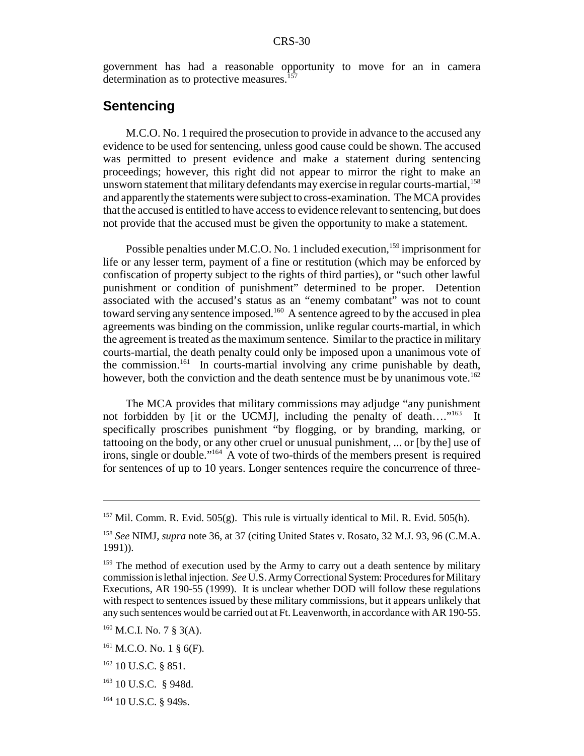government has had a reasonable opportunity to move for an in camera determination as to protective measures.[157]

## Sentencing

M.C.O. No. 1 required the prosecution to provide in advance to the accused any evidence to be used for sentencing, unless good cause could be shown. The accused was permitted to present evidence and make a statement during sentencing proceedings; however, this right did not appear to mirror the right to make an unsworn statement that military defendants may exercise in regular courts-martial,[158] and apparently the statements were subject to cross-examination. The MCA provides that the accused is entitled to have access to evidence relevant to sentencing, but does not provide that the accused must be given the opportunity to make a statement.

Possible penalties under M.C.O. No. 1 included execution,[159] imprisonment for life or any lesser term, payment of a fine or restitution (which may be enforced by confiscation of property subject to the rights of third parties), or "such other lawful punishment or condition of punishment" determined to be proper. Detention associated with the accused's status as an "enemy combatant" was not to count toward serving any sentence imposed.[160] A sentence agreed to by the accused in plea agreements was binding on the commission, unlike regular courts-martial, in which the agreement is treated as the maximum sentence. Similar to the practice in military courts-martial, the death penalty could only be imposed upon a unanimous vote of the commission.[161] In courts-martial involving any crime punishable by death, however, both the conviction and the death sentence must be by unanimous vote.[162]

The MCA provides that military commissions may adjudge "any punishment not forbidden by [it or the UCMJ], including the penalty of death…."[163] It specifically proscribes punishment "by flogging, or by branding, marking, or tattooing on the body, or any other cruel or unusual punishment, ... or [by the] use of irons, single or double."[164] A vote of two-thirds of the members present is required for sentences of up to 10 years. Longer sentences require the concurrence of three-

---

[157] Mil. Comm. R. Evid. 505(g). This rule is virtually identical to Mil. R. Evid. 505(h).

[158] *See* NIMJ, *supra* note 36, at 37 (citing United States v. Rosato, 32 M.J. 93, 96 (C.M.A. 1991)).

[159] The method of execution used by the Army to carry out a death sentence by military commission is lethal injection. *See* U.S. Army Correctional System: Procedures for Military Executions, AR 190-55 (1999). It is unclear whether DOD will follow these regulations with respect to sentences issued by these military commissions, but it appears unlikely that any such sentences would be carried out at Ft. Leavenworth, in accordance with AR 190-55.

[160] M.C.I. No. 7 § 3(A).

[161] M.C.O. No. 1 § 6(F).

[162] 10 U.S.C. § 851.

[163] 10 U.S.C. § 948d.

[164] 10 U.S.C. § 949s.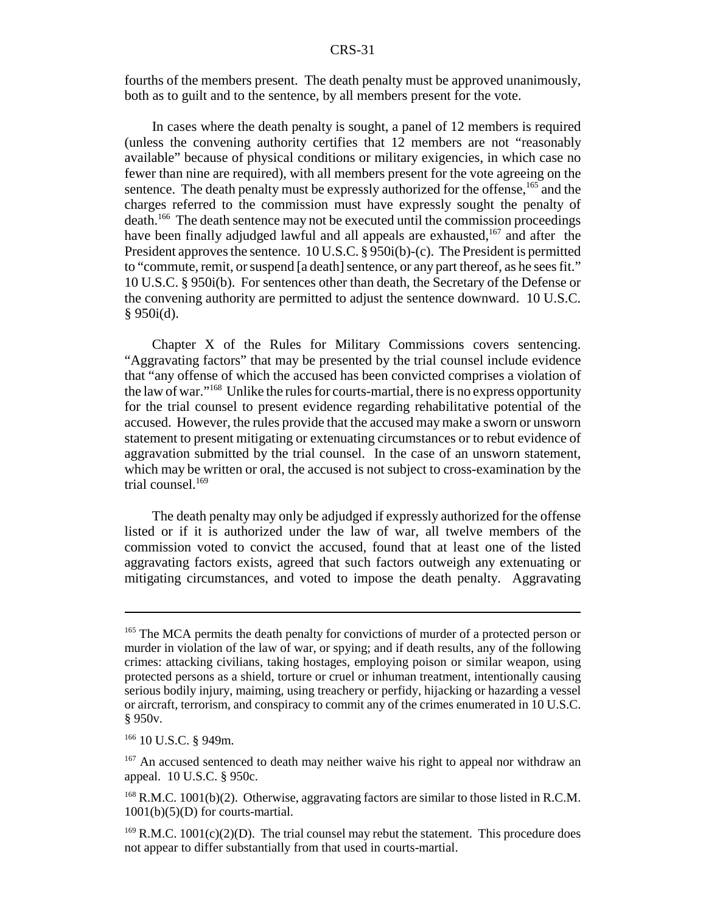fourths of the members present. The death penalty must be approved unanimously, both as to guilt and to the sentence, by all members present for the vote.

In cases where the death penalty is sought, a panel of 12 members is required (unless the convening authority certifies that 12 members are not "reasonably available" because of physical conditions or military exigencies, in which case no fewer than nine are required), with all members present for the vote agreeing on the sentence. The death penalty must be expressly authorized for the offense,[165] and the charges referred to the commission must have expressly sought the penalty of death.[166] The death sentence may not be executed until the commission proceedings have been finally adjudged lawful and all appeals are exhausted,[167] and after the President approves the sentence. 10 U.S.C. § 950i(b)-(c). The President is permitted to "commute, remit, or suspend [a death] sentence, or any part thereof, as he sees fit." 10 U.S.C. § 950i(b). For sentences other than death, the Secretary of the Defense or the convening authority are permitted to adjust the sentence downward. 10 U.S.C. § 950i(d).

Chapter X of the Rules for Military Commissions covers sentencing. "Aggravating factors" that may be presented by the trial counsel include evidence that "any offense of which the accused has been convicted comprises a violation of the law of war."[168] Unlike the rules for courts-martial, there is no express opportunity for the trial counsel to present evidence regarding rehabilitative potential of the accused. However, the rules provide that the accused may make a sworn or unsworn statement to present mitigating or extenuating circumstances or to rebut evidence of aggravation submitted by the trial counsel. In the case of an unsworn statement, which may be written or oral, the accused is not subject to cross-examination by the trial counsel.[169]

The death penalty may only be adjudged if expressly authorized for the offense listed or if it is authorized under the law of war, all twelve members of the commission voted to convict the accused, found that at least one of the listed aggravating factors exists, agreed that such factors outweigh any extenuating or mitigating circumstances, and voted to impose the death penalty. Aggravating

---

[165] The MCA permits the death penalty for convictions of murder of a protected person or murder in violation of the law of war, or spying; and if death results, any of the following crimes: attacking civilians, taking hostages, employing poison or similar weapon, using protected persons as a shield, torture or cruel or inhuman treatment, intentionally causing serious bodily injury, maiming, using treachery or perfidy, hijacking or hazarding a vessel or aircraft, terrorism, and conspiracy to commit any of the crimes enumerated in 10 U.S.C. § 950v.

[166] 10 U.S.C. § 949m.

[167] An accused sentenced to death may neither waive his right to appeal nor withdraw an appeal. 10 U.S.C. § 950c.

[168] R.M.C. 1001(b)(2). Otherwise, aggravating factors are similar to those listed in R.C.M. 1001(b)(5)(D) for courts-martial.

[169] R.M.C. 1001(c)(2)(D). The trial counsel may rebut the statement. This procedure does not appear to differ substantially from that used in courts-martial.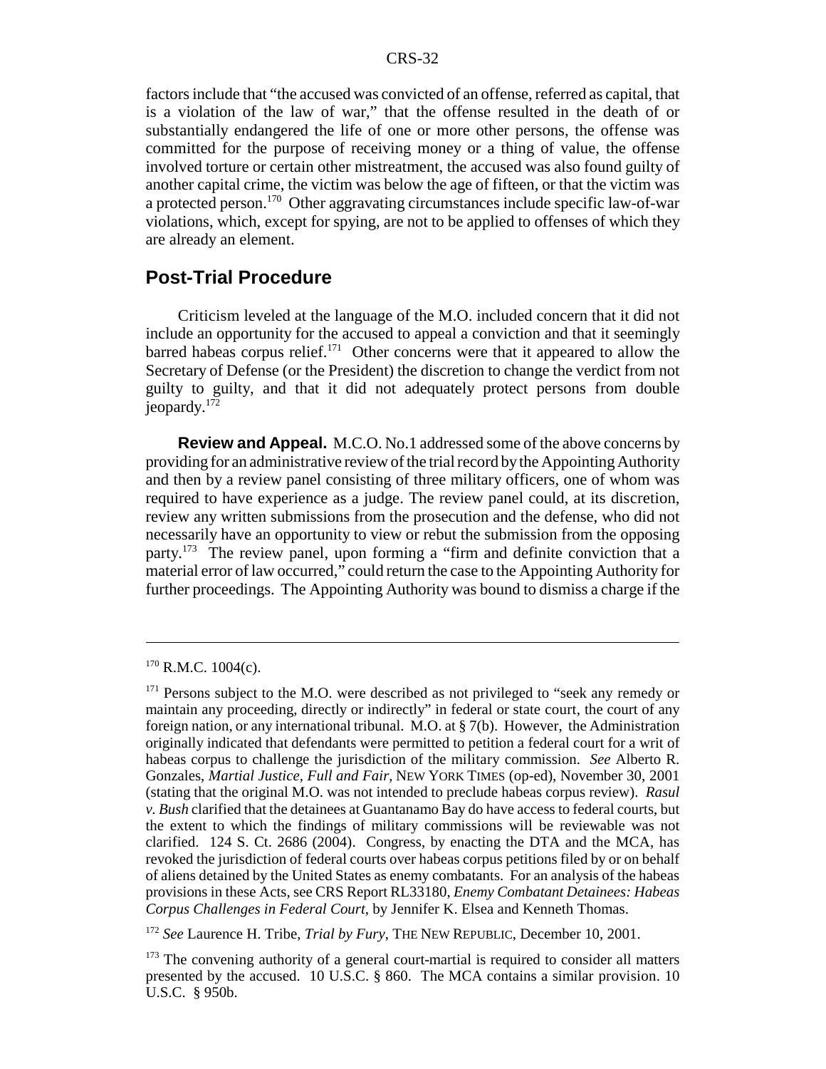factors include that "the accused was convicted of an offense, referred as capital, that is a violation of the law of war," that the offense resulted in the death of or substantially endangered the life of one or more other persons, the offense was committed for the purpose of receiving money or a thing of value, the offense involved torture or certain other mistreatment, the accused was also found guilty of another capital crime, the victim was below the age of fifteen, or that the victim was a protected person.[170] Other aggravating circumstances include specific law-of-war violations, which, except for spying, are not to be applied to offenses of which they are already an element.

## Post-Trial Procedure

Criticism leveled at the language of the M.O. included concern that it did not include an opportunity for the accused to appeal a conviction and that it seemingly barred habeas corpus relief.[171] Other concerns were that it appeared to allow the Secretary of Defense (or the President) the discretion to change the verdict from not guilty to guilty, and that it did not adequately protect persons from double jeopardy.[172]

**Review and Appeal.** M.C.O. No.1 addressed some of the above concerns by providing for an administrative review of the trial record by the Appointing Authority and then by a review panel consisting of three military officers, one of whom was required to have experience as a judge. The review panel could, at its discretion, review any written submissions from the prosecution and the defense, who did not necessarily have an opportunity to view or rebut the submission from the opposing party.[173] The review panel, upon forming a "firm and definite conviction that a material error of law occurred," could return the case to the Appointing Authority for further proceedings. The Appointing Authority was bound to dismiss a charge if the

---

[170] R.M.C. 1004(c).

[171] Persons subject to the M.O. were described as not privileged to "seek any remedy or maintain any proceeding, directly or indirectly" in federal or state court, the court of any foreign nation, or any international tribunal. M.O. at § 7(b). However, the Administration originally indicated that defendants were permitted to petition a federal court for a writ of habeas corpus to challenge the jurisdiction of the military commission. *See* Alberto R. Gonzales, *Martial Justice, Full and Fair*, NEW YORK TIMES (op-ed), November 30, 2001 (stating that the original M.O. was not intended to preclude habeas corpus review). *Rasul v. Bush* clarified that the detainees at Guantanamo Bay do have access to federal courts, but the extent to which the findings of military commissions will be reviewable was not clarified. 124 S. Ct. 2686 (2004). Congress, by enacting the DTA and the MCA, has revoked the jurisdiction of federal courts over habeas corpus petitions filed by or on behalf of aliens detained by the United States as enemy combatants. For an analysis of the habeas provisions in these Acts, see CRS Report RL33180, *Enemy Combatant Detainees: Habeas Corpus Challenges in Federal Court*, by Jennifer K. Elsea and Kenneth Thomas.

[172] *See* Laurence H. Tribe, *Trial by Fury*, THE NEW REPUBLIC, December 10, 2001.

[173] The convening authority of a general court-martial is required to consider all matters presented by the accused. 10 U.S.C. § 860. The MCA contains a similar provision. 10 U.S.C. § 950b.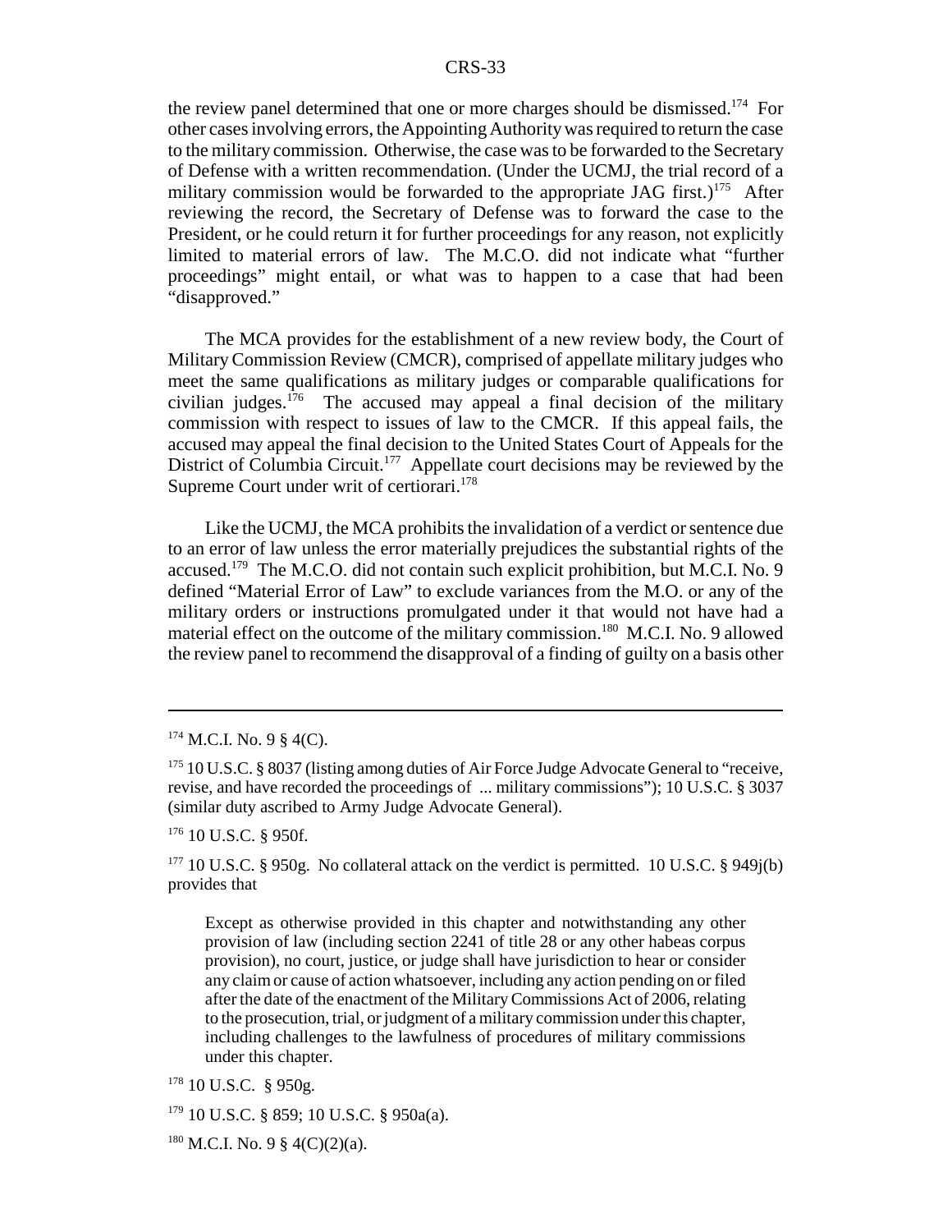the review panel determined that one or more charges should be dismissed.[174] For other cases involving errors, the Appointing Authority was required to return the case to the military commission. Otherwise, the case was to be forwarded to the Secretary of Defense with a written recommendation. (Under the UCMJ, the trial record of a military commission would be forwarded to the appropriate JAG first.)[175] After reviewing the record, the Secretary of Defense was to forward the case to the President, or he could return it for further proceedings for any reason, not explicitly limited to material errors of law. The M.C.O. did not indicate what "further proceedings" might entail, or what was to happen to a case that had been "disapproved."

The MCA provides for the establishment of a new review body, the Court of Military Commission Review (CMCR), comprised of appellate military judges who meet the same qualifications as military judges or comparable qualifications for civilian judges.[176] The accused may appeal a final decision of the military commission with respect to issues of law to the CMCR. If this appeal fails, the accused may appeal the final decision to the United States Court of Appeals for the District of Columbia Circuit.[177] Appellate court decisions may be reviewed by the Supreme Court under writ of certiorari.[178]

Like the UCMJ, the MCA prohibits the invalidation of a verdict or sentence due to an error of law unless the error materially prejudices the substantial rights of the accused.[179] The M.C.O. did not contain such explicit prohibition, but M.C.I. No. 9 defined "Material Error of Law" to exclude variances from the M.O. or any of the military orders or instructions promulgated under it that would not have had a material effect on the outcome of the military commission.[180] M.C.I. No. 9 allowed the review panel to recommend the disapproval of a finding of guilty on a basis other

---

[174] M.C.I. No. 9 § 4(C).

[175] 10 U.S.C. § 8037 (listing among duties of Air Force Judge Advocate General to "receive, revise, and have recorded the proceedings of ... military commissions"); 10 U.S.C. § 3037 (similar duty ascribed to Army Judge Advocate General).

[176] 10 U.S.C. § 950f.

[177] 10 U.S.C. § 950g. No collateral attack on the verdict is permitted. 10 U.S.C. § 949j(b) provides that

> Except as otherwise provided in this chapter and notwithstanding any other provision of law (including section 2241 of title 28 or any other habeas corpus provision), no court, justice, or judge shall have jurisdiction to hear or consider any claim or cause of action whatsoever, including any action pending on or filed after the date of the enactment of the Military Commissions Act of 2006, relating to the prosecution, trial, or judgment of a military commission under this chapter, including challenges to the lawfulness of procedures of military commissions under this chapter.

[178] 10 U.S.C. § 950g.

[179] 10 U.S.C. § 859; 10 U.S.C. § 950a(a).

[180] M.C.I. No. 9 § 4(C)(2)(a).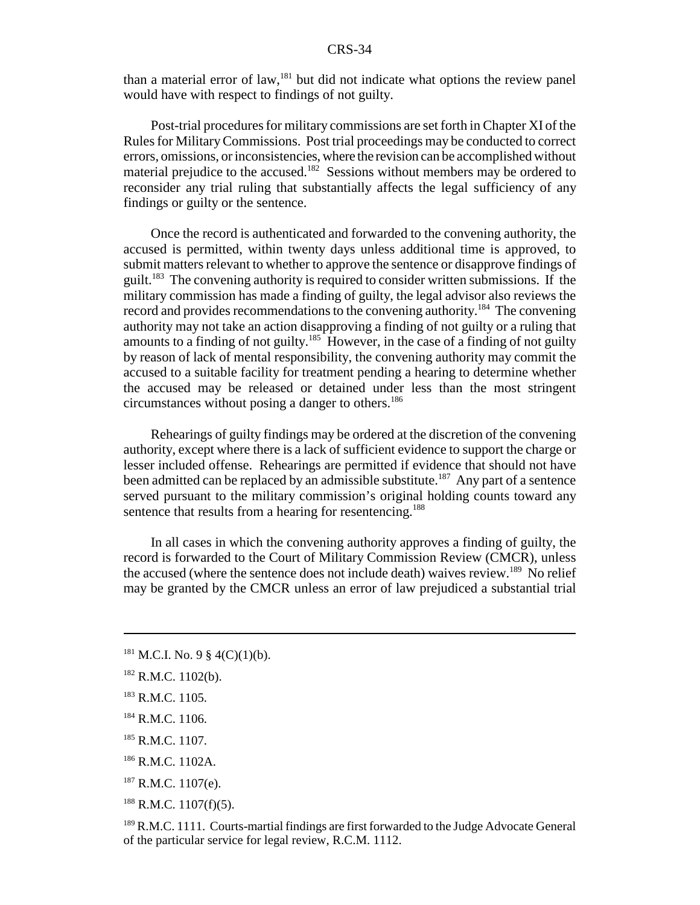than a material error of law,[181] but did not indicate what options the review panel would have with respect to findings of not guilty.

Post-trial procedures for military commissions are set forth in Chapter XI of the Rules for Military Commissions. Post trial proceedings may be conducted to correct errors, omissions, or inconsistencies, where the revision can be accomplished without material prejudice to the accused.[182] Sessions without members may be ordered to reconsider any trial ruling that substantially affects the legal sufficiency of any findings or guilty or the sentence.

Once the record is authenticated and forwarded to the convening authority, the accused is permitted, within twenty days unless additional time is approved, to submit matters relevant to whether to approve the sentence or disapprove findings of guilt.[183] The convening authority is required to consider written submissions. If the military commission has made a finding of guilty, the legal advisor also reviews the record and provides recommendations to the convening authority.[184] The convening authority may not take an action disapproving a finding of not guilty or a ruling that amounts to a finding of not guilty.[185] However, in the case of a finding of not guilty by reason of lack of mental responsibility, the convening authority may commit the accused to a suitable facility for treatment pending a hearing to determine whether the accused may be released or detained under less than the most stringent circumstances without posing a danger to others.[186]

Rehearings of guilty findings may be ordered at the discretion of the convening authority, except where there is a lack of sufficient evidence to support the charge or lesser included offense. Rehearings are permitted if evidence that should not have been admitted can be replaced by an admissible substitute.[187] Any part of a sentence served pursuant to the military commission's original holding counts toward any sentence that results from a hearing for resentencing.[188]

In all cases in which the convening authority approves a finding of guilty, the record is forwarded to the Court of Military Commission Review (CMCR), unless the accused (where the sentence does not include death) waives review.[189] No relief may be granted by the CMCR unless an error of law prejudiced a substantial trial

---

[181] M.C.I. No. 9 § 4(C)(1)(b).

[182] R.M.C. 1102(b).

[183] R.M.C. 1105.

[184] R.M.C. 1106.

[185] R.M.C. 1107.

[186] R.M.C. 1102A.

[187] R.M.C. 1107(e).

[188] R.M.C. 1107(f)(5).

[189] R.M.C. 1111. Courts-martial findings are first forwarded to the Judge Advocate General of the particular service for legal review, R.C.M. 1112.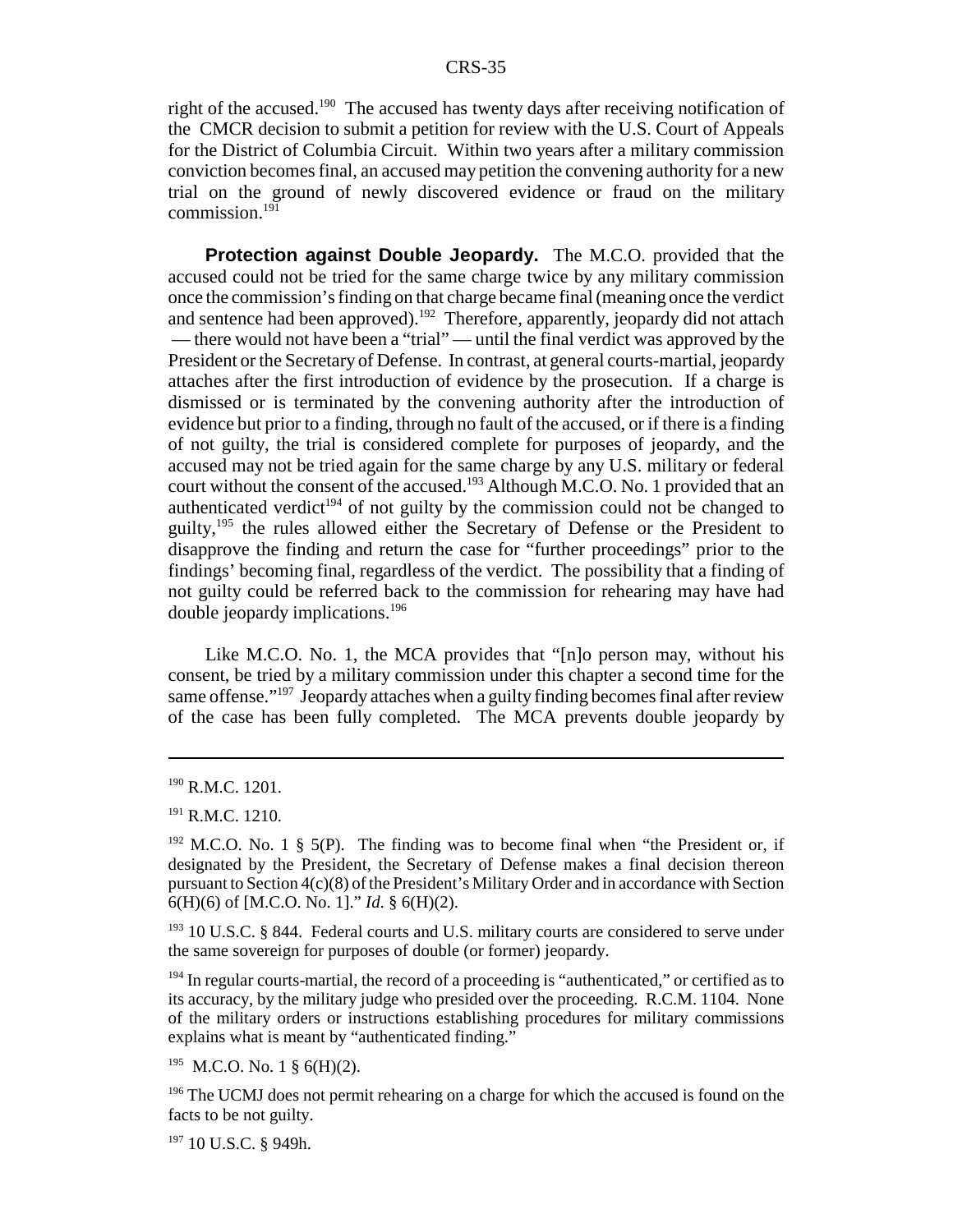right of the accused.[190] The accused has twenty days after receiving notification of the CMCR decision to submit a petition for review with the U.S. Court of Appeals for the District of Columbia Circuit. Within two years after a military commission conviction becomes final, an accused may petition the convening authority for a new trial on the ground of newly discovered evidence or fraud on the military commission.[191]

**Protection against Double Jeopardy.** The M.C.O. provided that the accused could not be tried for the same charge twice by any military commission once the commission's finding on that charge became final (meaning once the verdict and sentence had been approved).[192] Therefore, apparently, jeopardy did not attach — there would not have been a "trial" — until the final verdict was approved by the President or the Secretary of Defense. In contrast, at general courts-martial, jeopardy attaches after the first introduction of evidence by the prosecution. If a charge is dismissed or is terminated by the convening authority after the introduction of evidence but prior to a finding, through no fault of the accused, or if there is a finding of not guilty, the trial is considered complete for purposes of jeopardy, and the accused may not be tried again for the same charge by any U.S. military or federal court without the consent of the accused.[193] Although M.C.O. No. 1 provided that an authenticated verdict[194] of not guilty by the commission could not be changed to guilty,[195] the rules allowed either the Secretary of Defense or the President to disapprove the finding and return the case for "further proceedings" prior to the findings' becoming final, regardless of the verdict. The possibility that a finding of not guilty could be referred back to the commission for rehearing may have had double jeopardy implications.[196]

Like M.C.O. No. 1, the MCA provides that "[n]o person may, without his consent, be tried by a military commission under this chapter a second time for the same offense."[197] Jeopardy attaches when a guilty finding becomes final after review of the case has been fully completed. The MCA prevents double jeopardy by

---

[190] R.M.C. 1201.

[191] R.M.C. 1210.

[192] M.C.O. No. 1 § 5(P). The finding was to become final when "the President or, if designated by the President, the Secretary of Defense makes a final decision thereon pursuant to Section 4(c)(8) of the President's Military Order and in accordance with Section 6(H)(6) of [M.C.O. No. 1]." *Id.* § 6(H)(2).

[193] 10 U.S.C. § 844. Federal courts and U.S. military courts are considered to serve under the same sovereign for purposes of double (or former) jeopardy.

[194] In regular courts-martial, the record of a proceeding is "authenticated," or certified as to its accuracy, by the military judge who presided over the proceeding. R.C.M. 1104. None of the military orders or instructions establishing procedures for military commissions explains what is meant by "authenticated finding."

[195] M.C.O. No. 1 § 6(H)(2).

[196] The UCMJ does not permit rehearing on a charge for which the accused is found on the facts to be not guilty.

[197] 10 U.S.C. § 949h.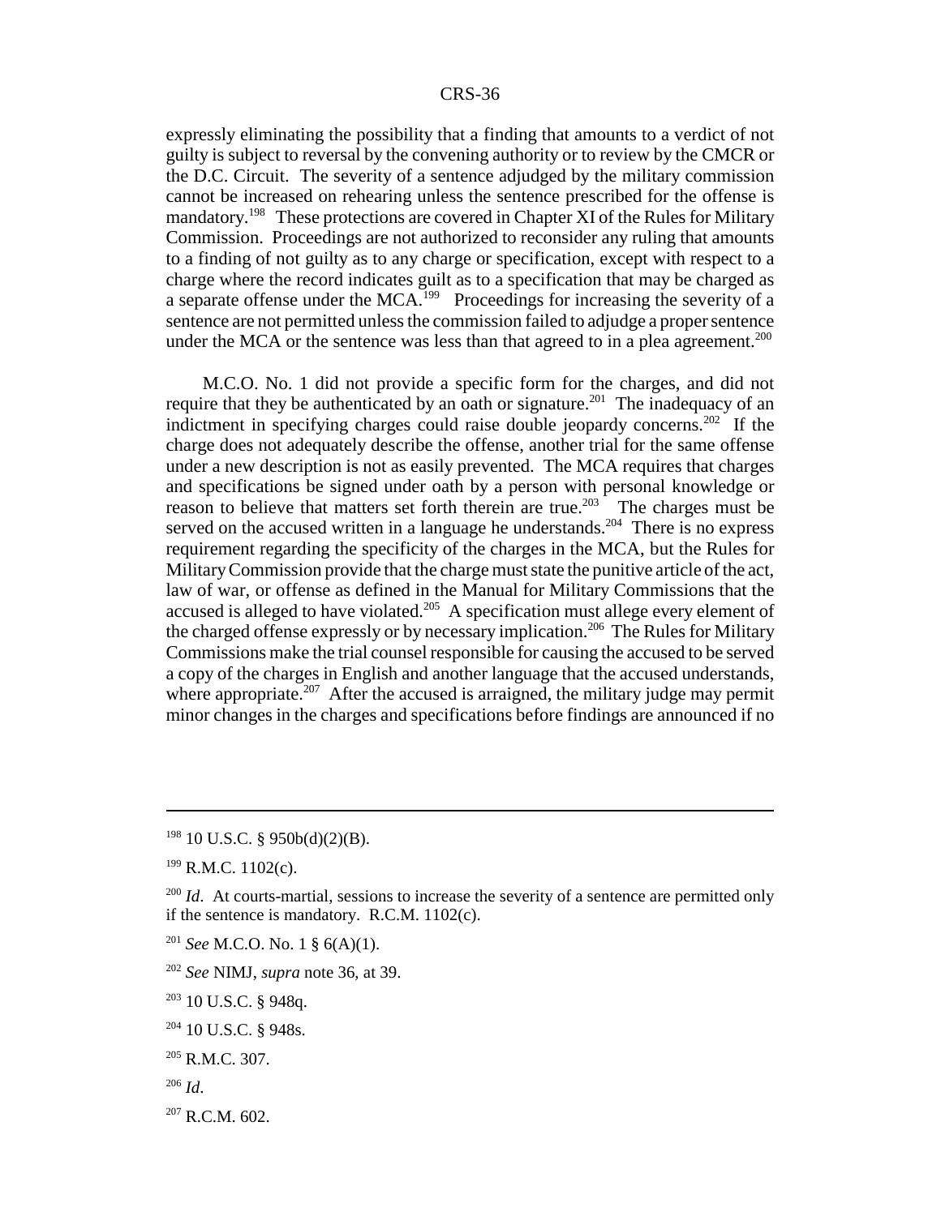expressly eliminating the possibility that a finding that amounts to a verdict of not guilty is subject to reversal by the convening authority or to review by the CMCR or the D.C. Circuit. The severity of a sentence adjudged by the military commission cannot be increased on rehearing unless the sentence prescribed for the offense is mandatory.[198] These protections are covered in Chapter XI of the Rules for Military Commission. Proceedings are not authorized to reconsider any ruling that amounts to a finding of not guilty as to any charge or specification, except with respect to a charge where the record indicates guilt as to a specification that may be charged as a separate offense under the MCA.[199] Proceedings for increasing the severity of a sentence are not permitted unless the commission failed to adjudge a proper sentence under the MCA or the sentence was less than that agreed to in a plea agreement.[200]

M.C.O. No. 1 did not provide a specific form for the charges, and did not require that they be authenticated by an oath or signature.[201] The inadequacy of an indictment in specifying charges could raise double jeopardy concerns.[202] If the charge does not adequately describe the offense, another trial for the same offense under a new description is not as easily prevented. The MCA requires that charges and specifications be signed under oath by a person with personal knowledge or reason to believe that matters set forth therein are true.[203] The charges must be served on the accused written in a language he understands.[204] There is no express requirement regarding the specificity of the charges in the MCA, but the Rules for Military Commission provide that the charge must state the punitive article of the act, law of war, or offense as defined in the Manual for Military Commissions that the accused is alleged to have violated.[205] A specification must allege every element of the charged offense expressly or by necessary implication.[206] The Rules for Military Commissions make the trial counsel responsible for causing the accused to be served a copy of the charges in English and another language that the accused understands, where appropriate.[207] After the accused is arraigned, the military judge may permit minor changes in the charges and specifications before findings are announced if no

---

[198] 10 U.S.C. § 950b(d)(2)(B).

[199] R.M.C. 1102(c).

[200] *Id*. At courts-martial, sessions to increase the severity of a sentence are permitted only if the sentence is mandatory. R.C.M. 1102(c).

[201] *See* M.C.O. No. 1 § 6(A)(1).

[202] *See* NIMJ, *supra* note 36, at 39.

[203] 10 U.S.C. § 948q.

[204] 10 U.S.C. § 948s.

[205] R.M.C. 307.

[206] *Id*.

[207] R.C.M. 602.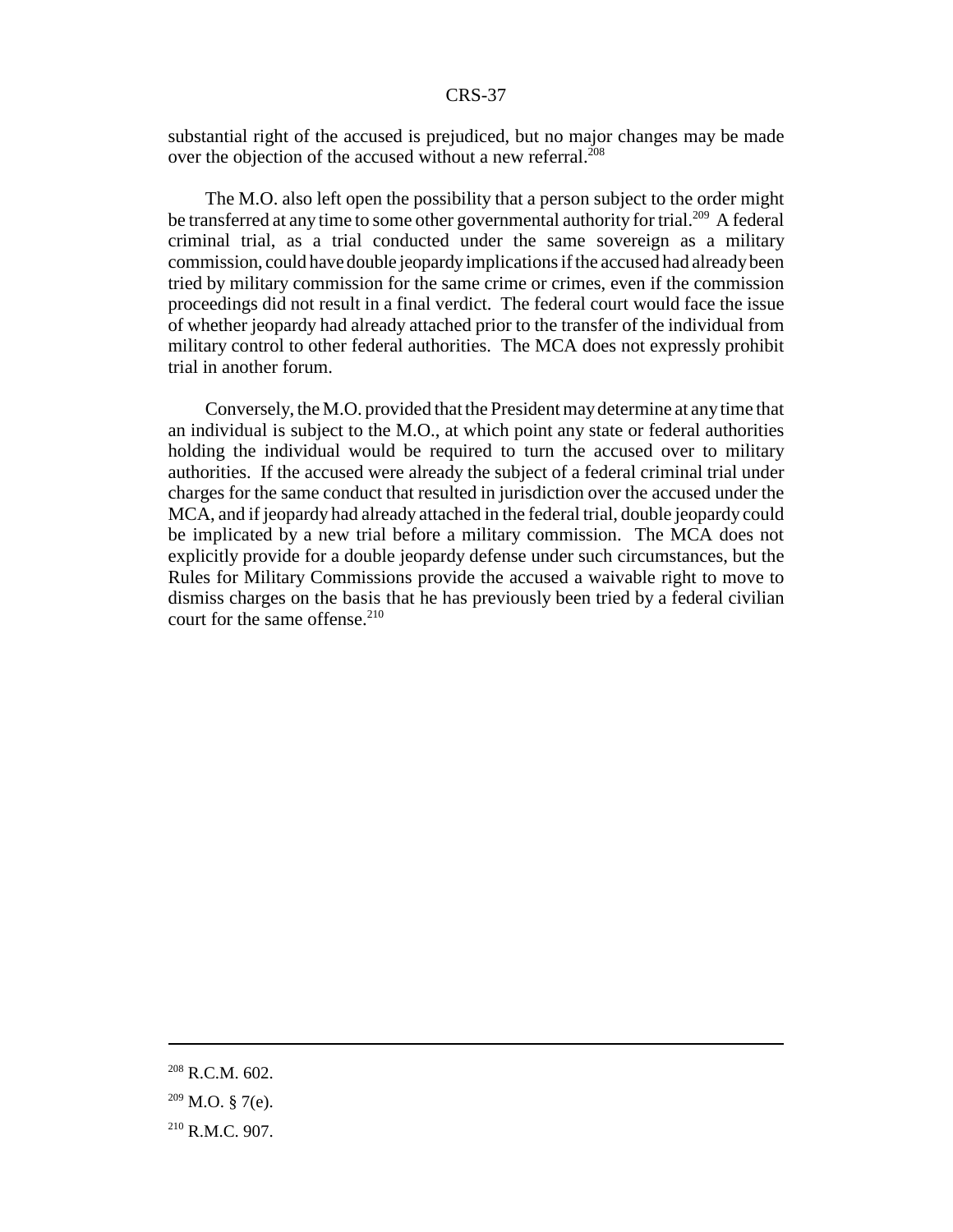substantial right of the accused is prejudiced, but no major changes may be made over the objection of the accused without a new referral.[208]

The M.O. also left open the possibility that a person subject to the order might be transferred at any time to some other governmental authority for trial.[209] A federal criminal trial, as a trial conducted under the same sovereign as a military commission, could have double jeopardy implications if the accused had already been tried by military commission for the same crime or crimes, even if the commission proceedings did not result in a final verdict. The federal court would face the issue of whether jeopardy had already attached prior to the transfer of the individual from military control to other federal authorities. The MCA does not expressly prohibit trial in another forum.

Conversely, the M.O. provided that the President may determine at any time that an individual is subject to the M.O., at which point any state or federal authorities holding the individual would be required to turn the accused over to military authorities. If the accused were already the subject of a federal criminal trial under charges for the same conduct that resulted in jurisdiction over the accused under the MCA, and if jeopardy had already attached in the federal trial, double jeopardy could be implicated by a new trial before a military commission. The MCA does not explicitly provide for a double jeopardy defense under such circumstances, but the Rules for Military Commissions provide the accused a waivable right to move to dismiss charges on the basis that he has previously been tried by a federal civilian court for the same offense.[210]

---

[208] R.C.M. 602.

[209] M.O. § 7(e).

[210] R.M.C. 907.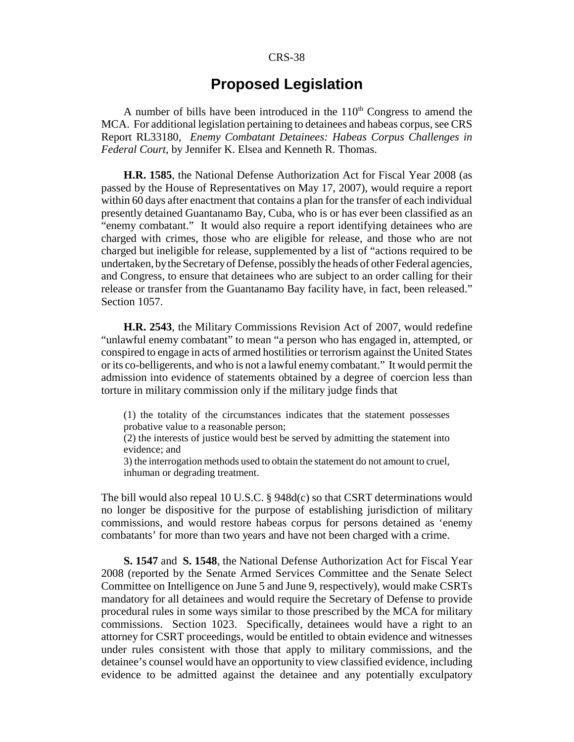## Proposed Legislation

A number of bills have been introduced in the 110th Congress to amend the MCA. For additional legislation pertaining to detainees and habeas corpus, see CRS Report RL33180, *Enemy Combatant Detainees: Habeas Corpus Challenges in Federal Court*, by Jennifer K. Elsea and Kenneth R. Thomas.

**H.R. 1585**, the National Defense Authorization Act for Fiscal Year 2008 (as passed by the House of Representatives on May 17, 2007), would require a report within 60 days after enactment that contains a plan for the transfer of each individual presently detained Guantanamo Bay, Cuba, who is or has ever been classified as an "enemy combatant." It would also require a report identifying detainees who are charged with crimes, those who are eligible for release, and those who are not charged but ineligible for release, supplemented by a list of "actions required to be undertaken, by the Secretary of Defense, possibly the heads of other Federal agencies, and Congress, to ensure that detainees who are subject to an order calling for their release or transfer from the Guantanamo Bay facility have, in fact, been released." Section 1057.

**H.R. 2543**, the Military Commissions Revision Act of 2007, would redefine "unlawful enemy combatant" to mean "a person who has engaged in, attempted, or conspired to engage in acts of armed hostilities or terrorism against the United States or its co-belligerents, and who is not a lawful enemy combatant." It would permit the admission into evidence of statements obtained by a degree of coercion less than torture in military commission only if the military judge finds that

> (1) the totality of the circumstances indicates that the statement possesses probative value to a reasonable person;
> (2) the interests of justice would best be served by admitting the statement into evidence; and
> 3) the interrogation methods used to obtain the statement do not amount to cruel, inhuman or degrading treatment.

The bill would also repeal 10 U.S.C. § 948d(c) so that CSRT determinations would no longer be dispositive for the purpose of establishing jurisdiction of military commissions, and would restore habeas corpus for persons detained as 'enemy combatants' for more than two years and have not been charged with a crime.

**S. 1547** and **S. 1548**, the National Defense Authorization Act for Fiscal Year 2008 (reported by the Senate Armed Services Committee and the Senate Select Committee on Intelligence on June 5 and June 9, respectively), would make CSRTs mandatory for all detainees and would require the Secretary of Defense to provide procedural rules in some ways similar to those prescribed by the MCA for military commissions. Section 1023. Specifically, detainees would have a right to an attorney for CSRT proceedings, would be entitled to obtain evidence and witnesses under rules consistent with those that apply to military commissions, and the detainee's counsel would have an opportunity to view classified evidence, including evidence to be admitted against the detainee and any potentially exculpatory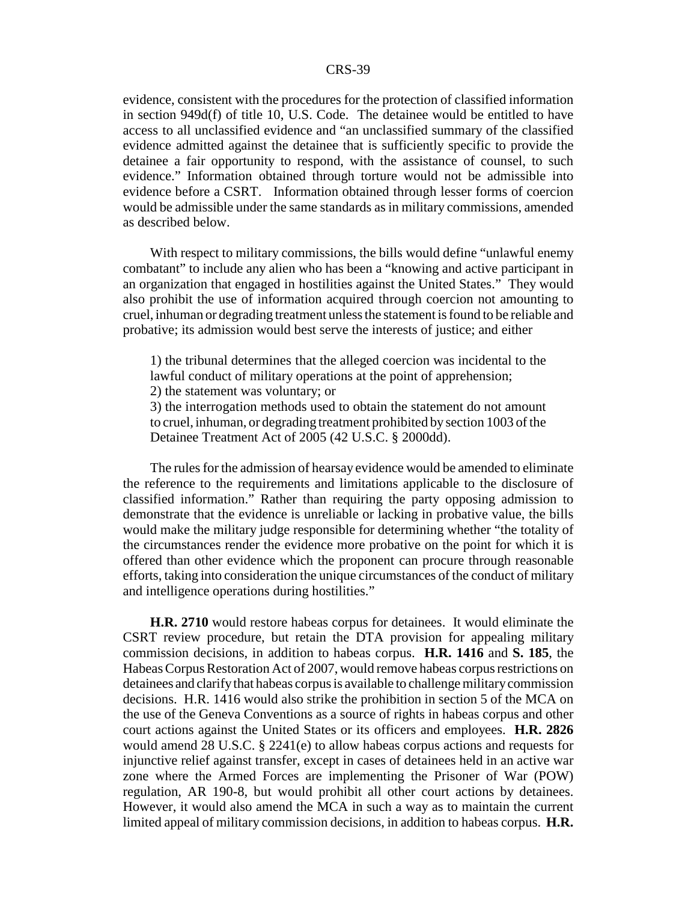evidence, consistent with the procedures for the protection of classified information in section 949d(f) of title 10, U.S. Code. The detainee would be entitled to have access to all unclassified evidence and "an unclassified summary of the classified evidence admitted against the detainee that is sufficiently specific to provide the detainee a fair opportunity to respond, with the assistance of counsel, to such evidence." Information obtained through torture would not be admissible into evidence before a CSRT. Information obtained through lesser forms of coercion would be admissible under the same standards as in military commissions, amended as described below.

With respect to military commissions, the bills would define "unlawful enemy combatant" to include any alien who has been a "knowing and active participant in an organization that engaged in hostilities against the United States." They would also prohibit the use of information acquired through coercion not amounting to cruel, inhuman or degrading treatment unless the statement is found to be reliable and probative; its admission would best serve the interests of justice; and either

> 1) the tribunal determines that the alleged coercion was incidental to the lawful conduct of military operations at the point of apprehension;
> 2) the statement was voluntary; or
> 3) the interrogation methods used to obtain the statement do not amount to cruel, inhuman, or degrading treatment prohibited by section 1003 of the Detainee Treatment Act of 2005 (42 U.S.C. § 2000dd).

The rules for the admission of hearsay evidence would be amended to eliminate the reference to the requirements and limitations applicable to the disclosure of classified information." Rather than requiring the party opposing admission to demonstrate that the evidence is unreliable or lacking in probative value, the bills would make the military judge responsible for determining whether "the totality of the circumstances render the evidence more probative on the point for which it is offered than other evidence which the proponent can procure through reasonable efforts, taking into consideration the unique circumstances of the conduct of military and intelligence operations during hostilities."

**H.R. 2710** would restore habeas corpus for detainees. It would eliminate the CSRT review procedure, but retain the DTA provision for appealing military commission decisions, in addition to habeas corpus. **H.R. 1416** and **S. 185**, the Habeas Corpus Restoration Act of 2007, would remove habeas corpus restrictions on detainees and clarify that habeas corpus is available to challenge military commission decisions. H.R. 1416 would also strike the prohibition in section 5 of the MCA on the use of the Geneva Conventions as a source of rights in habeas corpus and other court actions against the United States or its officers and employees. **H.R. 2826** would amend 28 U.S.C. § 2241(e) to allow habeas corpus actions and requests for injunctive relief against transfer, except in cases of detainees held in an active war zone where the Armed Forces are implementing the Prisoner of War (POW) regulation, AR 190-8, but would prohibit all other court actions by detainees. However, it would also amend the MCA in such a way as to maintain the current limited appeal of military commission decisions, in addition to habeas corpus. **H.R.**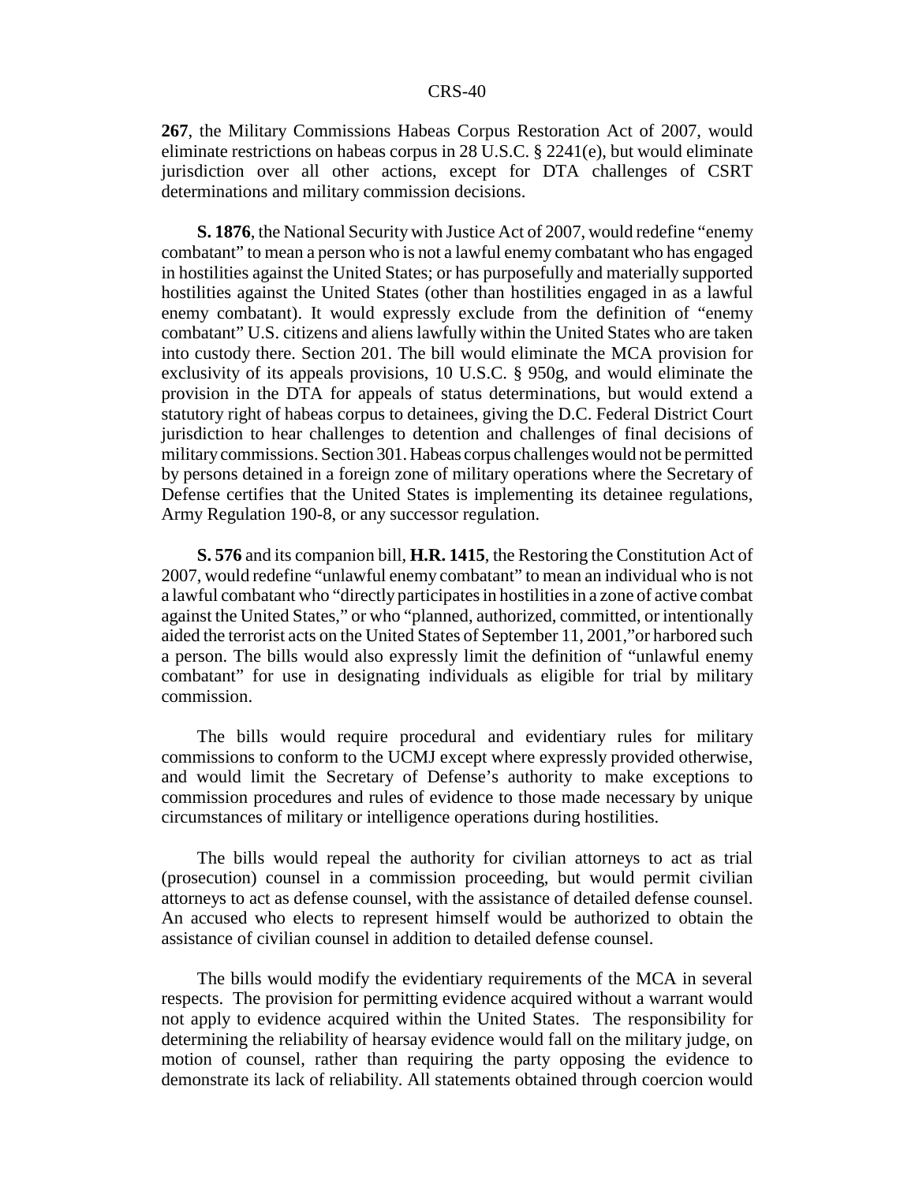**267**, the Military Commissions Habeas Corpus Restoration Act of 2007, would eliminate restrictions on habeas corpus in 28 U.S.C. § 2241(e), but would eliminate jurisdiction over all other actions, except for DTA challenges of CSRT determinations and military commission decisions.

**S. 1876**, the National Security with Justice Act of 2007, would redefine "enemy combatant" to mean a person who is not a lawful enemy combatant who has engaged in hostilities against the United States; or has purposefully and materially supported hostilities against the United States (other than hostilities engaged in as a lawful enemy combatant). It would expressly exclude from the definition of "enemy combatant" U.S. citizens and aliens lawfully within the United States who are taken into custody there. Section 201. The bill would eliminate the MCA provision for exclusivity of its appeals provisions, 10 U.S.C. § 950g, and would eliminate the provision in the DTA for appeals of status determinations, but would extend a statutory right of habeas corpus to detainees, giving the D.C. Federal District Court jurisdiction to hear challenges to detention and challenges of final decisions of military commissions. Section 301. Habeas corpus challenges would not be permitted by persons detained in a foreign zone of military operations where the Secretary of Defense certifies that the United States is implementing its detainee regulations, Army Regulation 190-8, or any successor regulation.

**S. 576** and its companion bill, **H.R. 1415**, the Restoring the Constitution Act of 2007, would redefine "unlawful enemy combatant" to mean an individual who is not a lawful combatant who "directly participates in hostilities in a zone of active combat against the United States," or who "planned, authorized, committed, or intentionally aided the terrorist acts on the United States of September 11, 2001," or harbored such a person. The bills would also expressly limit the definition of "unlawful enemy combatant" for use in designating individuals as eligible for trial by military commission.

The bills would require procedural and evidentiary rules for military commissions to conform to the UCMJ except where expressly provided otherwise, and would limit the Secretary of Defense's authority to make exceptions to commission procedures and rules of evidence to those made necessary by unique circumstances of military or intelligence operations during hostilities.

The bills would repeal the authority for civilian attorneys to act as trial (prosecution) counsel in a commission proceeding, but would permit civilian attorneys to act as defense counsel, with the assistance of detailed defense counsel. An accused who elects to represent himself would be authorized to obtain the assistance of civilian counsel in addition to detailed defense counsel.

The bills would modify the evidentiary requirements of the MCA in several respects. The provision for permitting evidence acquired without a warrant would not apply to evidence acquired within the United States. The responsibility for determining the reliability of hearsay evidence would fall on the military judge, on motion of counsel, rather than requiring the party opposing the evidence to demonstrate its lack of reliability. All statements obtained through coercion would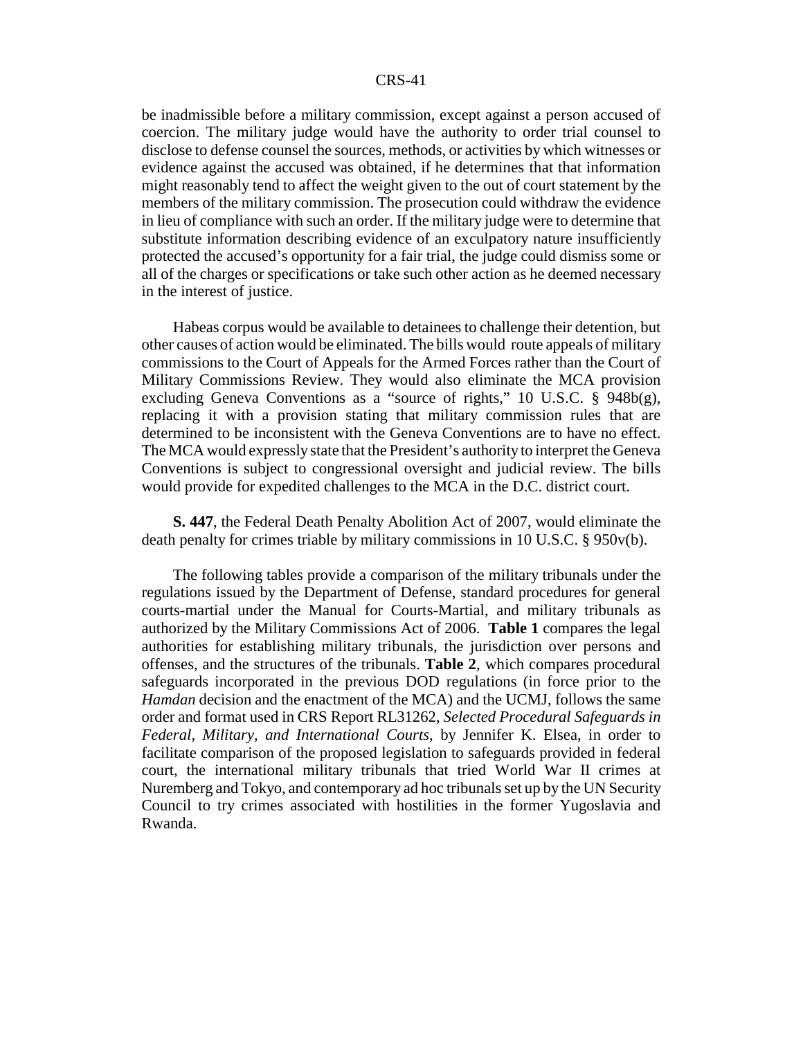be inadmissible before a military commission, except against a person accused of coercion. The military judge would have the authority to order trial counsel to disclose to defense counsel the sources, methods, or activities by which witnesses or evidence against the accused was obtained, if he determines that that information might reasonably tend to affect the weight given to the out of court statement by the members of the military commission. The prosecution could withdraw the evidence in lieu of compliance with such an order. If the military judge were to determine that substitute information describing evidence of an exculpatory nature insufficiently protected the accused's opportunity for a fair trial, the judge could dismiss some or all of the charges or specifications or take such other action as he deemed necessary in the interest of justice.

Habeas corpus would be available to detainees to challenge their detention, but other causes of action would be eliminated. The bills would route appeals of military commissions to the Court of Appeals for the Armed Forces rather than the Court of Military Commissions Review. They would also eliminate the MCA provision excluding Geneva Conventions as a "source of rights," 10 U.S.C. § 948b(g), replacing it with a provision stating that military commission rules that are determined to be inconsistent with the Geneva Conventions are to have no effect. The MCA would expressly state that the President's authority to interpret the Geneva Conventions is subject to congressional oversight and judicial review. The bills would provide for expedited challenges to the MCA in the D.C. district court.

**S. 447**, the Federal Death Penalty Abolition Act of 2007, would eliminate the death penalty for crimes triable by military commissions in 10 U.S.C. § 950v(b).

The following tables provide a comparison of the military tribunals under the regulations issued by the Department of Defense, standard procedures for general courts-martial under the Manual for Courts-Martial, and military tribunals as authorized by the Military Commissions Act of 2006. **Table 1** compares the legal authorities for establishing military tribunals, the jurisdiction over persons and offenses, and the structures of the tribunals. **Table 2**, which compares procedural safeguards incorporated in the previous DOD regulations (in force prior to the *Hamdan* decision and the enactment of the MCA) and the UCMJ, follows the same order and format used in CRS Report RL31262, *Selected Procedural Safeguards in Federal, Military, and International Courts*, by Jennifer K. Elsea, in order to facilitate comparison of the proposed legislation to safeguards provided in federal court, the international military tribunals that tried World War II crimes at Nuremberg and Tokyo, and contemporary ad hoc tribunals set up by the UN Security Council to try crimes associated with hostilities in the former Yugoslavia and Rwanda.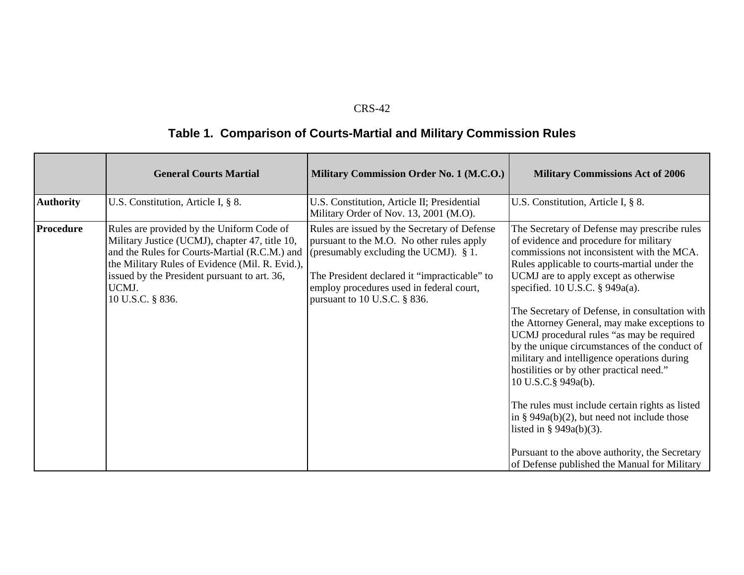### Table 1. Comparison of Courts-Martial and Military Commission Rules

| | General Courts Martial | Military Commission Order No. 1 (M.C.O.) | Military Commissions Act of 2006 |
|---|---|---|---|
| **Authority** | U.S. Constitution, Article I, § 8. | U.S. Constitution, Article II; Presidential Military Order of Nov. 13, 2001 (M.O). | U.S. Constitution, Article I, § 8. |
| **Procedure** | Rules are provided by the Uniform Code of Military Justice (UCMJ), chapter 47, title 10, and the Rules for Courts-Martial (R.C.M.) and the Military Rules of Evidence (Mil. R. Evid.), issued by the President pursuant to art. 36, UCMJ. 10 U.S.C. § 836. | Rules are issued by the Secretary of Defense pursuant to the M.O. No other rules apply (presumably excluding the UCMJ). § 1.<br><br>The President declared it "impracticable" to employ procedures used in federal court, pursuant to 10 U.S.C. § 836. | The Secretary of Defense may prescribe rules of evidence and procedure for military commissions not inconsistent with the MCA. Rules applicable to courts-martial under the UCMJ are to apply except as otherwise specified. 10 U.S.C. § 949a(a).<br><br>The Secretary of Defense, in consultation with the Attorney General, may make exceptions to UCMJ procedural rules "as may be required by the unique circumstances of the conduct of military and intelligence operations during hostilities or by other practical need." 10 U.S.C.§ 949a(b).<br><br>The rules must include certain rights as listed in § 949a(b)(2), but need not include those listed in § 949a(b)(3).<br><br>Pursuant to the above authority, the Secretary of Defense published the Manual for Military |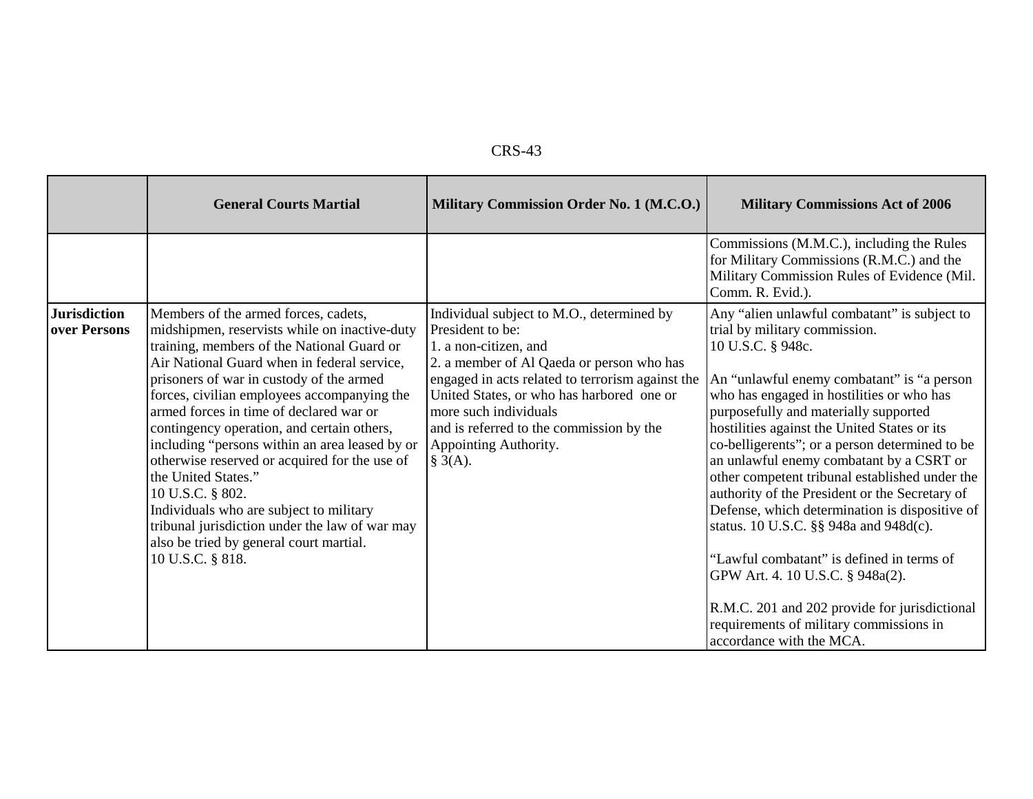| | General Courts Martial | Military Commission Order No. 1 (M.C.O.) | Military Commissions Act of 2006 |
|---|---|---|---|
| | | | Commissions (M.M.C.), including the Rules for Military Commissions (R.M.C.) and the Military Commission Rules of Evidence (Mil. Comm. R. Evid.). |
| **Jurisdiction over Persons** | Members of the armed forces, cadets, midshipmen, reservists while on inactive-duty training, members of the National Guard or Air National Guard when in federal service, prisoners of war in custody of the armed forces, civilian employees accompanying the armed forces in time of declared war or contingency operation, and certain others, including "persons within an area leased by or otherwise reserved or acquired for the use of the United States." 10 U.S.C. § 802. Individuals who are subject to military tribunal jurisdiction under the law of war may also be tried by general court martial. 10 U.S.C. § 818. | Individual subject to M.O., determined by President to be: 1. a non-citizen, and 2. a member of Al Qaeda or person who has engaged in acts related to terrorism against the United States, or who has harbored one or more such individuals and is referred to the commission by the Appointing Authority. § 3(A). | Any "alien unlawful combatant" is subject to trial by military commission. 10 U.S.C. § 948c. An "unlawful enemy combatant" is "a person who has engaged in hostilities or who has purposefully and materially supported hostilities against the United States or its co-belligerents"; or a person determined to be an unlawful enemy combatant by a CSRT or other competent tribunal established under the authority of the President or the Secretary of Defense, which determination is dispositive of status. 10 U.S.C. §§ 948a and 948d(c). "Lawful combatant" is defined in terms of GPW Art. 4. 10 U.S.C. § 948a(2). R.M.C. 201 and 202 provide for jurisdictional requirements of military commissions in accordance with the MCA. |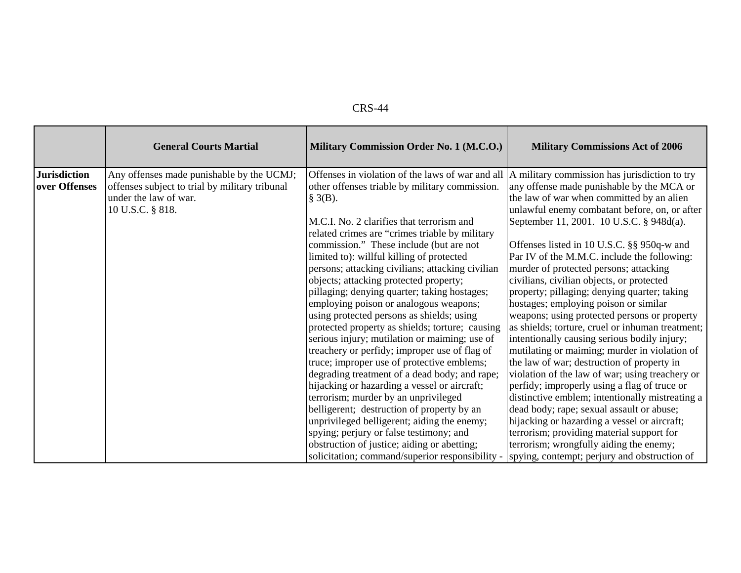| | General Courts Martial | Military Commission Order No. 1 (M.C.O.) | Military Commissions Act of 2006 |
|---|---|---|---|
| **Jurisdiction over Offenses** | Any offenses made punishable by the UCMJ; offenses subject to trial by military tribunal under the law of war. 10 U.S.C. § 818. | Offenses in violation of the laws of war and all other offenses triable by military commission. § 3(B).<br><br>M.C.I. No. 2 clarifies that terrorism and related crimes are "crimes triable by military commission." These include (but are not limited to): willful killing of protected persons; attacking civilians; attacking civilian objects; attacking protected property; pillaging; denying quarter; taking hostages; employing poison or analogous weapons; using protected persons as shields; using protected property as shields; torture; causing serious injury; mutilation or maiming; use of treachery or perfidy; improper use of flag of truce; improper use of protective emblems; degrading treatment of a dead body; and rape; hijacking or hazarding a vessel or aircraft; terrorism; murder by an unprivileged belligerent; destruction of property by an unprivileged belligerent; aiding the enemy; spying; perjury or false testimony; and obstruction of justice; aiding or abetting; solicitation; command/superior responsibility - | A military commission has jurisdiction to try any offense made punishable by the MCA or the law of war when committed by an alien unlawful enemy combatant before, on, or after September 11, 2001. 10 U.S.C. § 948d(a).<br><br>Offenses listed in 10 U.S.C. §§ 950q-w and Par IV of the M.M.C. include the following: murder of protected persons; attacking civilians, civilian objects, or protected property; pillaging; denying quarter; taking hostages; employing poison or similar weapons; using protected persons or property as shields; torture, cruel or inhuman treatment; intentionally causing serious bodily injury; mutilating or maiming; murder in violation of the law of war; destruction of property in violation of the law of war; using treachery or perfidy; improperly using a flag of truce or distinctive emblem; intentionally mistreating a dead body; rape; sexual assault or abuse; hijacking or hazarding a vessel or aircraft; terrorism; providing material support for terrorism; wrongfully aiding the enemy; spying, contempt; perjury and obstruction of |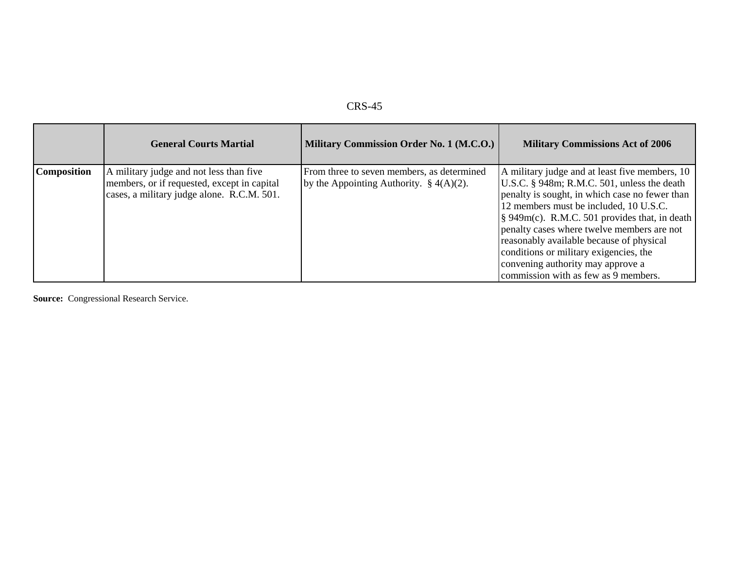|  | General Courts Martial | Military Commission Order No. 1 (M.C.O.) | Military Commissions Act of 2006 |
| --- | --- | --- | --- |
| **Composition** | A military judge and not less than five members, or if requested, except in capital cases, a military judge alone. R.C.M. 501. | From three to seven members, as determined by the Appointing Authority. § 4(A)(2). | A military judge and at least five members, 10 U.S.C. § 948m; R.M.C. 501, unless the death penalty is sought, in which case no fewer than 12 members must be included, 10 U.S.C. § 949m(c). R.M.C. 501 provides that, in death penalty cases where twelve members are not reasonably available because of physical conditions or military exigencies, the convening authority may approve a commission with as few as 9 members. |

**Source:** Congressional Research Service.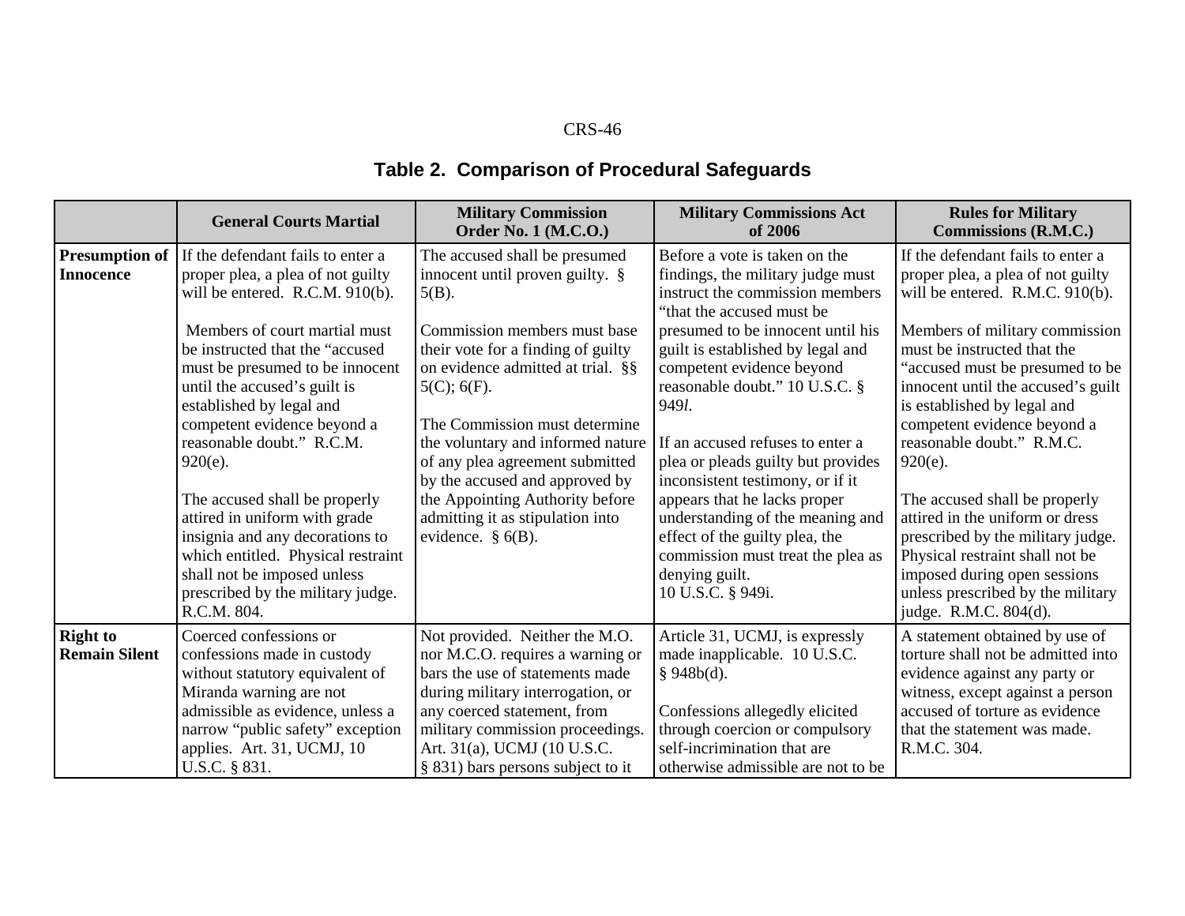## Table 2. Comparison of Procedural Safeguards

| | General Courts Martial | Military Commission Order No. 1 (M.C.O.) | Military Commissions Act of 2006 | Rules for Military Commissions (R.M.C.) |
|---|---|---|---|---|
| **Presumption of Innocence** | If the defendant fails to enter a proper plea, a plea of not guilty will be entered. R.C.M. 910(b).<br><br>Members of court martial must be instructed that the "accused must be presumed to be innocent until the accused's guilt is established by legal and competent evidence beyond a reasonable doubt." R.C.M. 920(e).<br><br>The accused shall be properly attired in uniform with grade insignia and any decorations to which entitled. Physical restraint shall not be imposed unless prescribed by the military judge. R.C.M. 804. | The accused shall be presumed innocent until proven guilty. § 5(B).<br><br>Commission members must base their vote for a finding of guilty on evidence admitted at trial. §§ 5(C); 6(F).<br><br>The Commission must determine the voluntary and informed nature of any plea agreement submitted by the accused and approved by the Appointing Authority before admitting it as stipulation into evidence. § 6(B). | Before a vote is taken on the findings, the military judge must instruct the commission members "that the accused must be presumed to be innocent until his guilt is established by legal and competent evidence beyond reasonable doubt." 10 U.S.C. § 949*l*.<br><br>If an accused refuses to enter a plea or pleads guilty but provides inconsistent testimony, or if it appears that he lacks proper understanding of the meaning and effect of the guilty plea, the commission must treat the plea as denying guilt.<br>10 U.S.C. § 949i. | If the defendant fails to enter a proper plea, a plea of not guilty will be entered. R.M.C. 910(b).<br><br>Members of military commission must be instructed that the "accused must be presumed to be innocent until the accused's guilt is established by legal and competent evidence beyond a reasonable doubt." R.M.C. 920(e).<br><br>The accused shall be properly attired in the uniform or dress prescribed by the military judge. Physical restraint shall not be imposed during open sessions unless prescribed by the military judge. R.M.C. 804(d). |
| **Right to Remain Silent** | Coerced confessions or confessions made in custody without statutory equivalent of Miranda warning are not admissible as evidence, unless a narrow "public safety" exception applies. Art. 31, UCMJ, 10 U.S.C. § 831. | Not provided. Neither the M.O. nor M.C.O. requires a warning or bars the use of statements made during military interrogation, or any coerced statement, from military commission proceedings. Art. 31(a), UCMJ (10 U.S.C. § 831) bars persons subject to it | Article 31, UCMJ, is expressly made inapplicable. 10 U.S.C. § 948b(d).<br><br>Confessions allegedly elicited through coercion or compulsory self-incrimination that are otherwise admissible are not to be | A statement obtained by use of torture shall not be admitted into evidence against any party or witness, except against a person accused of torture as evidence that the statement was made. R.M.C. 304. |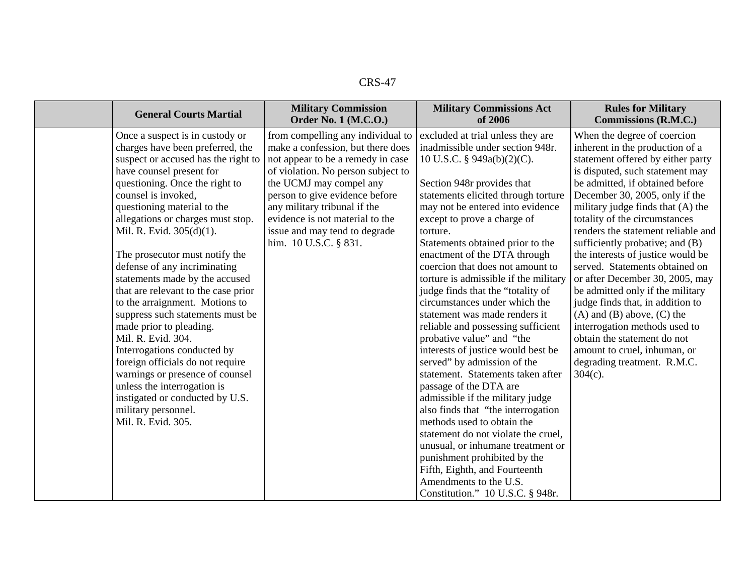| | General Courts Martial | Military Commission Order No. 1 (M.C.O.) | Military Commissions Act of 2006 | Rules for Military Commissions (R.M.C.) |
|---|---|---|---|---|
| | Once a suspect is in custody or charges have been preferred, the suspect or accused has the right to have counsel present for questioning. Once the right to counsel is invoked, questioning material to the allegations or charges must stop. Mil. R. Evid. 305(d)(1).<br><br>The prosecutor must notify the defense of any incriminating statements made by the accused that are relevant to the case prior to the arraignment. Motions to suppress such statements must be made prior to pleading. Mil. R. Evid. 304.<br>Interrogations conducted by foreign officials do not require warnings or presence of counsel unless the interrogation is instigated or conducted by U.S. military personnel. Mil. R. Evid. 305. | from compelling any individual to make a confession, but there does not appear to be a remedy in case of violation. No person subject to the UCMJ may compel any person to give evidence before any military tribunal if the evidence is not material to the issue and may tend to degrade him. 10 U.S.C. § 831. | excluded at trial unless they are inadmissible under section 948r. 10 U.S.C. § 949a(b)(2)(C).<br><br>Section 948r provides that statements elicited through torture may not be entered into evidence except to prove a charge of torture.<br>Statements obtained prior to the enactment of the DTA through coercion that does not amount to torture is admissible if the military judge finds that the "totality of circumstances under which the statement was made renders it reliable and possessing sufficient probative value" and "the interests of justice would best be served" by admission of the statement. Statements taken after passage of the DTA are admissible if the military judge also finds that "the interrogation methods used to obtain the statement do not violate the cruel, unusual, or inhumane treatment or punishment prohibited by the Fifth, Eighth, and Fourteenth Amendments to the U.S. Constitution." 10 U.S.C. § 948r. | When the degree of coercion inherent in the production of a statement offered by either party is disputed, such statement may be admitted, if obtained before December 30, 2005, only if the military judge finds that (A) the totality of the circumstances renders the statement reliable and sufficiently probative; and (B) the interests of justice would be served. Statements obtained on or after December 30, 2005, may be admitted only if the military judge finds that, in addition to (A) and (B) above, (C) the interrogation methods used to obtain the statement do not amount to cruel, inhuman, or degrading treatment. R.M.C. 304(c). |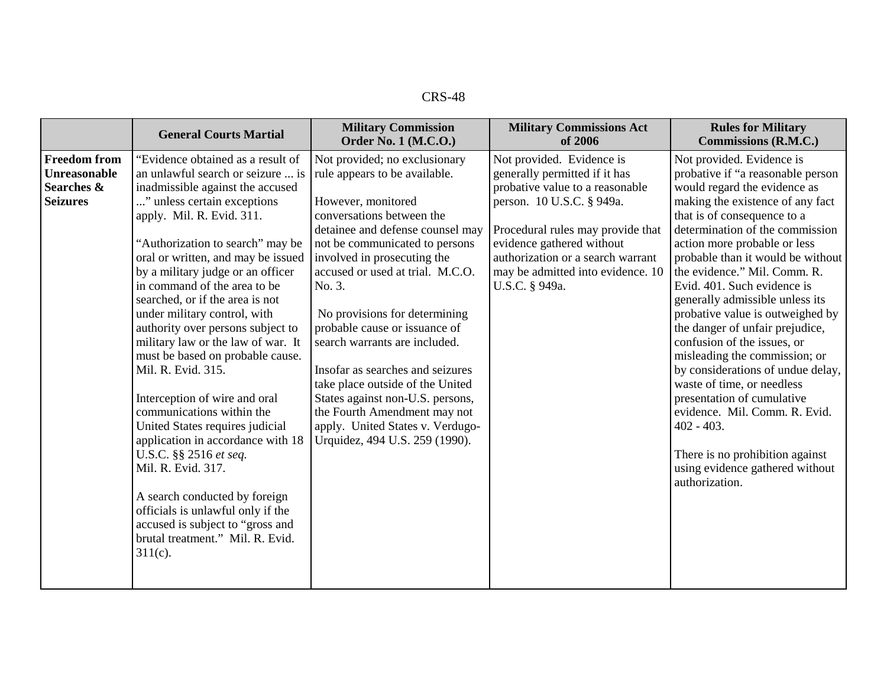| | General Courts Martial | Military Commission Order No. 1 (M.C.O.) | Military Commissions Act of 2006 | Rules for Military Commissions (R.M.C.) |
|---|---|---|---|---|
| **Freedom from Unreasonable Searches & Seizures** | "Evidence obtained as a result of an unlawful search or seizure ... is inadmissible against the accused ..." unless certain exceptions apply. Mil. R. Evid. 311.<br><br>"Authorization to search" may be oral or written, and may be issued by a military judge or an officer in command of the area to be searched, or if the area is not under military control, with authority over persons subject to military law or the law of war. It must be based on probable cause. Mil. R. Evid. 315.<br><br>Interception of wire and oral communications within the United States requires judicial application in accordance with 18 U.S.C. §§ 2516 *et seq.* Mil. R. Evid. 317.<br><br>A search conducted by foreign officials is unlawful only if the accused is subject to "gross and brutal treatment." Mil. R. Evid. 311(c). | Not provided; no exclusionary rule appears to be available.<br><br>However, monitored conversations between the detainee and defense counsel may not be communicated to persons involved in prosecuting the accused or used at trial. M.C.O. No. 3.<br><br>No provisions for determining probable cause or issuance of search warrants are included.<br><br>Insofar as searches and seizures take place outside of the United States against non-U.S. persons, the Fourth Amendment may not apply. United States v. Verdugo-Urquidez, 494 U.S. 259 (1990). | Not provided. Evidence is generally permitted if it has probative value to a reasonable person. 10 U.S.C. § 949a.<br><br>Procedural rules may provide that evidence gathered without authorization or a search warrant may be admitted into evidence. 10 U.S.C. § 949a. | Not provided. Evidence is probative if "a reasonable person would regard the evidence as making the existence of any fact that is of consequence to a determination of the commission action more probable or less probable than it would be without the evidence." Mil. Comm. R. Evid. 401. Such evidence is generally admissible unless its probative value is outweighed by the danger of unfair prejudice, confusion of the issues, or misleading the commission; or by considerations of undue delay, waste of time, or needless presentation of cumulative evidence. Mil. Comm. R. Evid. 402 - 403.<br><br>There is no prohibition against using evidence gathered without authorization. |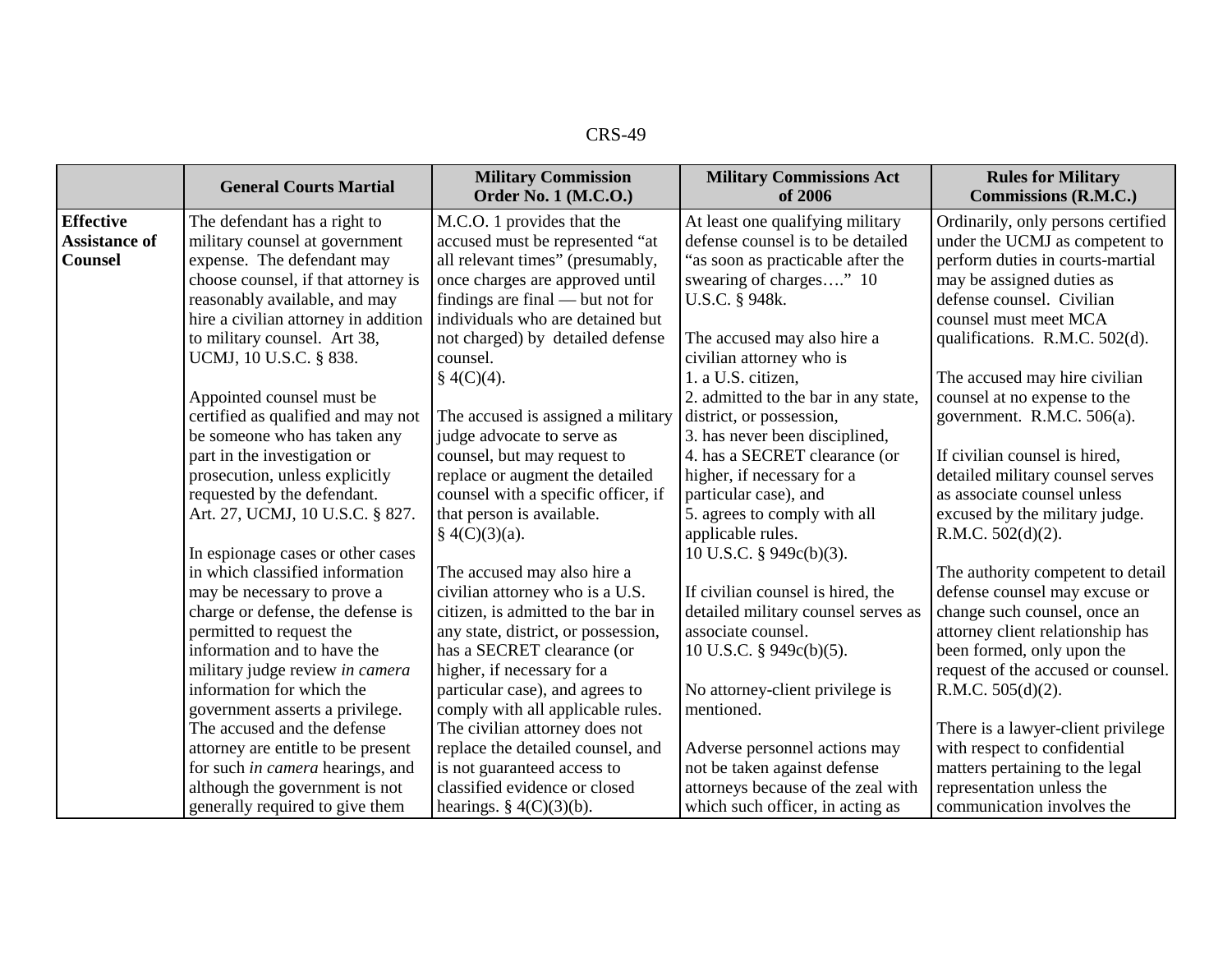| | General Courts Martial | Military Commission Order No. 1 (M.C.O.) | Military Commissions Act of 2006 | Rules for Military Commissions (R.M.C.) |
|---|---|---|---|---|
| **Effective Assistance of Counsel** | The defendant has a right to military counsel at government expense. The defendant may choose counsel, if that attorney is reasonably available, and may hire a civilian attorney in addition to military counsel. Art 38, UCMJ, 10 U.S.C. § 838.<br><br>Appointed counsel must be certified as qualified and may not be someone who has taken any part in the investigation or prosecution, unless explicitly requested by the defendant. Art. 27, UCMJ, 10 U.S.C. § 827.<br><br>In espionage cases or other cases in which classified information may be necessary to prove a charge or defense, the defense is permitted to request the information and to have the military judge review *in camera* information for which the government asserts a privilege. The accused and the defense attorney are entitle to be present for such *in camera* hearings, and although the government is not generally required to give them | M.C.O. 1 provides that the accused must be represented "at all relevant times" (presumably, once charges are approved until findings are final — but not for individuals who are detained but not charged) by detailed defense counsel. § 4(C)(4).<br><br>The accused is assigned a military judge advocate to serve as counsel, but may request to replace or augment the detailed counsel with a specific officer, if that person is available. § 4(C)(3)(a).<br><br>The accused may also hire a civilian attorney who is a U.S. citizen, is admitted to the bar in any state, district, or possession, has a SECRET clearance (or higher, if necessary for a particular case), and agrees to comply with all applicable rules. The civilian attorney does not replace the detailed counsel, and is not guaranteed access to classified evidence or closed hearings. § 4(C)(3)(b). | At least one qualifying military defense counsel is to be detailed "as soon as practicable after the swearing of charges…." 10 U.S.C. § 948k.<br><br>The accused may also hire a civilian attorney who is<br>1. a U.S. citizen,<br>2. admitted to the bar in any state, district, or possession,<br>3. has never been disciplined,<br>4. has a SECRET clearance (or higher, if necessary for a particular case), and<br>5. agrees to comply with all applicable rules.<br>10 U.S.C. § 949c(b)(3).<br><br>If civilian counsel is hired, the detailed military counsel serves as associate counsel.<br>10 U.S.C. § 949c(b)(5).<br><br>No attorney-client privilege is mentioned.<br><br>Adverse personnel actions may not be taken against defense attorneys because of the zeal with which such officer, in acting as | Ordinarily, only persons certified under the UCMJ as competent to perform duties in courts-martial may be assigned duties as defense counsel. Civilian counsel must meet MCA qualifications. R.M.C. 502(d).<br><br>The accused may hire civilian counsel at no expense to the government. R.M.C. 506(a).<br><br>If civilian counsel is hired, detailed military counsel serves as associate counsel unless excused by the military judge. R.M.C. 502(d)(2).<br><br>The authority competent to detail defense counsel may excuse or change such counsel, once an attorney client relationship has been formed, only upon the request of the accused or counsel. R.M.C. 505(d)(2).<br><br>There is a lawyer-client privilege with respect to confidential matters pertaining to the legal representation unless the communication involves the |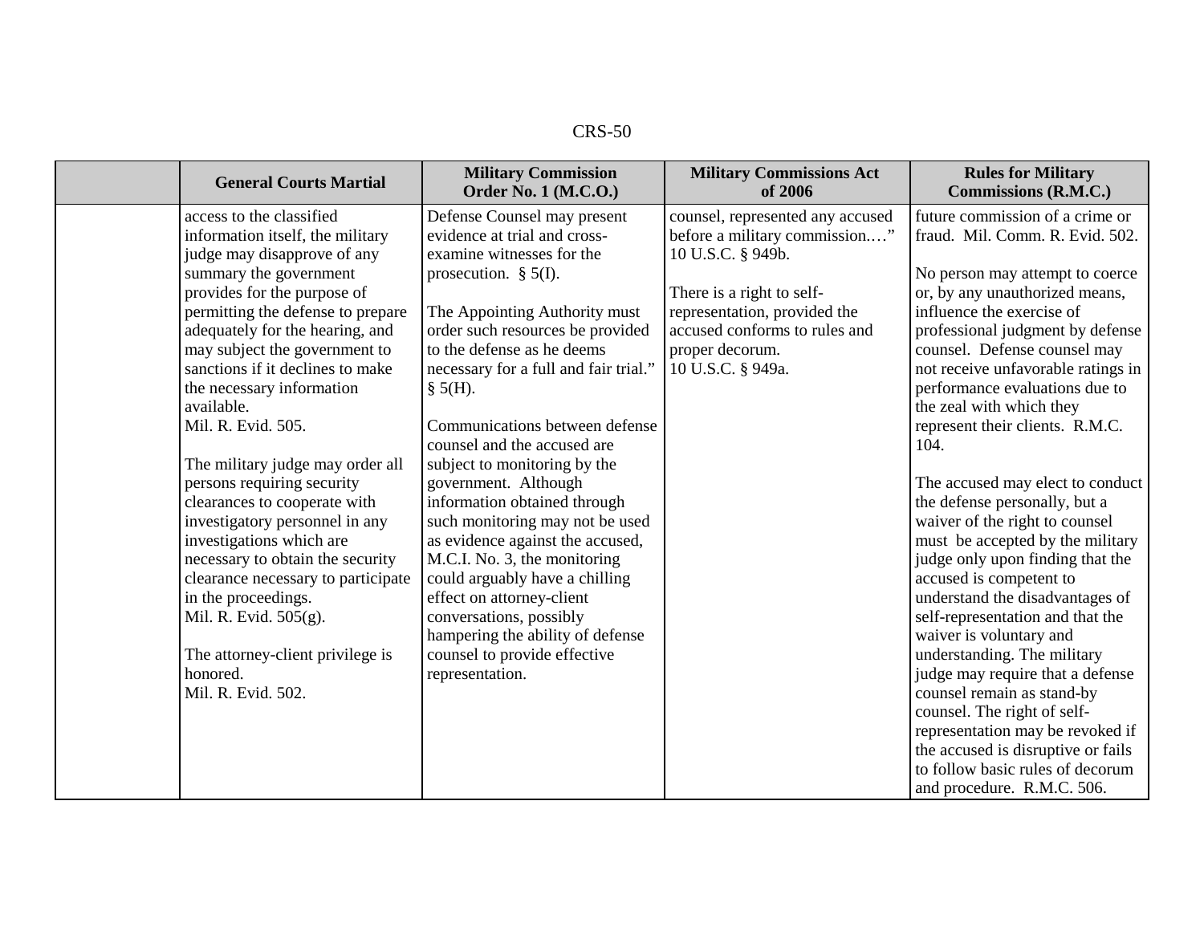| | General Courts Martial | Military Commission Order No. 1 (M.C.O.) | Military Commissions Act of 2006 | Rules for Military Commissions (R.M.C.) |
|---|---|---|---|---|
| | access to the classified information itself, the military judge may disapprove of any summary the government provides for the purpose of permitting the defense to prepare adequately for the hearing, and may subject the government to sanctions if it declines to make the necessary information available. Mil. R. Evid. 505.<br><br>The military judge may order all persons requiring security clearances to cooperate with investigatory personnel in any investigations which are necessary to obtain the security clearance necessary to participate in the proceedings. Mil. R. Evid. 505(g).<br><br>The attorney-client privilege is honored. Mil. R. Evid. 502. | Defense Counsel may present evidence at trial and cross-examine witnesses for the prosecution. § 5(I).<br><br>The Appointing Authority must order such resources be provided to the defense as he deems necessary for a full and fair trial." § 5(H).<br><br>Communications between defense counsel and the accused are subject to monitoring by the government. Although information obtained through such monitoring may not be used as evidence against the accused, M.C.I. No. 3, the monitoring could arguably have a chilling effect on attorney-client conversations, possibly hampering the ability of defense counsel to provide effective representation. | counsel, represented any accused before a military commission...." 10 U.S.C. § 949b.<br><br>There is a right to self-representation, provided the accused conforms to rules and proper decorum. 10 U.S.C. § 949a. | future commission of a crime or fraud. Mil. Comm. R. Evid. 502.<br><br>No person may attempt to coerce or, by any unauthorized means, influence the exercise of professional judgment by defense counsel. Defense counsel may not receive unfavorable ratings in performance evaluations due to the zeal with which they represent their clients. R.M.C. 104.<br><br>The accused may elect to conduct the defense personally, but a waiver of the right to counsel must be accepted by the military judge only upon finding that the accused is competent to understand the disadvantages of self-representation and that the waiver is voluntary and understanding. The military judge may require that a defense counsel remain as stand-by counsel. The right of self-representation may be revoked if the accused is disruptive or fails to follow basic rules of decorum and procedure. R.M.C. 506. |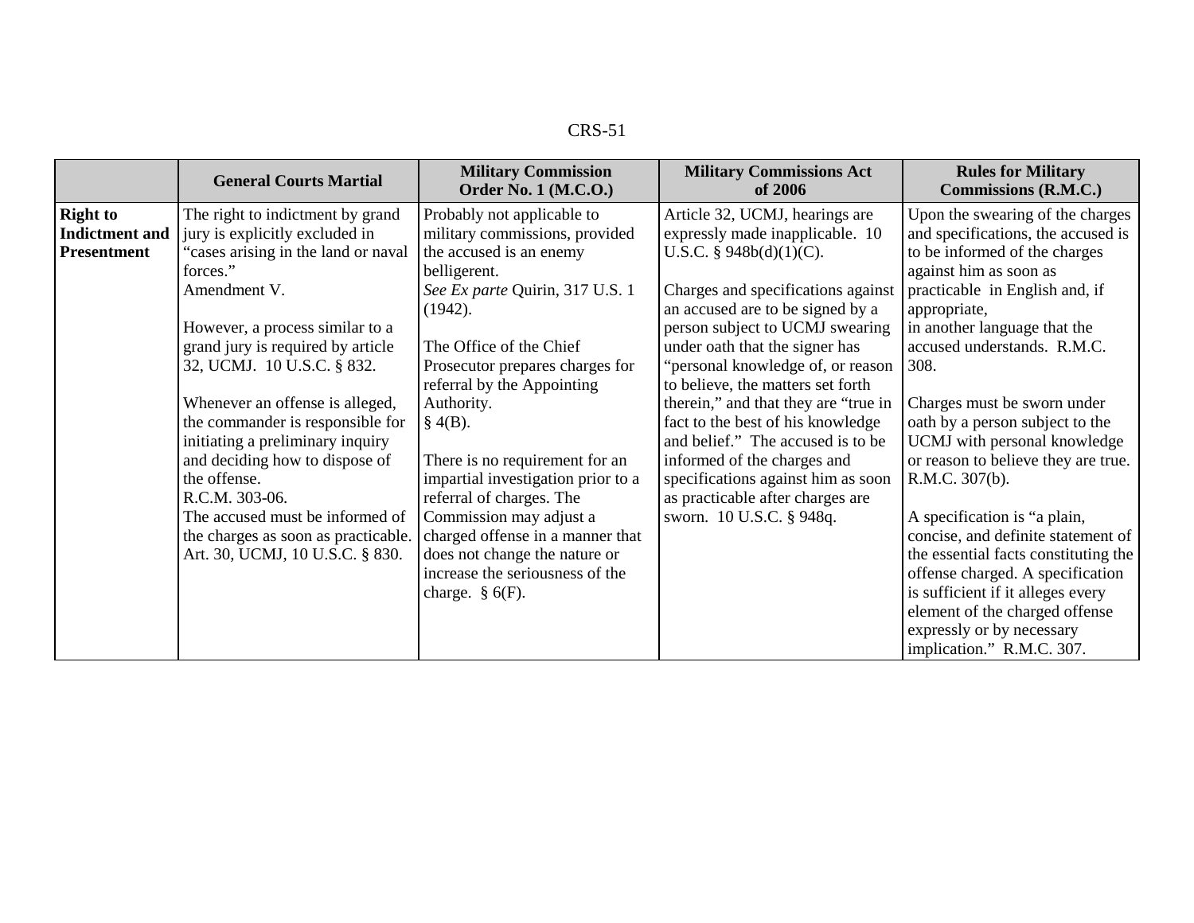|  | General Courts Martial | Military Commission Order No. 1 (M.C.O.) | Military Commissions Act of 2006 | Rules for Military Commissions (R.M.C.) |
|---|---|---|---|---|
| **Right to Indictment and Presentment** | The right to indictment by grand jury is explicitly excluded in "cases arising in the land or naval forces." Amendment V.<br><br>However, a process similar to a grand jury is required by article 32, UCMJ. 10 U.S.C. § 832.<br><br>Whenever an offense is alleged, the commander is responsible for initiating a preliminary inquiry and deciding how to dispose of the offense. R.C.M. 303-06.<br>The accused must be informed of the charges as soon as practicable. Art. 30, UCMJ, 10 U.S.C. § 830. | Probably not applicable to military commissions, provided the accused is an enemy belligerent. *See Ex parte* Quirin, 317 U.S. 1 (1942).<br><br>The Office of the Chief Prosecutor prepares charges for referral by the Appointing Authority. § 4(B).<br><br>There is no requirement for an impartial investigation prior to a referral of charges. The Commission may adjust a charged offense in a manner that does not change the nature or increase the seriousness of the charge. § 6(F). | Article 32, UCMJ, hearings are expressly made inapplicable. 10 U.S.C. § 948b(d)(1)(C).<br><br>Charges and specifications against an accused are to be signed by a person subject to UCMJ swearing under oath that the signer has "personal knowledge of, or reason to believe, the matters set forth therein," and that they are "true in fact to the best of his knowledge and belief." The accused is to be informed of the charges and specifications against him as soon as practicable after charges are sworn. 10 U.S.C. § 948q. | Upon the swearing of the charges and specifications, the accused is to be informed of the charges against him as soon as practicable in English and, if appropriate, in another language that the accused understands. R.M.C. 308.<br><br>Charges must be sworn under oath by a person subject to the UCMJ with personal knowledge or reason to believe they are true. R.M.C. 307(b).<br><br>A specification is "a plain, concise, and definite statement of the essential facts constituting the offense charged. A specification is sufficient if it alleges every element of the charged offense expressly or by necessary implication." R.M.C. 307. |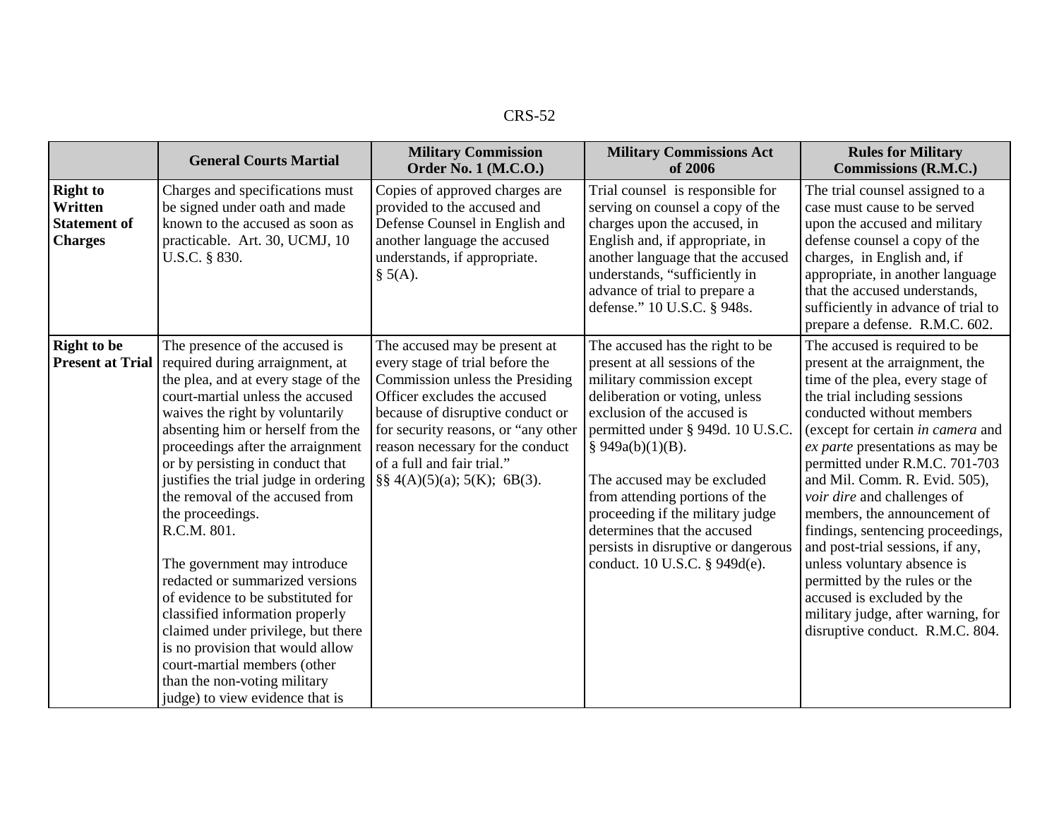| | General Courts Martial | Military Commission Order No. 1 (M.C.O.) | Military Commissions Act of 2006 | Rules for Military Commissions (R.M.C.) |
|---|---|---|---|---|
| **Right to Written Statement of Charges** | Charges and specifications must be signed under oath and made known to the accused as soon as practicable. Art. 30, UCMJ, 10 U.S.C. § 830. | Copies of approved charges are provided to the accused and Defense Counsel in English and another language the accused understands, if appropriate. § 5(A). | Trial counsel is responsible for serving on counsel a copy of the charges upon the accused, in English and, if appropriate, in another language that the accused understands, "sufficiently in advance of trial to prepare a defense." 10 U.S.C. § 948s. | The trial counsel assigned to a case must cause to be served upon the accused and military defense counsel a copy of the charges, in English and, if appropriate, in another language that the accused understands, sufficiently in advance of trial to prepare a defense. R.M.C. 602. |
| **Right to be Present at Trial** | The presence of the accused is required during arraignment, at the plea, and at every stage of the court-martial unless the accused waives the right by voluntarily absenting him or herself from the proceedings after the arraignment or by persisting in conduct that justifies the trial judge in ordering the removal of the accused from the proceedings. R.C.M. 801.<br><br>The government may introduce redacted or summarized versions of evidence to be substituted for classified information properly claimed under privilege, but there is no provision that would allow court-martial members (other than the non-voting military judge) to view evidence that is | The accused may be present at every stage of trial before the Commission unless the Presiding Officer excludes the accused because of disruptive conduct or for security reasons, or "any other reason necessary for the conduct of a full and fair trial." §§ 4(A)(5)(a); 5(K); 6B(3). | The accused has the right to be present at all sessions of the military commission except deliberation or voting, unless exclusion of the accused is permitted under § 949d. 10 U.S.C. § 949a(b)(1)(B).<br><br>The accused may be excluded from attending portions of the proceeding if the military judge determines that the accused persists in disruptive or dangerous conduct. 10 U.S.C. § 949d(e). | The accused is required to be present at the arraignment, the time of the plea, every stage of the trial including sessions conducted without members (except for certain *in camera* and *ex parte* presentations as may be permitted under R.M.C. 701-703 and Mil. Comm. R. Evid. 505), *voir dire* and challenges of members, the announcement of findings, sentencing proceedings, and post-trial sessions, if any, unless voluntary absence is permitted by the rules or the accused is excluded by the military judge, after warning, for disruptive conduct. R.M.C. 804. |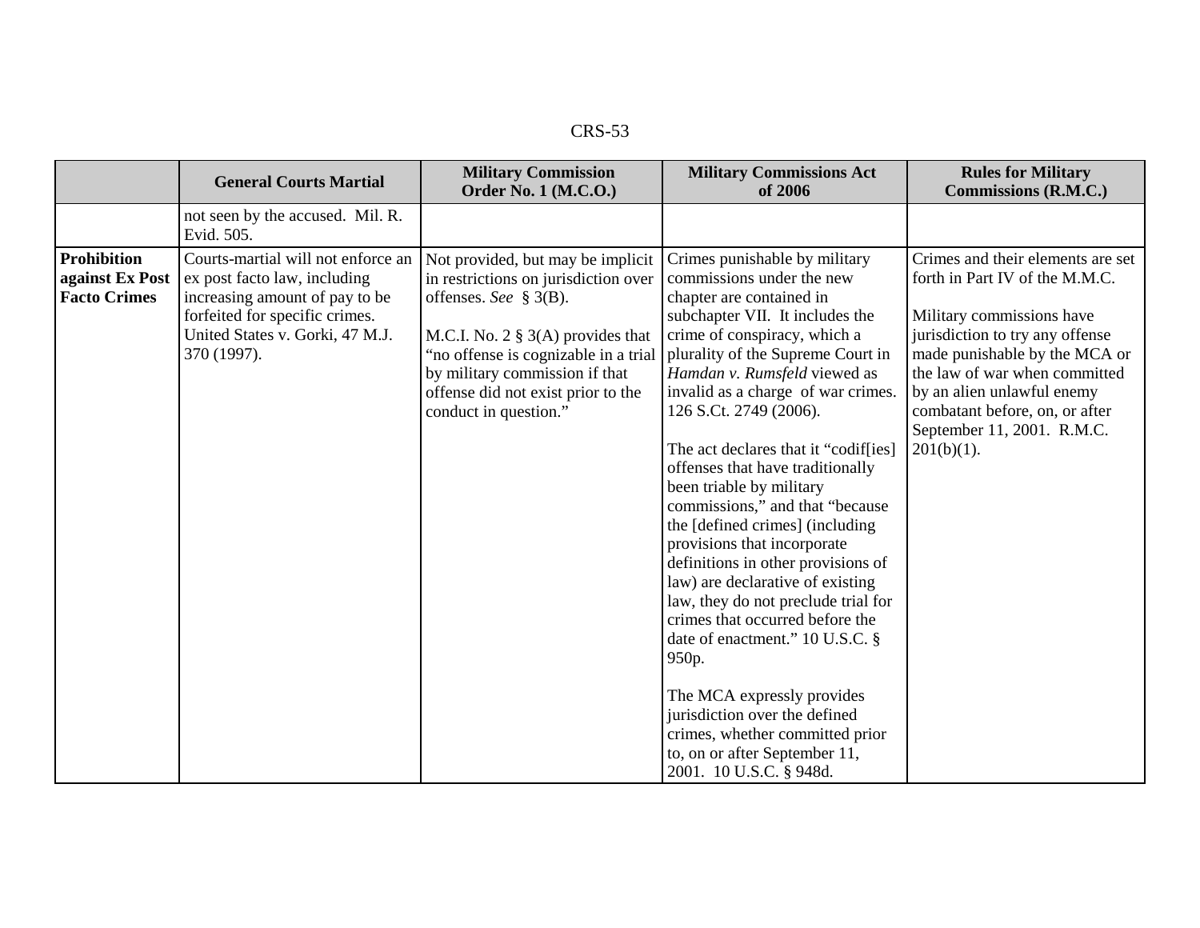| | General Courts Martial | Military Commission Order No. 1 (M.C.O.) | Military Commissions Act of 2006 | Rules for Military Commissions (R.M.C.) |
|---|---|---|---|---|
| | not seen by the accused. Mil. R. Evid. 505. | | | |
| **Prohibition against Ex Post Facto Crimes** | Courts-martial will not enforce an ex post facto law, including increasing amount of pay to be forfeited for specific crimes. United States v. Gorki, 47 M.J. 370 (1997). | Not provided, but may be implicit in restrictions on jurisdiction over offenses. *See* § 3(B).<br><br>M.C.I. No. 2 § 3(A) provides that "no offense is cognizable in a trial by military commission if that offense did not exist prior to the conduct in question." | Crimes punishable by military commissions under the new chapter are contained in subchapter VII. It includes the crime of conspiracy, which a plurality of the Supreme Court in *Hamdan v. Rumsfeld* viewed as invalid as a charge of war crimes. 126 S.Ct. 2749 (2006).<br><br>The act declares that it "codif[ies] offenses that have traditionally been triable by military commissions," and that "because the [defined crimes] (including provisions that incorporate definitions in other provisions of law) are declarative of existing law, they do not preclude trial for crimes that occurred before the date of enactment." 10 U.S.C. § 950p.<br><br>The MCA expressly provides jurisdiction over the defined crimes, whether committed prior to, on or after September 11, 2001. 10 U.S.C. § 948d. | Crimes and their elements are set forth in Part IV of the M.M.C.<br><br>Military commissions have jurisdiction to try any offense made punishable by the MCA or the law of war when committed by an alien unlawful enemy combatant before, on, or after September 11, 2001. R.M.C. 201(b)(1). |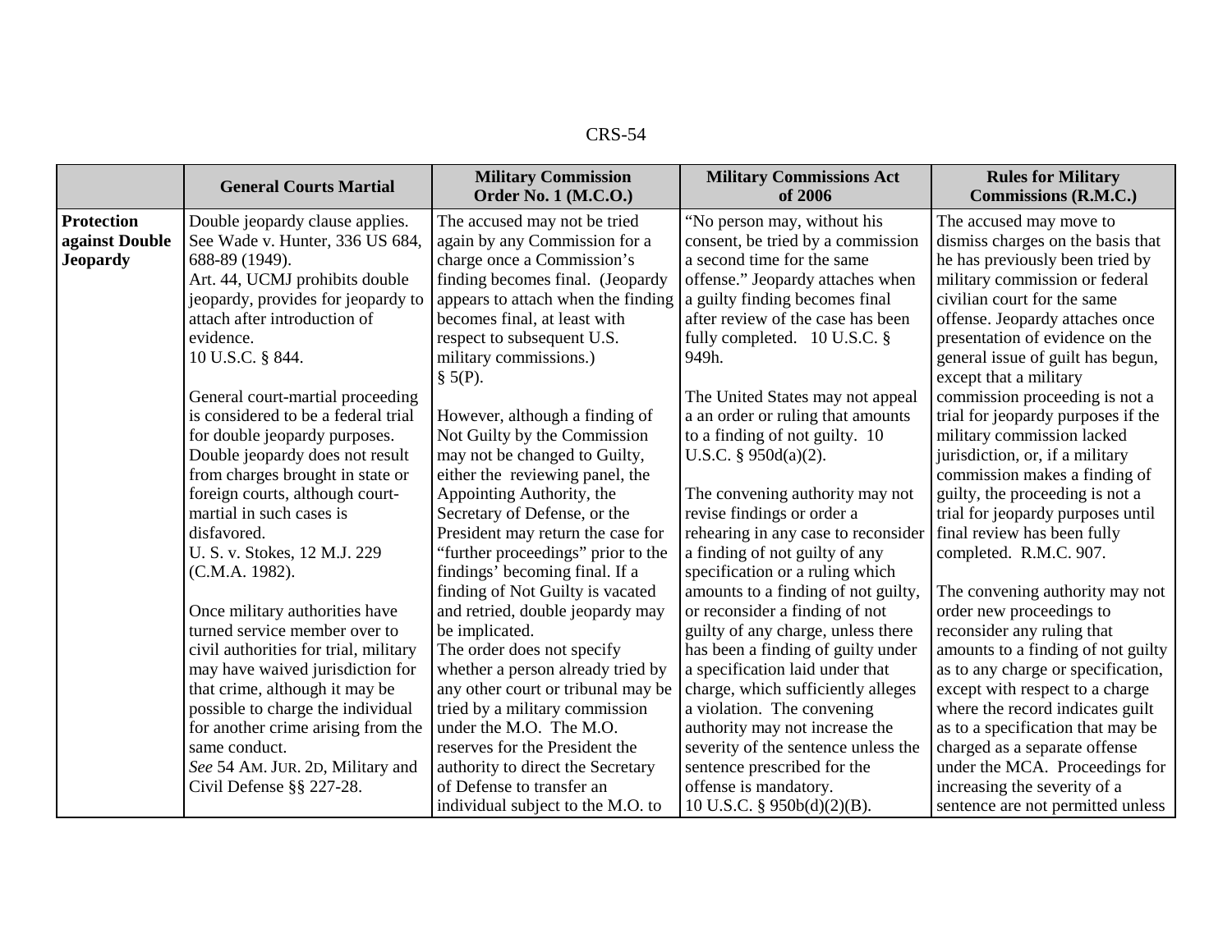| | General Courts Martial | Military Commission Order No. 1 (M.C.O.) | Military Commissions Act of 2006 | Rules for Military Commissions (R.M.C.) |
|---|---|---|---|---|
| **Protection against Double Jeopardy** | Double jeopardy clause applies. See Wade v. Hunter, 336 US 684, 688-89 (1949).<br>Art. 44, UCMJ prohibits double jeopardy, provides for jeopardy to attach after introduction of evidence.<br>10 U.S.C. § 844.<br><br>General court-martial proceeding is considered to be a federal trial for double jeopardy purposes. Double jeopardy does not result from charges brought in state or foreign courts, although court-martial in such cases is disfavored.<br>U. S. v. Stokes, 12 M.J. 229 (C.M.A. 1982).<br><br>Once military authorities have turned service member over to civil authorities for trial, military may have waived jurisdiction for that crime, although it may be possible to charge the individual for another crime arising from the same conduct.<br>*See* 54 AM. JUR. 2D, Military and Civil Defense §§ 227-28. | The accused may not be tried again by any Commission for a charge once a Commission's finding becomes final. (Jeopardy appears to attach when the finding becomes final, at least with respect to subsequent U.S. military commissions.)<br>§ 5(P).<br><br>However, although a finding of Not Guilty by the Commission may not be changed to Guilty, either the reviewing panel, the Appointing Authority, the Secretary of Defense, or the President may return the case for "further proceedings" prior to the findings' becoming final. If a finding of Not Guilty is vacated and retried, double jeopardy may be implicated.<br>The order does not specify whether a person already tried by any other court or tribunal may be tried by a military commission under the M.O. The M.O. reserves for the President the authority to direct the Secretary of Defense to transfer an individual subject to the M.O. to | "No person may, without his consent, be tried by a commission a second time for the same offense." Jeopardy attaches when a guilty finding becomes final after review of the case has been fully completed. 10 U.S.C. § 949h.<br><br>The United States may not appeal a an order or ruling that amounts to a finding of not guilty. 10 U.S.C. § 950d(a)(2).<br><br>The convening authority may not revise findings or order a rehearing in any case to reconsider a finding of not guilty of any specification or a ruling which amounts to a finding of not guilty, or reconsider a finding of not guilty of any charge, unless there has been a finding of guilty under a specification laid under that charge, which sufficiently alleges a violation. The convening authority may not increase the severity of the sentence unless the sentence prescribed for the offense is mandatory.<br>10 U.S.C. § 950b(d)(2)(B). | The accused may move to dismiss charges on the basis that he has previously been tried by military commission or federal civilian court for the same offense. Jeopardy attaches once presentation of evidence on the general issue of guilt has begun, except that a military commission proceeding is not a trial for jeopardy purposes if the military commission lacked jurisdiction, or, if a military commission makes a finding of guilty, the proceeding is not a trial for jeopardy purposes until final review has been fully completed. R.M.C. 907.<br><br>The convening authority may not order new proceedings to reconsider any ruling that amounts to a finding of not guilty as to any charge or specification, except with respect to a charge where the record indicates guilt as to a specification that may be charged as a separate offense under the MCA. Proceedings for increasing the severity of a sentence are not permitted unless |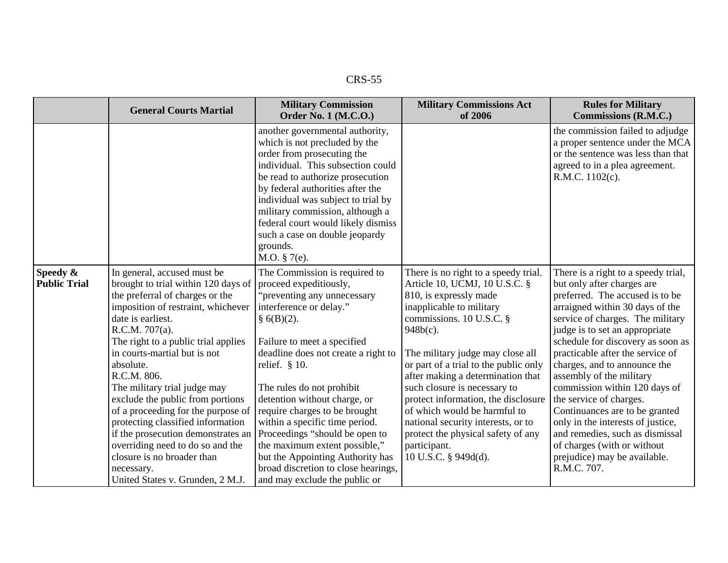| | General Courts Martial | Military Commission Order No. 1 (M.C.O.) | Military Commissions Act of 2006 | Rules for Military Commissions (R.M.C.) |
|---|---|---|---|---|
| | | another governmental authority, which is not precluded by the order from prosecuting the individual. This subsection could be read to authorize prosecution by federal authorities after the individual was subject to trial by military commission, although a federal court would likely dismiss such a case on double jeopardy grounds. M.O. § 7(e). | | the commission failed to adjudge a proper sentence under the MCA or the sentence was less than that agreed to in a plea agreement. R.M.C. 1102(c). |
| **Speedy & Public Trial** | In general, accused must be brought to trial within 120 days of the preferral of charges or the imposition of restraint, whichever date is earliest. R.C.M. 707(a). The right to a public trial applies in courts-martial but is not absolute. R.C.M. 806. The military trial judge may exclude the public from portions of a proceeding for the purpose of protecting classified information if the prosecution demonstrates an overriding need to do so and the closure is no broader than necessary. United States v. Grunden, 2 M.J. | The Commission is required to proceed expeditiously, "preventing any unnecessary interference or delay." § 6(B)(2). Failure to meet a specified deadline does not create a right to relief. § 10. The rules do not prohibit detention without charge, or require charges to be brought within a specific time period. Proceedings "should be open to the maximum extent possible," but the Appointing Authority has broad discretion to close hearings, and may exclude the public or | There is no right to a speedy trial. Article 10, UCMJ, 10 U.S.C. § 810, is expressly made inapplicable to military commissions. 10 U.S.C. § 948b(c). The military judge may close all or part of a trial to the public only after making a determination that such closure is necessary to protect information, the disclosure of which would be harmful to national security interests, or to protect the physical safety of any participant. 10 U.S.C. § 949d(d). | There is a right to a speedy trial, but only after charges are preferred. The accused is to be arraigned within 30 days of the service of charges. The military judge is to set an appropriate schedule for discovery as soon as practicable after the service of charges, and to announce the assembly of the military commission within 120 days of the service of charges. Continuances are to be granted only in the interests of justice, and remedies, such as dismissal of charges (with or without prejudice) may be available. R.M.C. 707. |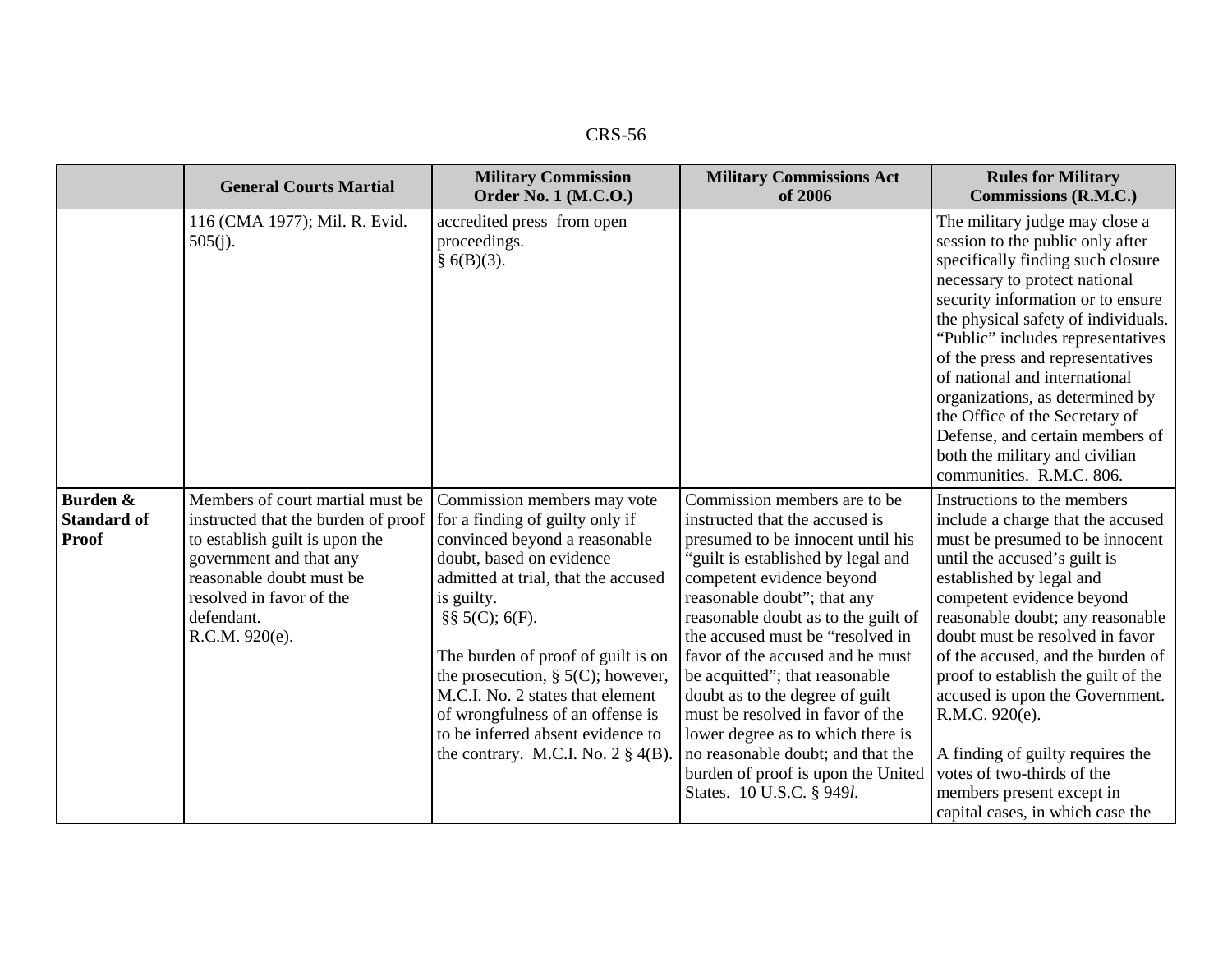| | General Courts Martial | Military Commission Order No. 1 (M.C.O.) | Military Commissions Act of 2006 | Rules for Military Commissions (R.M.C.) |
|---|---|---|---|---|
| | 116 (CMA 1977); Mil. R. Evid. 505(j). | accredited press from open proceedings. § 6(B)(3). | | The military judge may close a session to the public only after specifically finding such closure necessary to protect national security information or to ensure the physical safety of individuals. "Public" includes representatives of the press and representatives of national and international organizations, as determined by the Office of the Secretary of Defense, and certain members of both the military and civilian communities. R.M.C. 806. |
| **Burden & Standard of Proof** | Members of court martial must be instructed that the burden of proof to establish guilt is upon the government and that any reasonable doubt must be resolved in favor of the defendant. R.C.M. 920(e). | Commission members may vote for a finding of guilty only if convinced beyond a reasonable doubt, based on evidence admitted at trial, that the accused is guilty. §§ 5(C); 6(F).<br><br>The burden of proof of guilt is on the prosecution, § 5(C); however, M.C.I. No. 2 states that element of wrongfulness of an offense is to be inferred absent evidence to the contrary. M.C.I. No. 2 § 4(B). | Commission members are to be instructed that the accused is presumed to be innocent until his "guilt is established by legal and competent evidence beyond reasonable doubt"; that any reasonable doubt as to the guilt of the accused must be "resolved in favor of the accused and he must be acquitted"; that reasonable doubt as to the degree of guilt must be resolved in favor of the lower degree as to which there is no reasonable doubt; and that the burden of proof is upon the United States. 10 U.S.C. § 949*l*. | Instructions to the members include a charge that the accused must be presumed to be innocent until the accused's guilt is established by legal and competent evidence beyond reasonable doubt; any reasonable doubt must be resolved in favor of the accused, and the burden of proof to establish the guilt of the accused is upon the Government. R.M.C. 920(e).<br><br>A finding of guilty requires the votes of two-thirds of the members present except in capital cases, in which case the |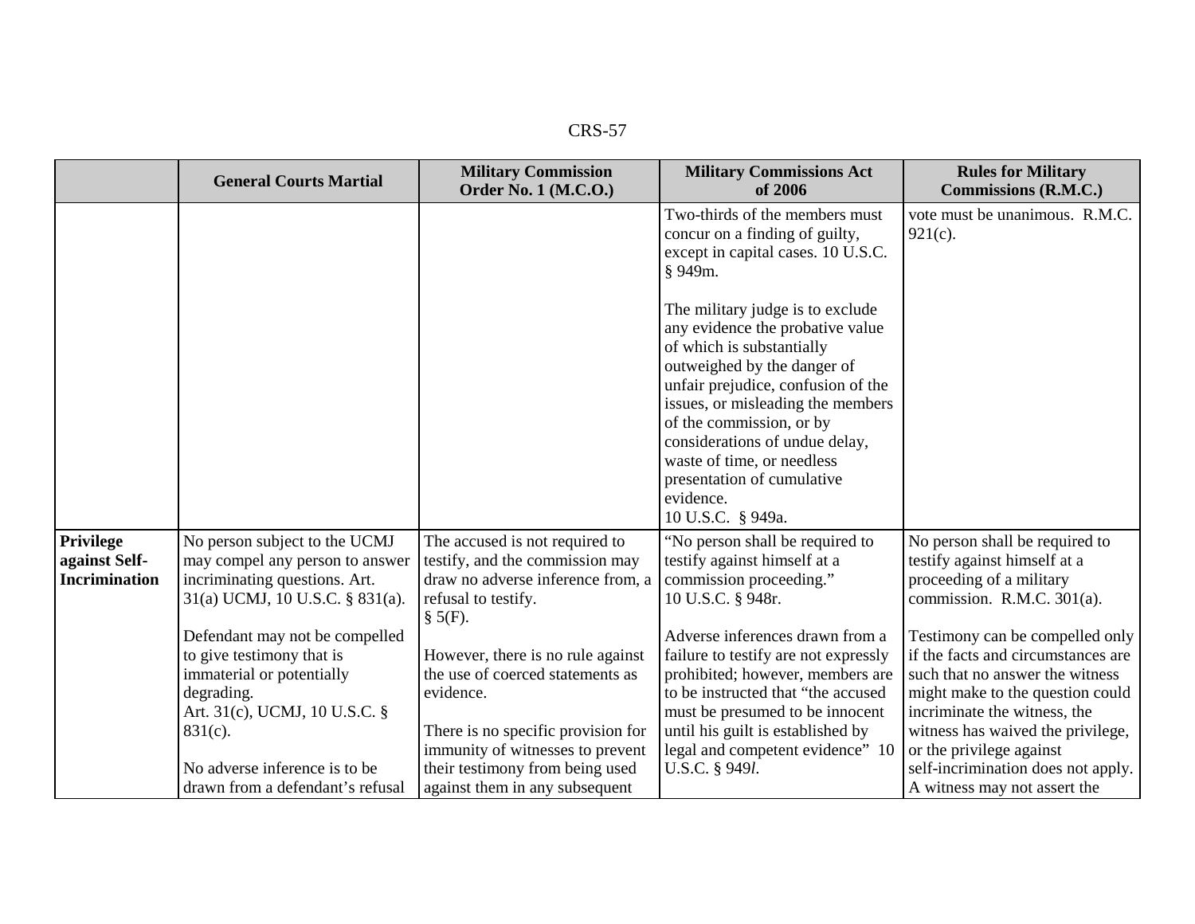| | General Courts Martial | Military Commission Order No. 1 (M.C.O.) | Military Commissions Act of 2006 | Rules for Military Commissions (R.M.C.) |
|---|---|---|---|---|
| | | | Two-thirds of the members must concur on a finding of guilty, except in capital cases. 10 U.S.C. § 949m.<br><br>The military judge is to exclude any evidence the probative value of which is substantially outweighed by the danger of unfair prejudice, confusion of the issues, or misleading the members of the commission, or by considerations of undue delay, waste of time, or needless presentation of cumulative evidence.<br>10 U.S.C. § 949a. | vote must be unanimous. R.M.C. 921(c). |
| **Privilege against Self-Incrimination** | No person subject to the UCMJ may compel any person to answer incriminating questions. Art. 31(a) UCMJ, 10 U.S.C. § 831(a).<br><br>Defendant may not be compelled to give testimony that is immaterial or potentially degrading.<br>Art. 31(c), UCMJ, 10 U.S.C. § 831(c).<br><br>No adverse inference is to be drawn from a defendant's refusal | The accused is not required to testify, and the commission may draw no adverse inference from, a refusal to testify.<br>§ 5(F).<br><br>However, there is no rule against the use of coerced statements as evidence.<br><br>There is no specific provision for immunity of witnesses to prevent their testimony from being used against them in any subsequent | "No person shall be required to testify against himself at a commission proceeding."<br>10 U.S.C. § 948r.<br><br>Adverse inferences drawn from a failure to testify are not expressly prohibited; however, members are to be instructed that "the accused must be presumed to be innocent until his guilt is established by legal and competent evidence" 10 U.S.C. § 949*l*. | No person shall be required to testify against himself at a proceeding of a military commission. R.M.C. 301(a).<br><br>Testimony can be compelled only if the facts and circumstances are such that no answer the witness might make to the question could incriminate the witness, the witness has waived the privilege, or the privilege against self-incrimination does not apply. A witness may not assert the |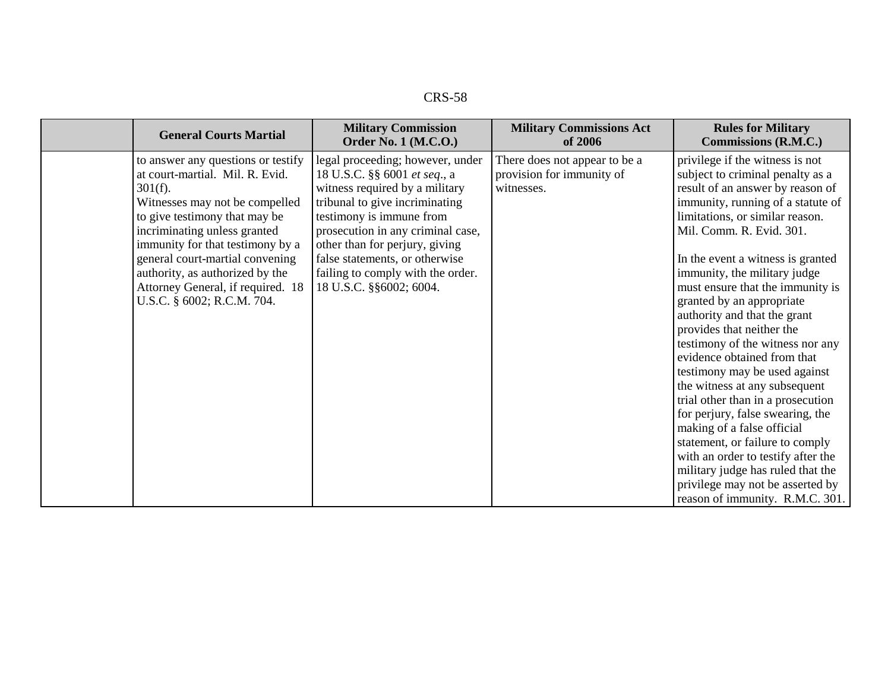| | General Courts Martial | Military Commission Order No. 1 (M.C.O.) | Military Commissions Act of 2006 | Rules for Military Commissions (R.M.C.) |
|---|---|---|---|---|
| | to answer any questions or testify at court-martial. Mil. R. Evid. 301(f).<br>Witnesses may not be compelled to give testimony that may be incriminating unless granted immunity for that testimony by a general court-martial convening authority, as authorized by the Attorney General, if required. 18 U.S.C. § 6002; R.C.M. 704. | legal proceeding; however, under 18 U.S.C. §§ 6001 *et seq*., a witness required by a military tribunal to give incriminating testimony is immune from prosecution in any criminal case, other than for perjury, giving false statements, or otherwise failing to comply with the order. 18 U.S.C. §§6002; 6004. | There does not appear to be a provision for immunity of witnesses. | privilege if the witness is not subject to criminal penalty as a result of an answer by reason of immunity, running of a statute of limitations, or similar reason. Mil. Comm. R. Evid. 301.<br><br>In the event a witness is granted immunity, the military judge must ensure that the immunity is granted by an appropriate authority and that the grant provides that neither the testimony of the witness nor any evidence obtained from that testimony may be used against the witness at any subsequent trial other than in a prosecution for perjury, false swearing, the making of a false official statement, or failure to comply with an order to testify after the military judge has ruled that the privilege may not be asserted by reason of immunity. R.M.C. 301. |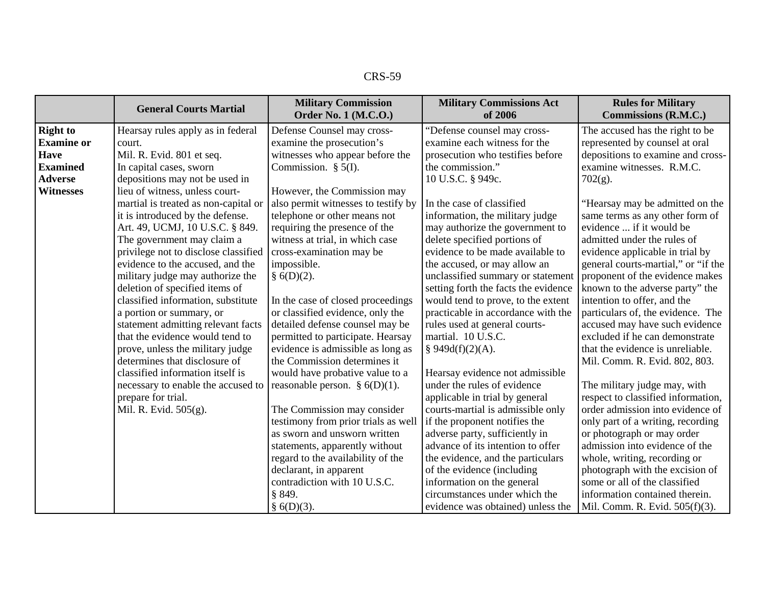| | General Courts Martial | Military Commission Order No. 1 (M.C.O.) | Military Commissions Act of 2006 | Rules for Military Commissions (R.M.C.) |
|---|---|---|---|---|
| **Right to Examine or Have Examined Adverse Witnesses** | Hearsay rules apply as in federal court. Mil. R. Evid. 801 et seq. In capital cases, sworn depositions may not be used in lieu of witness, unless court-martial is treated as non-capital or it is introduced by the defense. Art. 49, UCMJ, 10 U.S.C. § 849. The government may claim a privilege not to disclose classified evidence to the accused, and the military judge may authorize the deletion of specified items of classified information, substitute a portion or summary, or statement admitting relevant facts that the evidence would tend to prove, unless the military judge determines that disclosure of classified information itself is necessary to enable the accused to prepare for trial. Mil. R. Evid. 505(g). | Defense Counsel may cross-examine the prosecution's witnesses who appear before the Commission. § 5(I).<br><br>However, the Commission may also permit witnesses to testify by telephone or other means not requiring the presence of the witness at trial, in which case cross-examination may be impossible. § 6(D)(2).<br><br>In the case of closed proceedings or classified evidence, only the detailed defense counsel may be permitted to participate. Hearsay evidence is admissible as long as the Commission determines it would have probative value to a reasonable person. § 6(D)(1).<br><br>The Commission may consider testimony from prior trials as well as sworn and unsworn written statements, apparently without regard to the availability of the declarant, in apparent contradiction with 10 U.S.C. § 849. § 6(D)(3). | "Defense counsel may cross-examine each witness for the prosecution who testifies before the commission." 10 U.S.C. § 949c.<br><br>In the case of classified information, the military judge may authorize the government to delete specified portions of evidence to be made available to the accused, or may allow an unclassified summary or statement setting forth the facts the evidence would tend to prove, to the extent practicable in accordance with the rules used at general courts-martial. 10 U.S.C. § 949d(f)(2)(A).<br><br>Hearsay evidence not admissible under the rules of evidence applicable in trial by general courts-martial is admissible only if the proponent notifies the adverse party, sufficiently in advance of its intention to offer the evidence, and the particulars of the evidence (including information on the general circumstances under which the evidence was obtained) unless the | The accused has the right to be represented by counsel at oral depositions to examine and cross-examine witnesses. R.M.C. 702(g).<br><br>"Hearsay may be admitted on the same terms as any other form of evidence ... if it would be admitted under the rules of evidence applicable in trial by general courts-martial," or "if the proponent of the evidence makes known to the adverse party" the intention to offer, and the particulars of, the evidence. The accused may have such evidence excluded if he can demonstrate that the evidence is unreliable. Mil. Comm. R. Evid. 802, 803.<br><br>The military judge may, with respect to classified information, order admission into evidence of only part of a writing, recording or photograph or may order admission into evidence of the whole, writing, recording or photograph with the excision of some or all of the classified information contained therein. Mil. Comm. R. Evid. 505(f)(3). |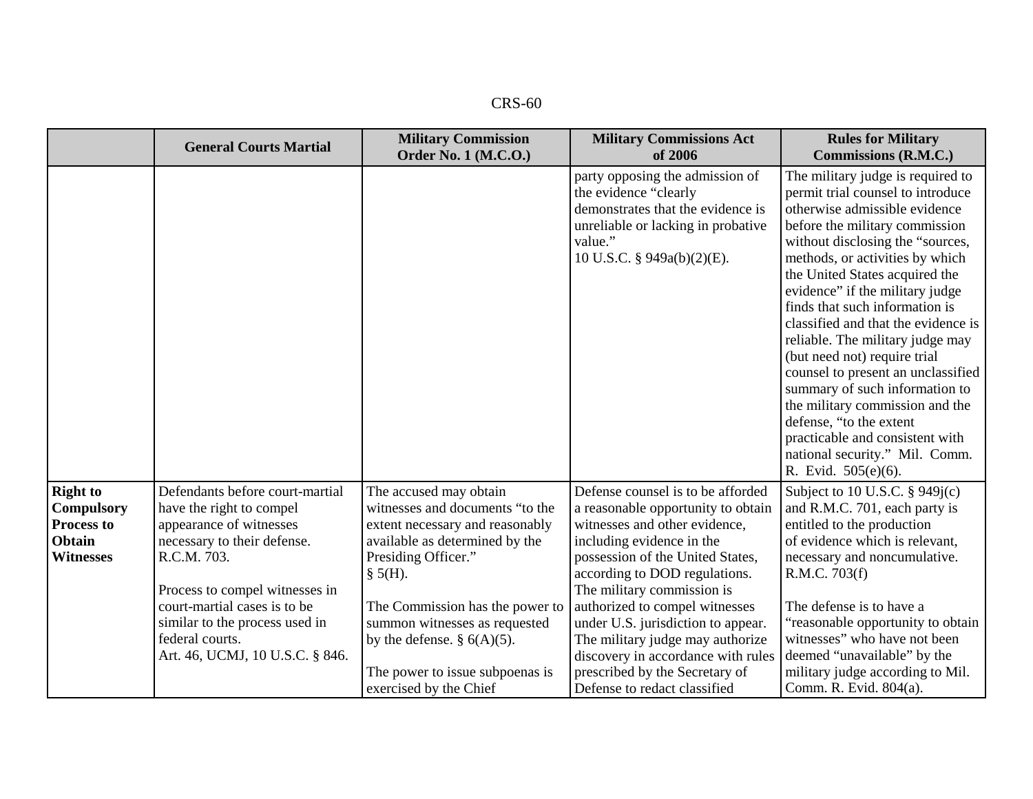|  | General Courts Martial | Military Commission Order No. 1 (M.C.O.) | Military Commissions Act of 2006 | Rules for Military Commissions (R.M.C.) |
|---|---|---|---|---|
|  |  |  | party opposing the admission of the evidence "clearly demonstrates that the evidence is unreliable or lacking in probative value." 10 U.S.C. § 949a(b)(2)(E). | The military judge is required to permit trial counsel to introduce otherwise admissible evidence before the military commission without disclosing the "sources, methods, or activities by which the United States acquired the evidence" if the military judge finds that such information is classified and that the evidence is reliable. The military judge may (but need not) require trial counsel to present an unclassified summary of such information to the military commission and the defense, "to the extent practicable and consistent with national security." Mil. Comm. R. Evid. 505(e)(6). |
| **Right to Compulsory Process to Obtain Witnesses** | Defendants before court-martial have the right to compel appearance of witnesses necessary to their defense. R.C.M. 703.<br><br>Process to compel witnesses in court-martial cases is to be similar to the process used in federal courts. Art. 46, UCMJ, 10 U.S.C. § 846. | The accused may obtain witnesses and documents "to the extent necessary and reasonably available as determined by the Presiding Officer." § 5(H).<br><br>The Commission has the power to summon witnesses as requested by the defense. § 6(A)(5).<br><br>The power to issue subpoenas is exercised by the Chief | Defense counsel is to be afforded a reasonable opportunity to obtain witnesses and other evidence, including evidence in the possession of the United States, according to DOD regulations. The military commission is authorized to compel witnesses under U.S. jurisdiction to appear. The military judge may authorize discovery in accordance with rules prescribed by the Secretary of Defense to redact classified | Subject to 10 U.S.C. § 949j(c) and R.M.C. 701, each party is entitled to the production of evidence which is relevant, necessary and noncumulative. R.M.C. 703(f)<br><br>The defense is to have a "reasonable opportunity to obtain witnesses" who have not been deemed "unavailable" by the military judge according to Mil. Comm. R. Evid. 804(a). |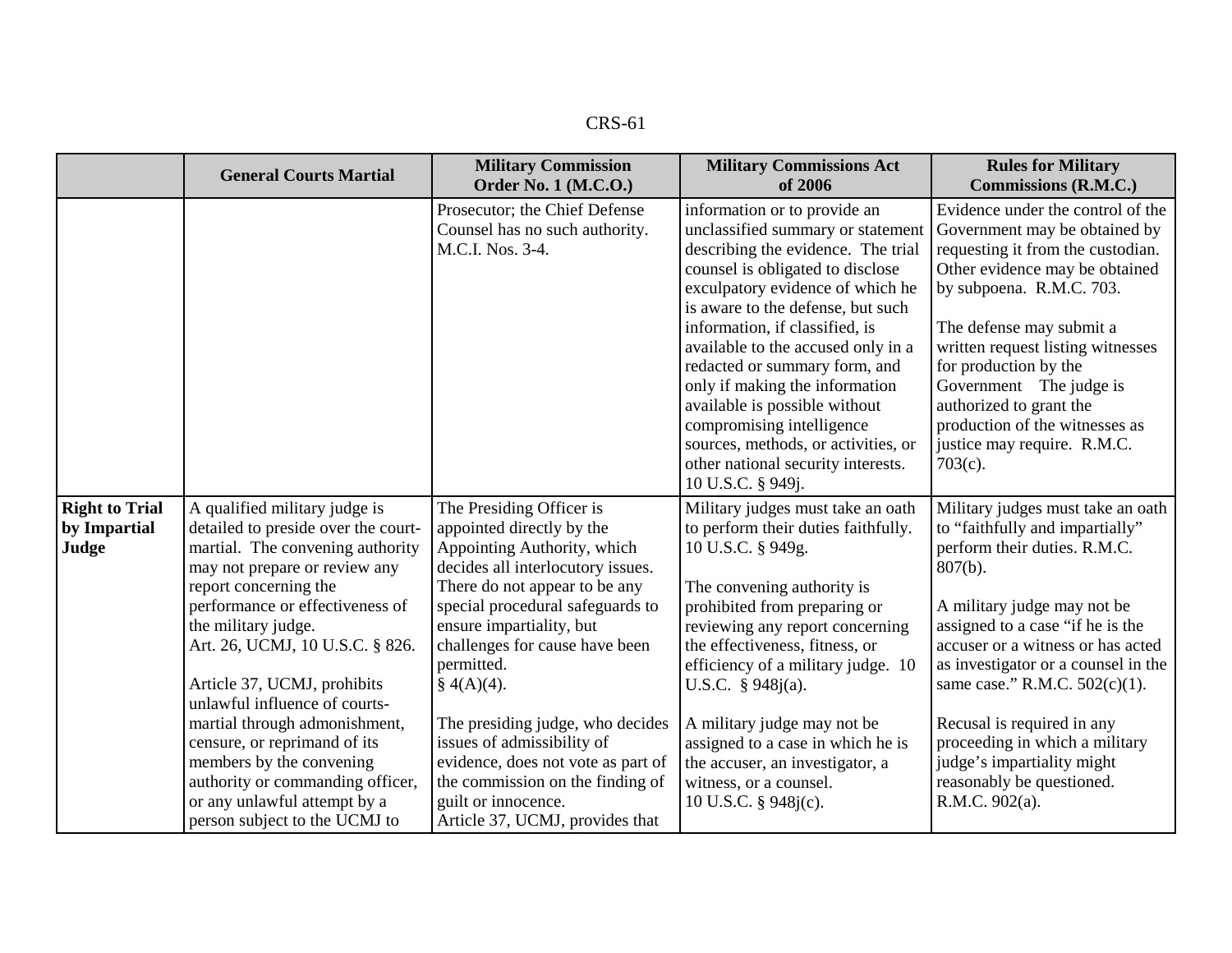| | General Courts Martial | Military Commission Order No. 1 (M.C.O.) | Military Commissions Act of 2006 | Rules for Military Commissions (R.M.C.) |
|---|---|---|---|---|
| | | Prosecutor; the Chief Defense Counsel has no such authority. M.C.I. Nos. 3-4. | information or to provide an unclassified summary or statement describing the evidence. The trial counsel is obligated to disclose exculpatory evidence of which he is aware to the defense, but such information, if classified, is available to the accused only in a redacted or summary form, and only if making the information available is possible without compromising intelligence sources, methods, or activities, or other national security interests. 10 U.S.C. § 949j. | Evidence under the control of the Government may be obtained by requesting it from the custodian. Other evidence may be obtained by subpoena. R.M.C. 703.<br><br>The defense may submit a written request listing witnesses for production by the Government The judge is authorized to grant the production of the witnesses as justice may require. R.M.C. 703(c). |
| **Right to Trial by Impartial Judge** | A qualified military judge is detailed to preside over the court-martial. The convening authority may not prepare or review any report concerning the performance or effectiveness of the military judge. Art. 26, UCMJ, 10 U.S.C. § 826.<br><br>Article 37, UCMJ, prohibits unlawful influence of courts-martial through admonishment, censure, or reprimand of its members by the convening authority or commanding officer, or any unlawful attempt by a person subject to the UCMJ to | The Presiding Officer is appointed directly by the Appointing Authority, which decides all interlocutory issues. There do not appear to be any special procedural safeguards to ensure impartiality, but challenges for cause have been permitted. § 4(A)(4).<br><br>The presiding judge, who decides issues of admissibility of evidence, does not vote as part of the commission on the finding of guilt or innocence. Article 37, UCMJ, provides that | Military judges must take an oath to perform their duties faithfully. 10 U.S.C. § 949g.<br><br>The convening authority is prohibited from preparing or reviewing any report concerning the effectiveness, fitness, or efficiency of a military judge. 10 U.S.C. § 948j(a).<br><br>A military judge may not be assigned to a case in which he is the accuser, an investigator, a witness, or a counsel. 10 U.S.C. § 948j(c). | Military judges must take an oath to "faithfully and impartially" perform their duties. R.M.C. 807(b).<br><br>A military judge may not be assigned to a case "if he is the accuser or a witness or has acted as investigator or a counsel in the same case." R.M.C. 502(c)(1).<br><br>Recusal is required in any proceeding in which a military judge's impartiality might reasonably be questioned. R.M.C. 902(a). |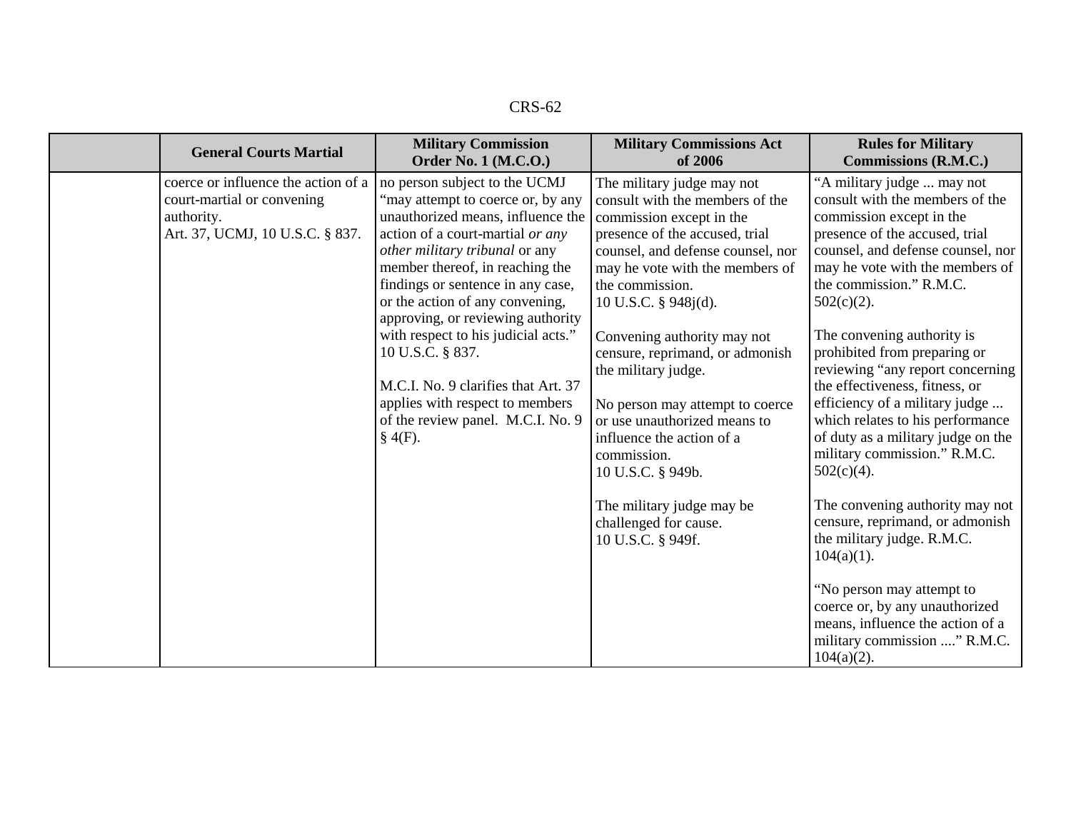| | General Courts Martial | Military Commission Order No. 1 (M.C.O.) | Military Commissions Act of 2006 | Rules for Military Commissions (R.M.C.) |
|---|---|---|---|---|
| | coerce or influence the action of a court-martial or convening authority.<br>Art. 37, UCMJ, 10 U.S.C. § 837. | no person subject to the UCMJ "may attempt to coerce or, by any unauthorized means, influence the action of a court-martial *or any other military tribunal* or any member thereof, in reaching the findings or sentence in any case, or the action of any convening, approving, or reviewing authority with respect to his judicial acts." 10 U.S.C. § 837.<br><br>M.C.I. No. 9 clarifies that Art. 37 applies with respect to members of the review panel. M.C.I. No. 9 § 4(F). | The military judge may not consult with the members of the commission except in the presence of the accused, trial counsel, and defense counsel, nor may he vote with the members of the commission.<br>10 U.S.C. § 948j(d).<br><br>Convening authority may not censure, reprimand, or admonish the military judge.<br><br>No person may attempt to coerce or use unauthorized means to influence the action of a commission.<br>10 U.S.C. § 949b.<br><br>The military judge may be challenged for cause.<br>10 U.S.C. § 949f. | "A military judge ... may not consult with the members of the commission except in the presence of the accused, trial counsel, and defense counsel, nor may he vote with the members of the commission." R.M.C. 502(c)(2).<br><br>The convening authority is prohibited from preparing or reviewing "any report concerning the effectiveness, fitness, or efficiency of a military judge ... which relates to his performance of duty as a military judge on the military commission." R.M.C. 502(c)(4).<br><br>The convening authority may not censure, reprimand, or admonish the military judge. R.M.C. 104(a)(1).<br><br>"No person may attempt to coerce or, by any unauthorized means, influence the action of a military commission ...." R.M.C. 104(a)(2). |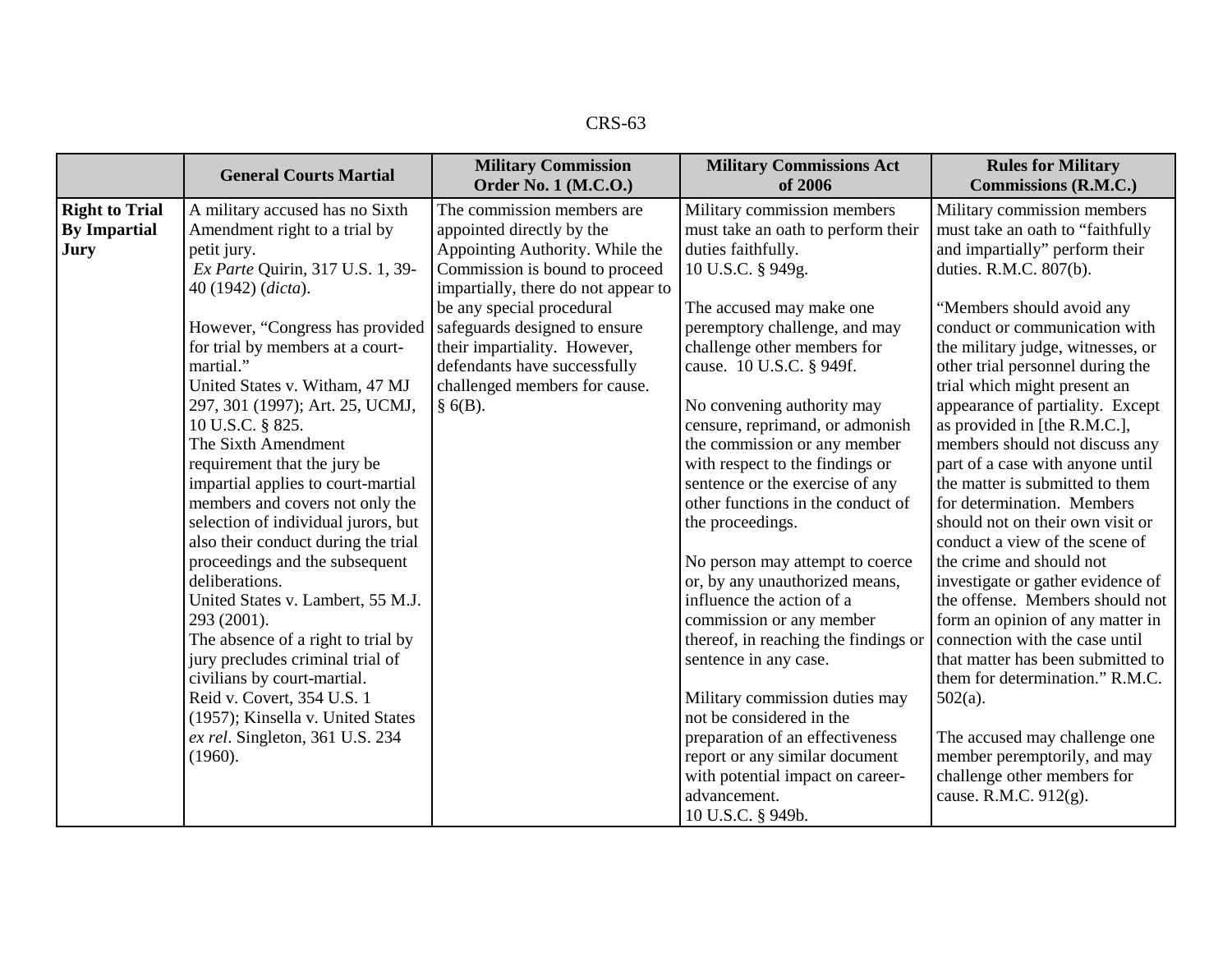| | General Courts Martial | Military Commission Order No. 1 (M.C.O.) | Military Commissions Act of 2006 | Rules for Military Commissions (R.M.C.) |
|---|---|---|---|---|
| **Right to Trial By Impartial Jury** | A military accused has no Sixth Amendment right to a trial by petit jury. *Ex Parte* Quirin, 317 U.S. 1, 39-40 (1942) (*dicta*).<br><br>However, "Congress has provided for trial by members at a court-martial." United States v. Witham, 47 MJ 297, 301 (1997); Art. 25, UCMJ, 10 U.S.C. § 825.<br>The Sixth Amendment requirement that the jury be impartial applies to court-martial members and covers not only the selection of individual jurors, but also their conduct during the trial proceedings and the subsequent deliberations. United States v. Lambert, 55 M.J. 293 (2001).<br>The absence of a right to trial by jury precludes criminal trial of civilians by court-martial. Reid v. Covert, 354 U.S. 1 (1957); Kinsella v. United States *ex rel*. Singleton, 361 U.S. 234 (1960). | The commission members are appointed directly by the Appointing Authority. While the Commission is bound to proceed impartially, there do not appear to be any special procedural safeguards designed to ensure their impartiality. However, defendants have successfully challenged members for cause. § 6(B). | Military commission members must take an oath to perform their duties faithfully. 10 U.S.C. § 949g.<br><br>The accused may make one peremptory challenge, and may challenge other members for cause. 10 U.S.C. § 949f.<br><br>No convening authority may censure, reprimand, or admonish the commission or any member with respect to the findings or sentence or the exercise of any other functions in the conduct of the proceedings.<br><br>No person may attempt to coerce or, by any unauthorized means, influence the action of a commission or any member thereof, in reaching the findings or sentence in any case.<br><br>Military commission duties may not be considered in the preparation of an effectiveness report or any similar document with potential impact on career-advancement. 10 U.S.C. § 949b. | Military commission members must take an oath to "faithfully and impartially" perform their duties. R.M.C. 807(b).<br><br>"Members should avoid any conduct or communication with the military judge, witnesses, or other trial personnel during the trial which might present an appearance of partiality. Except as provided in [the R.M.C.], members should not discuss any part of a case with anyone until the matter is submitted to them for determination. Members should not on their own visit or conduct a view of the scene of the crime and should not investigate or gather evidence of the offense. Members should not form an opinion of any matter in connection with the case until that matter has been submitted to them for determination." R.M.C. 502(a).<br><br>The accused may challenge one member peremptorily, and may challenge other members for cause. R.M.C. 912(g). |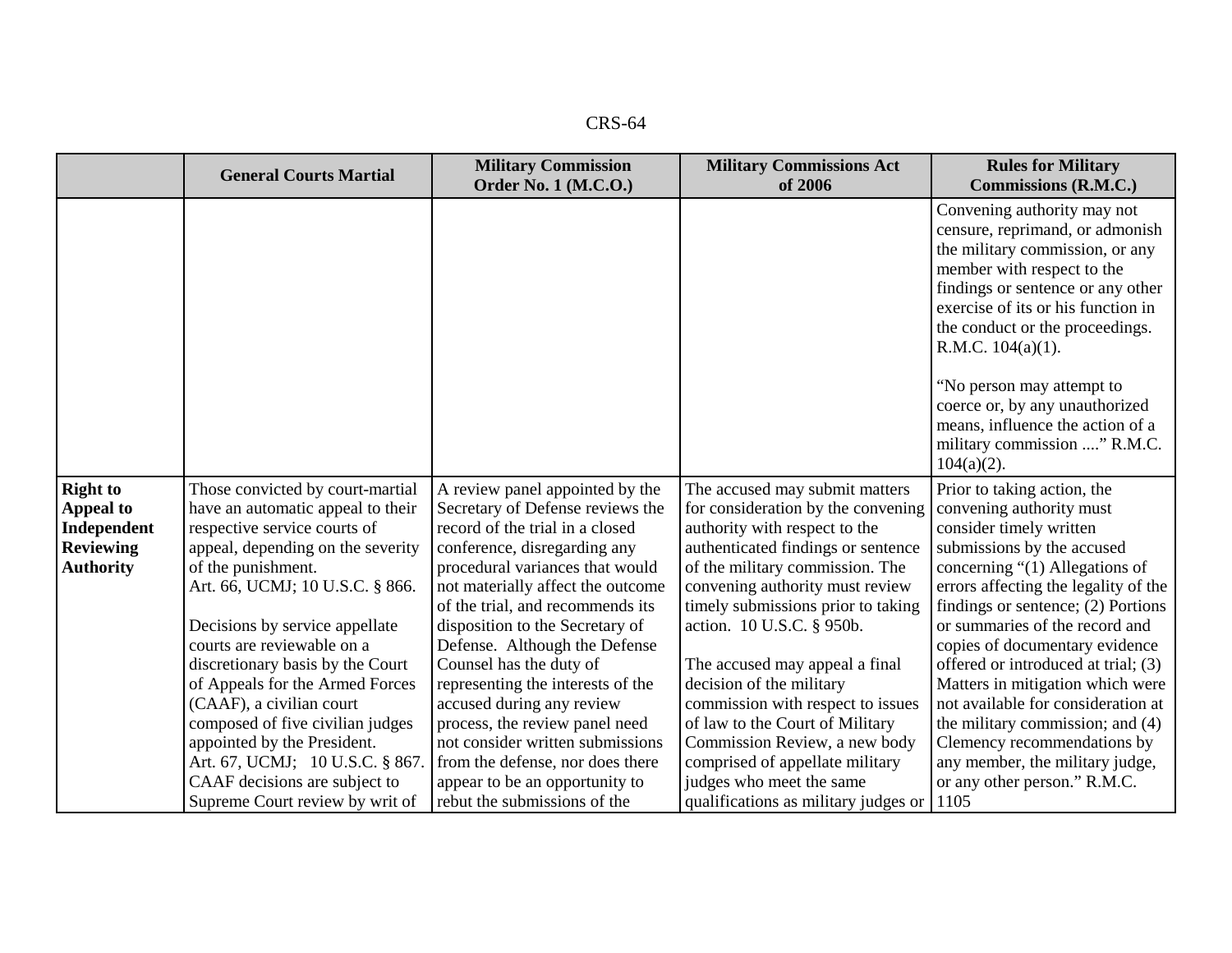| | General Courts Martial | Military Commission Order No. 1 (M.C.O.) | Military Commissions Act of 2006 | Rules for Military Commissions (R.M.C.) |
|---|---|---|---|---|
| | | | | Convening authority may not censure, reprimand, or admonish the military commission, or any member with respect to the findings or sentence or any other exercise of its or his function in the conduct or the proceedings. R.M.C. 104(a)(1).<br><br>"No person may attempt to coerce or, by any unauthorized means, influence the action of a military commission ...." R.M.C. 104(a)(2). |
| **Right to Appeal to Independent Reviewing Authority** | Those convicted by court-martial have an automatic appeal to their respective service courts of appeal, depending on the severity of the punishment. Art. 66, UCMJ; 10 U.S.C. § 866.<br><br>Decisions by service appellate courts are reviewable on a discretionary basis by the Court of Appeals for the Armed Forces (CAAF), a civilian court composed of five civilian judges appointed by the President. Art. 67, UCMJ; 10 U.S.C. § 867. CAAF decisions are subject to Supreme Court review by writ of | A review panel appointed by the Secretary of Defense reviews the record of the trial in a closed conference, disregarding any procedural variances that would not materially affect the outcome of the trial, and recommends its disposition to the Secretary of Defense. Although the Defense Counsel has the duty of representing the interests of the accused during any review process, the review panel need not consider written submissions from the defense, nor does there appear to be an opportunity to rebut the submissions of the | The accused may submit matters for consideration by the convening authority with respect to the authenticated findings or sentence of the military commission. The convening authority must review timely submissions prior to taking action. 10 U.S.C. § 950b.<br><br>The accused may appeal a final decision of the military commission with respect to issues of law to the Court of Military Commission Review, a new body comprised of appellate military judges who meet the same qualifications as military judges or | Prior to taking action, the convening authority must consider timely written submissions by the accused concerning "(1) Allegations of errors affecting the legality of the findings or sentence; (2) Portions or summaries of the record and copies of documentary evidence offered or introduced at trial; (3) Matters in mitigation which were not available for consideration at the military commission; and (4) Clemency recommendations by any member, the military judge, or any other person." R.M.C. 1105 |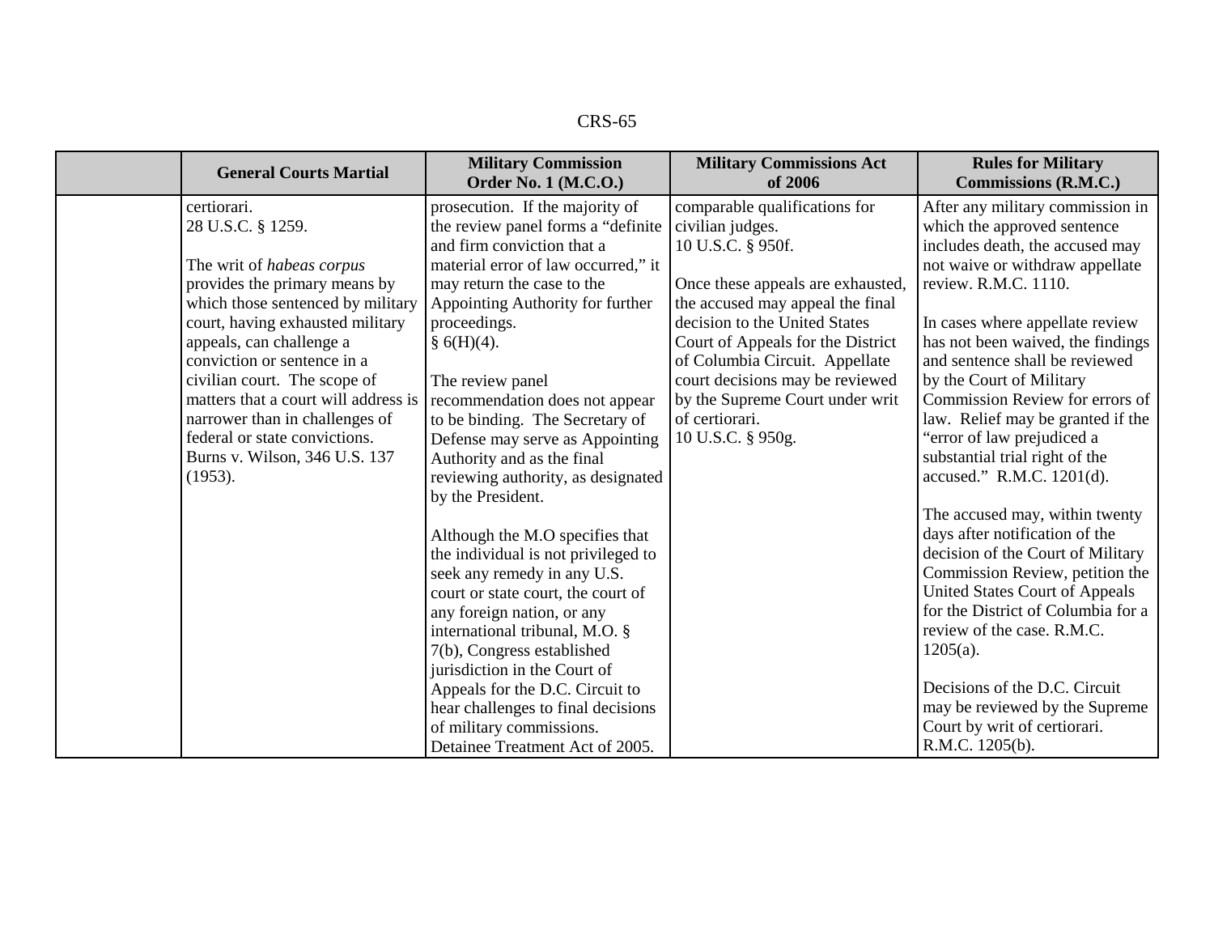| | General Courts Martial | Military Commission Order No. 1 (M.C.O.) | Military Commissions Act of 2006 | Rules for Military Commissions (R.M.C.) |
|---|---|---|---|---|
| | certiorari. 28 U.S.C. § 1259.<br><br>The writ of *habeas corpus* provides the primary means by which those sentenced by military court, having exhausted military appeals, can challenge a conviction or sentence in a civilian court. The scope of matters that a court will address is narrower than in challenges of federal or state convictions. Burns v. Wilson, 346 U.S. 137 (1953). | prosecution. If the majority of the review panel forms a "definite and firm conviction that a material error of law occurred," it may return the case to the Appointing Authority for further proceedings. § 6(H)(4).<br><br>The review panel recommendation does not appear to be binding. The Secretary of Defense may serve as Appointing Authority and as the final reviewing authority, as designated by the President.<br><br>Although the M.O specifies that the individual is not privileged to seek any remedy in any U.S. court or state court, the court of any foreign nation, or any international tribunal, M.O. § 7(b), Congress established jurisdiction in the Court of Appeals for the D.C. Circuit to hear challenges to final decisions of military commissions. Detainee Treatment Act of 2005. | comparable qualifications for civilian judges. 10 U.S.C. § 950f.<br><br>Once these appeals are exhausted, the accused may appeal the final decision to the United States Court of Appeals for the District of Columbia Circuit. Appellate court decisions may be reviewed by the Supreme Court under writ of certiorari. 10 U.S.C. § 950g. | After any military commission in which the approved sentence includes death, the accused may not waive or withdraw appellate review. R.M.C. 1110.<br><br>In cases where appellate review has not been waived, the findings and sentence shall be reviewed by the Court of Military Commission Review for errors of law. Relief may be granted if the "error of law prejudiced a substantial trial right of the accused." R.M.C. 1201(d).<br><br>The accused may, within twenty days after notification of the decision of the Court of Military Commission Review, petition the United States Court of Appeals for the District of Columbia for a review of the case. R.M.C. 1205(a).<br><br>Decisions of the D.C. Circuit may be reviewed by the Supreme Court by writ of certiorari. R.M.C. 1205(b). |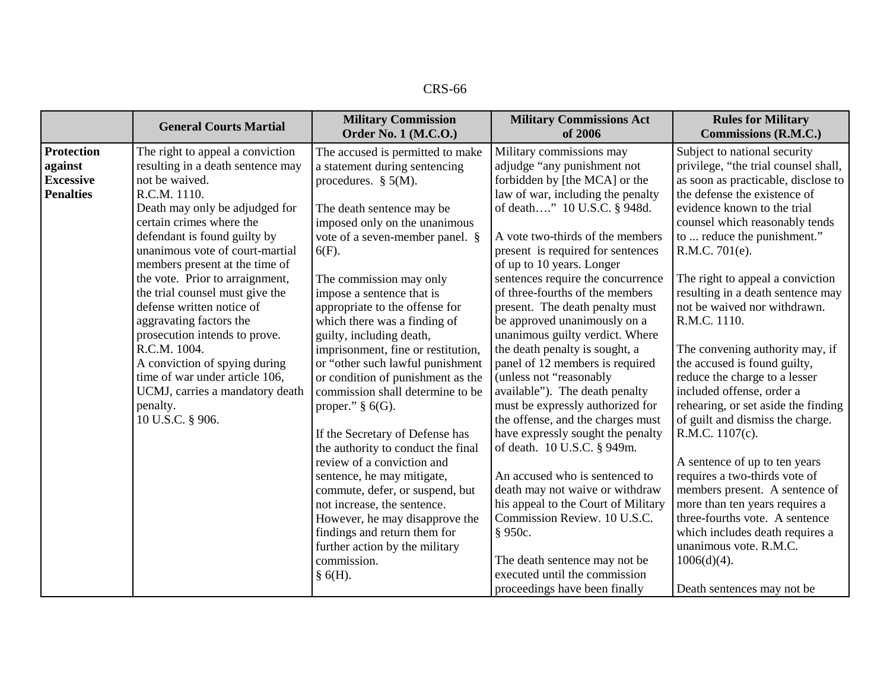| | General Courts Martial | Military Commission Order No. 1 (M.C.O.) | Military Commissions Act of 2006 | Rules for Military Commissions (R.M.C.) |
|---|---|---|---|---|
| **Protection against Excessive Penalties** | The right to appeal a conviction resulting in a death sentence may not be waived. R.C.M. 1110. Death may only be adjudged for certain crimes where the defendant is found guilty by unanimous vote of court-martial members present at the time of the vote. Prior to arraignment, the trial counsel must give the defense written notice of aggravating factors the prosecution intends to prove. R.C.M. 1004. A conviction of spying during time of war under article 106, UCMJ, carries a mandatory death penalty. 10 U.S.C. § 906. | The accused is permitted to make a statement during sentencing procedures. § 5(M).<br><br>The death sentence may be imposed only on the unanimous vote of a seven-member panel. § 6(F).<br><br>The commission may only impose a sentence that is appropriate to the offense for which there was a finding of guilty, including death, imprisonment, fine or restitution, or "other such lawful punishment or condition of punishment as the commission shall determine to be proper." § 6(G).<br><br>If the Secretary of Defense has the authority to conduct the final review of a conviction and sentence, he may mitigate, commute, defer, or suspend, but not increase, the sentence. However, he may disapprove the findings and return them for further action by the military commission. § 6(H). | Military commissions may adjudge "any punishment not forbidden by [the MCA] or the law of war, including the penalty of death…." 10 U.S.C. § 948d.<br><br>A vote two-thirds of the members present is required for sentences of up to 10 years. Longer sentences require the concurrence of three-fourths of the members present. The death penalty must be approved unanimously on a unanimous guilty verdict. Where the death penalty is sought, a panel of 12 members is required (unless not "reasonably available"). The death penalty must be expressly authorized for the offense, and the charges must have expressly sought the penalty of death. 10 U.S.C. § 949m.<br><br>An accused who is sentenced to death may not waive or withdraw his appeal to the Court of Military Commission Review. 10 U.S.C. § 950c.<br><br>The death sentence may not be executed until the commission proceedings have been finally | Subject to national security privilege, "the trial counsel shall, as soon as practicable, disclose to the defense the existence of evidence known to the trial counsel which reasonably tends to ... reduce the punishment." R.M.C. 701(e).<br><br>The right to appeal a conviction resulting in a death sentence may not be waived nor withdrawn. R.M.C. 1110.<br><br>The convening authority may, if the accused is found guilty, reduce the charge to a lesser included offense, order a rehearing, or set aside the finding of guilt and dismiss the charge. R.M.C. 1107(c).<br><br>A sentence of up to ten years requires a two-thirds vote of members present. A sentence of more than ten years requires a three-fourths vote. A sentence which includes death requires a unanimous vote. R.M.C. 1006(d)(4).<br><br>Death sentences may not be |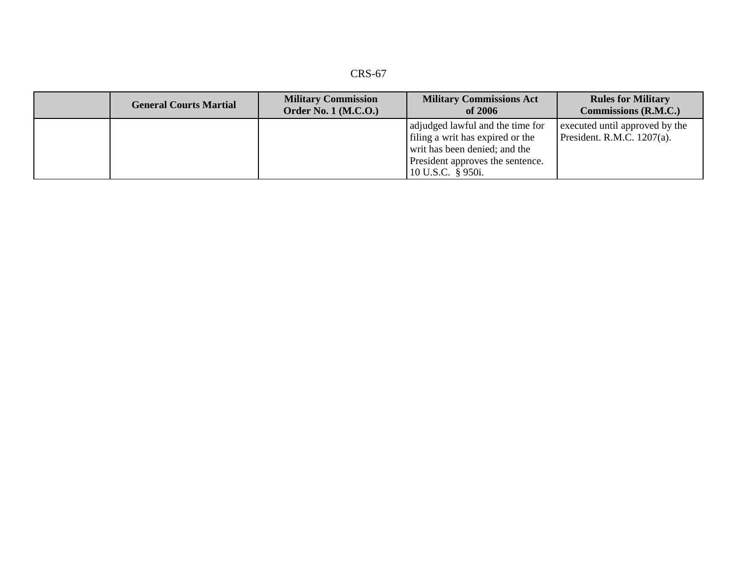| | General Courts Martial | Military Commission Order No. 1 (M.C.O.) | Military Commissions Act of 2006 | Rules for Military Commissions (R.M.C.) |
|---|---|---|---|---|
| | | | adjudged lawful and the time for filing a writ has expired or the writ has been denied; and the President approves the sentence. 10 U.S.C. § 950i. | executed until approved by the President. R.M.C. 1207(a). |